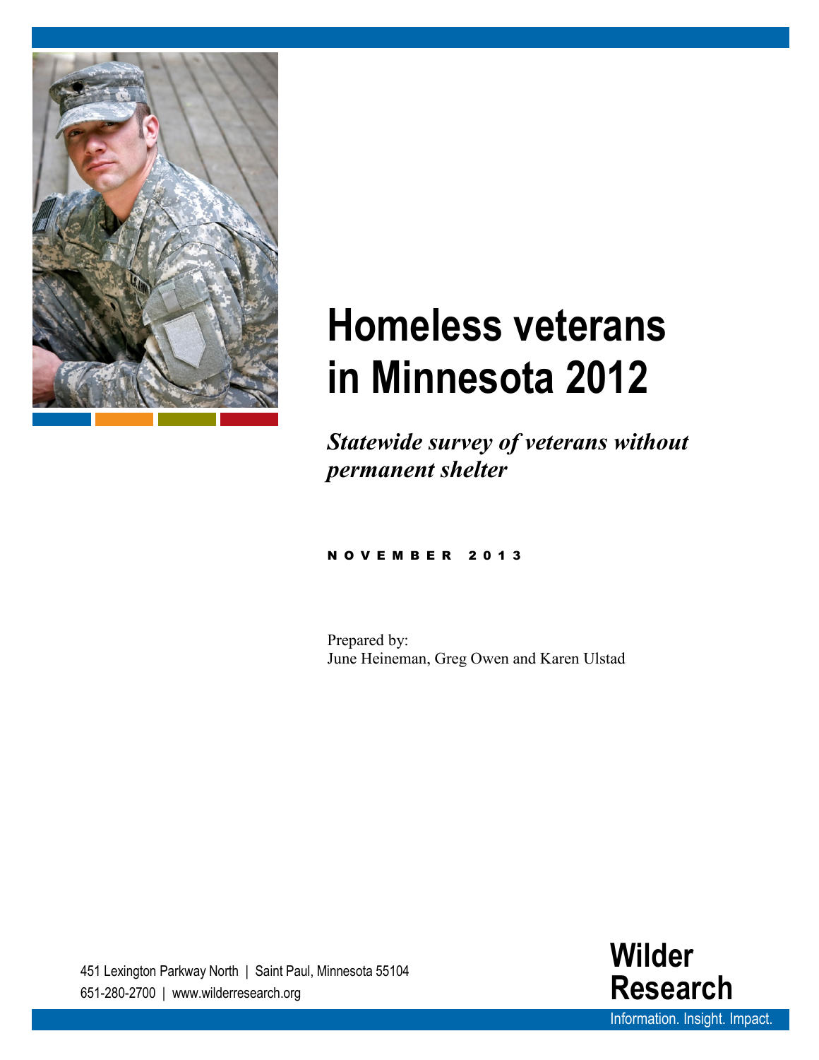# Homeless veterans in Minnesota 2012

*Statewide survey of veterans without permanent shelter*

NOVEMBER 2013

Prepared by:
June Heineman, Greg Owen and Karen Ulstad

451 Lexington Parkway North | Saint Paul, Minnesota 55104
651-280-2700 | www.wilderresearch.org

**Wilder Research**
Information. Insight. Impact.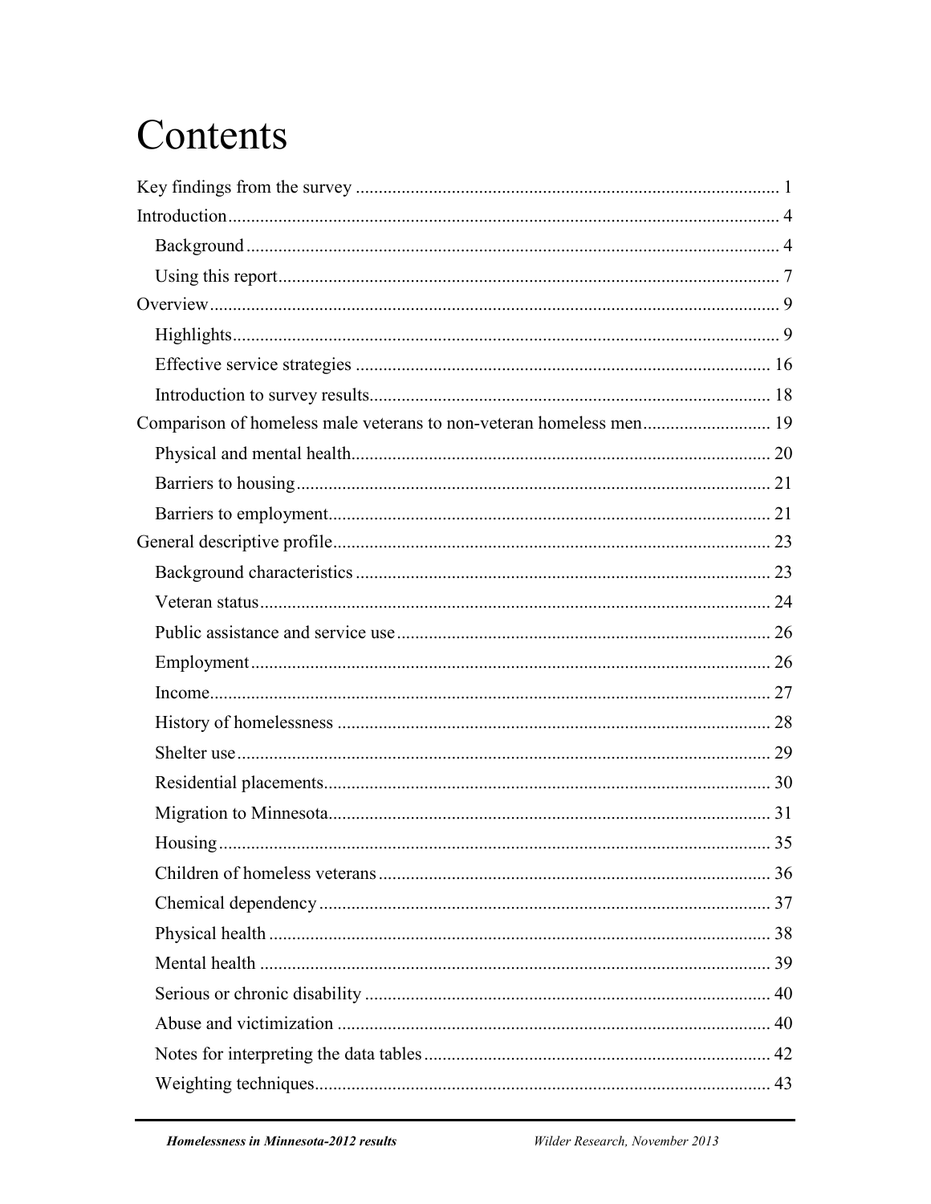# Contents

Key findings from the survey ............................................................................................ 1

Introduction........................................................................................................................ 4

- Background .................................................................................................................... 4
- Using this report............................................................................................................. 7

Overview............................................................................................................................ 9

- Highlights....................................................................................................................... 9
- Effective service strategies .......................................................................................... 16
- Introduction to survey results....................................................................................... 18

Comparison of homeless male veterans to non-veteran homeless men............................ 19

- Physical and mental health........................................................................................... 20
- Barriers to housing....................................................................................................... 21
- Barriers to employment................................................................................................ 21

General descriptive profile............................................................................................... 23

- Background characteristics .......................................................................................... 23
- Veteran status............................................................................................................... 24
- Public assistance and service use................................................................................. 26
- Employment................................................................................................................. 26
- Income.......................................................................................................................... 27
- History of homelessness .............................................................................................. 28
- Shelter use.................................................................................................................... 29
- Residential placements................................................................................................. 30
- Migration to Minnesota................................................................................................ 31
- Housing........................................................................................................................ 35
- Children of homeless veterans..................................................................................... 36
- Chemical dependency.................................................................................................. 37
- Physical health ............................................................................................................. 38
- Mental health ............................................................................................................... 39
- Serious or chronic disability ........................................................................................ 40
- Abuse and victimization .............................................................................................. 40
- Notes for interpreting the data tables........................................................................... 42
- Weighting techniques................................................................................................... 43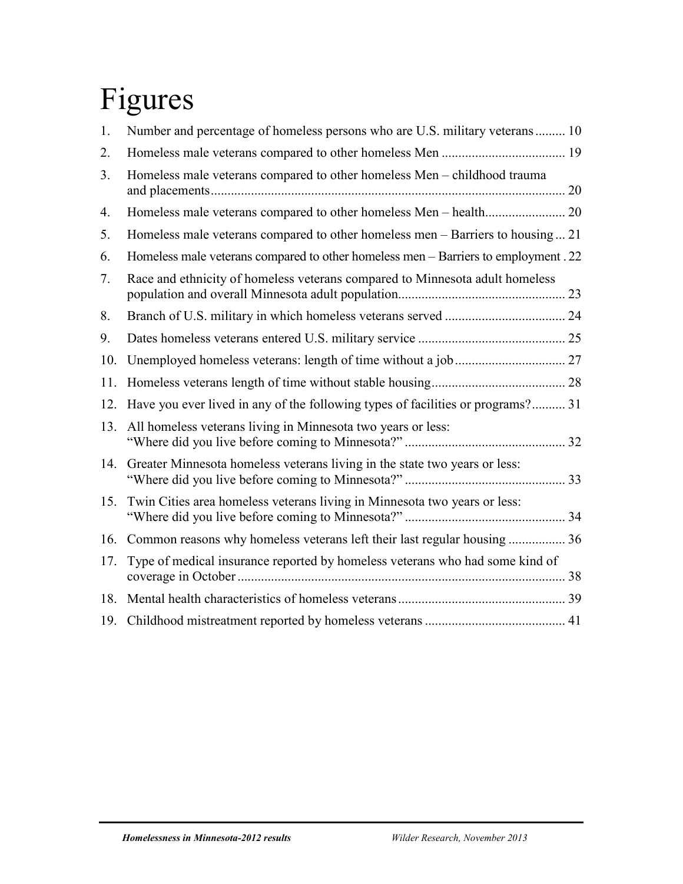# Figures

1. Number and percentage of homeless persons who are U.S. military veterans ......... 10
2. Homeless male veterans compared to other homeless Men ..................................... 19
3. Homeless male veterans compared to other homeless Men – childhood trauma and placements ......................................................................................................... 20
4. Homeless male veterans compared to other homeless Men – health........................ 20
5. Homeless male veterans compared to other homeless men – Barriers to housing ... 21
6. Homeless male veterans compared to other homeless men – Barriers to employment . 22
7. Race and ethnicity of homeless veterans compared to Minnesota adult homeless population and overall Minnesota adult population.................................................. 23
8. Branch of U.S. military in which homeless veterans served .................................... 24
9. Dates homeless veterans entered U.S. military service ............................................ 25
10. Unemployed homeless veterans: length of time without a job ................................. 27
11. Homeless veterans length of time without stable housing........................................ 28
12. Have you ever lived in any of the following types of facilities or programs?.......... 31
13. All homeless veterans living in Minnesota two years or less: "Where did you live before coming to Minnesota?" ................................................ 32
14. Greater Minnesota homeless veterans living in the state two years or less: "Where did you live before coming to Minnesota?" ................................................ 33
15. Twin Cities area homeless veterans living in Minnesota two years or less: "Where did you live before coming to Minnesota?" ................................................ 34
16. Common reasons why homeless veterans left their last regular housing ................. 36
17. Type of medical insurance reported by homeless veterans who had some kind of coverage in October .................................................................................................. 38
18. Mental health characteristics of homeless veterans .................................................. 39
19. Childhood mistreatment reported by homeless veterans .......................................... 41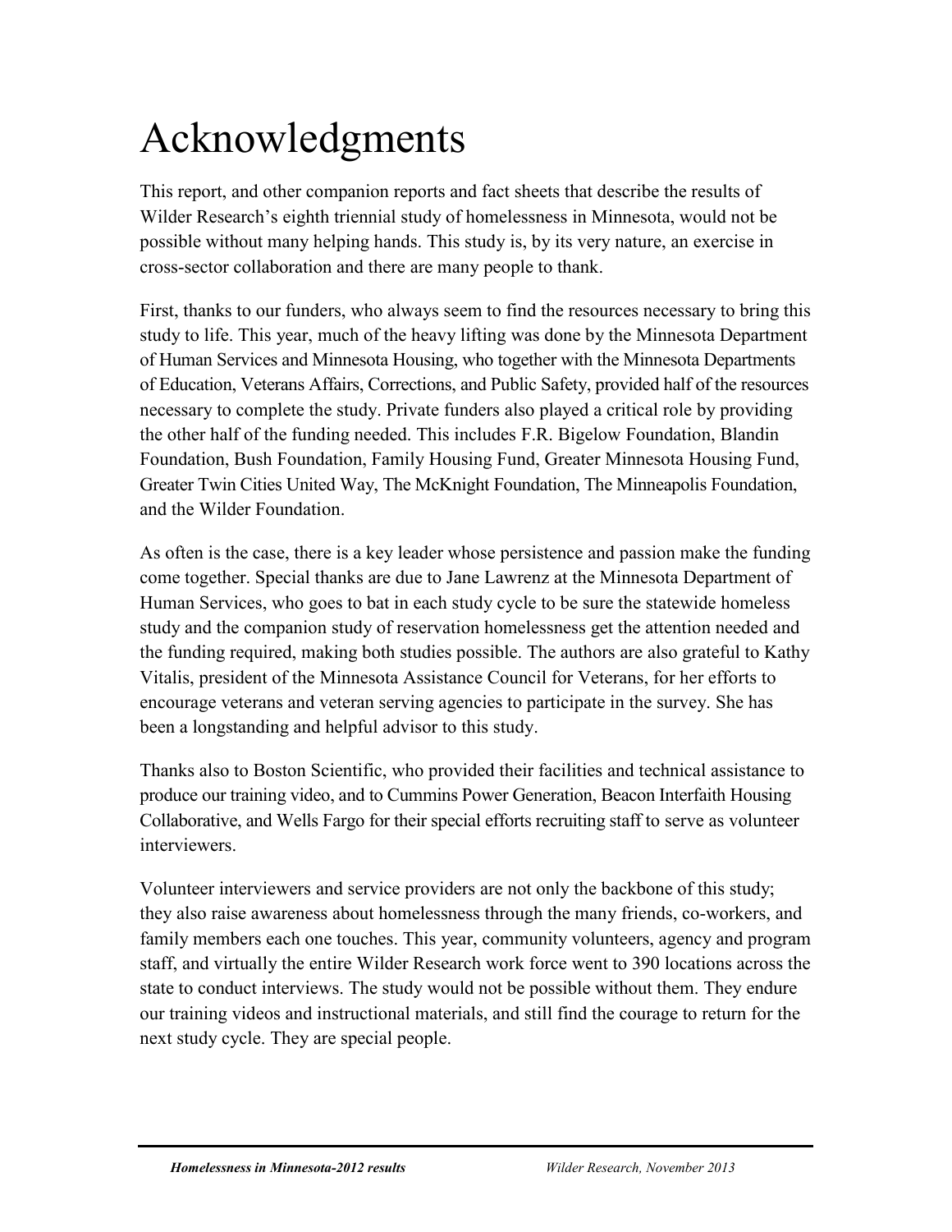# Acknowledgments

This report, and other companion reports and fact sheets that describe the results of Wilder Research's eighth triennial study of homelessness in Minnesota, would not be possible without many helping hands. This study is, by its very nature, an exercise in cross-sector collaboration and there are many people to thank.

First, thanks to our funders, who always seem to find the resources necessary to bring this study to life. This year, much of the heavy lifting was done by the Minnesota Department of Human Services and Minnesota Housing, who together with the Minnesota Departments of Education, Veterans Affairs, Corrections, and Public Safety, provided half of the resources necessary to complete the study. Private funders also played a critical role by providing the other half of the funding needed. This includes F.R. Bigelow Foundation, Blandin Foundation, Bush Foundation, Family Housing Fund, Greater Minnesota Housing Fund, Greater Twin Cities United Way, The McKnight Foundation, The Minneapolis Foundation, and the Wilder Foundation.

As often is the case, there is a key leader whose persistence and passion make the funding come together. Special thanks are due to Jane Lawrenz at the Minnesota Department of Human Services, who goes to bat in each study cycle to be sure the statewide homeless study and the companion study of reservation homelessness get the attention needed and the funding required, making both studies possible. The authors are also grateful to Kathy Vitalis, president of the Minnesota Assistance Council for Veterans, for her efforts to encourage veterans and veteran serving agencies to participate in the survey. She has been a longstanding and helpful advisor to this study.

Thanks also to Boston Scientific, who provided their facilities and technical assistance to produce our training video, and to Cummins Power Generation, Beacon Interfaith Housing Collaborative, and Wells Fargo for their special efforts recruiting staff to serve as volunteer interviewers.

Volunteer interviewers and service providers are not only the backbone of this study; they also raise awareness about homelessness through the many friends, co-workers, and family members each one touches. This year, community volunteers, agency and program staff, and virtually the entire Wilder Research work force went to 390 locations across the state to conduct interviews. The study would not be possible without them. They endure our training videos and instructional materials, and still find the courage to return for the next study cycle. They are special people.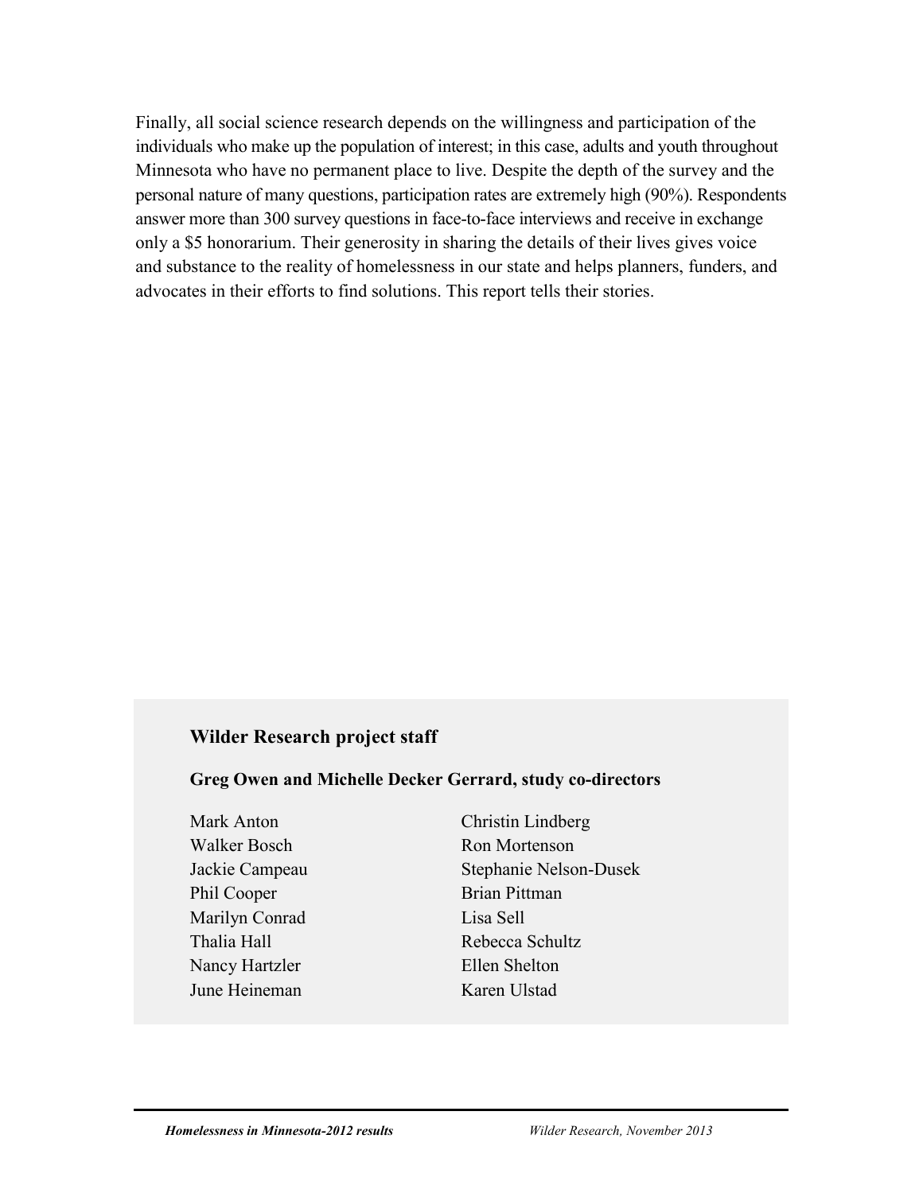Finally, all social science research depends on the willingness and participation of the individuals who make up the population of interest; in this case, adults and youth throughout Minnesota who have no permanent place to live. Despite the depth of the survey and the personal nature of many questions, participation rates are extremely high (90%). Respondents answer more than 300 survey questions in face-to-face interviews and receive in exchange only a $5 honorarium. Their generosity in sharing the details of their lives gives voice and substance to the reality of homelessness in our state and helps planners, funders, and advocates in their efforts to find solutions. This report tells their stories.

### Wilder Research project staff

**Greg Owen and Michelle Decker Gerrard, study co-directors**

Mark Anton
Walker Bosch
Jackie Campeau
Phil Cooper
Marilyn Conrad
Thalia Hall
Nancy Hartzler
June Heineman
Christin Lindberg
Ron Mortenson
Stephanie Nelson-Dusek
Brian Pittman
Lisa Sell
Rebecca Schultz
Ellen Shelton
Karen Ulstad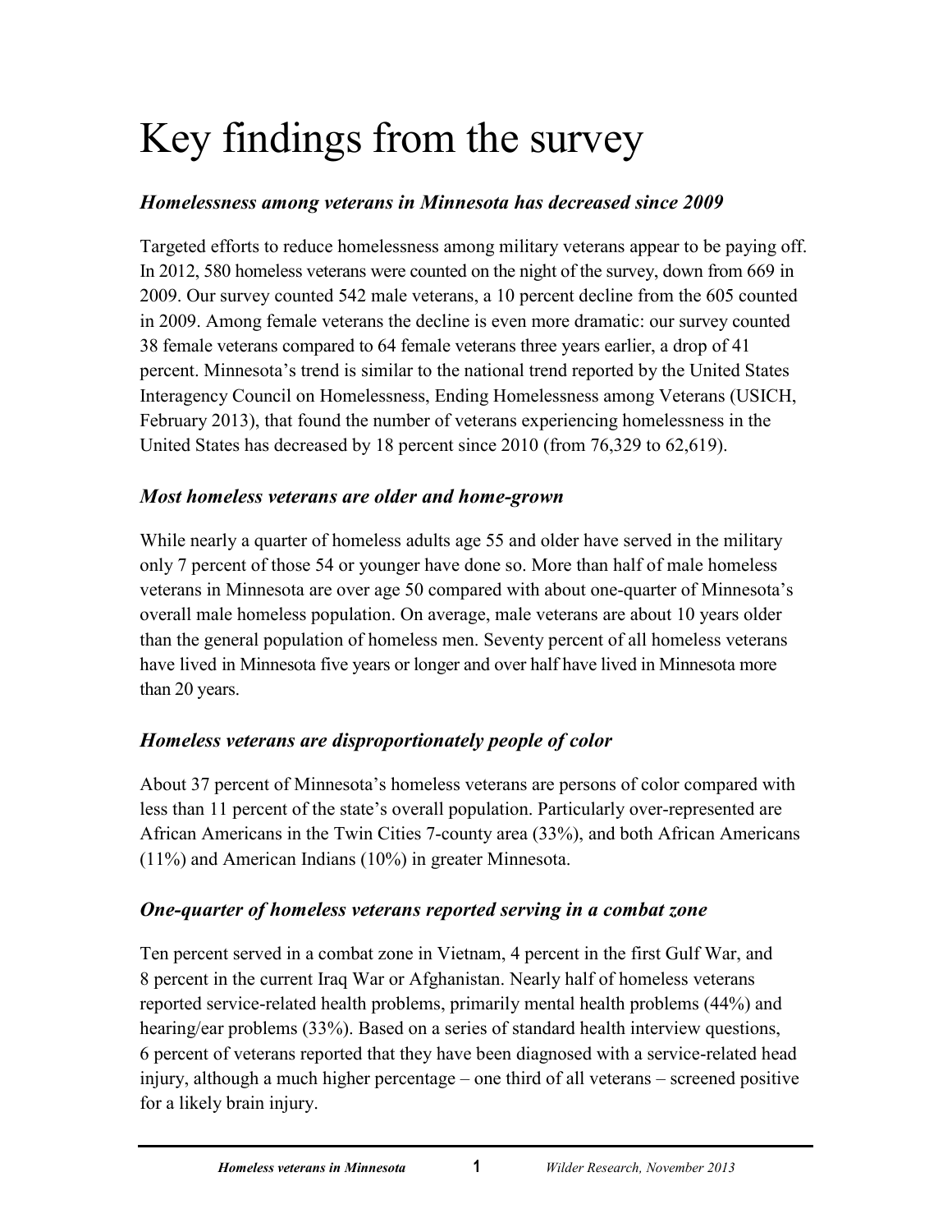# Key findings from the survey

### *Homelessness among veterans in Minnesota has decreased since 2009*

Targeted efforts to reduce homelessness among military veterans appear to be paying off. In 2012, 580 homeless veterans were counted on the night of the survey, down from 669 in 2009. Our survey counted 542 male veterans, a 10 percent decline from the 605 counted in 2009. Among female veterans the decline is even more dramatic: our survey counted 38 female veterans compared to 64 female veterans three years earlier, a drop of 41 percent. Minnesota's trend is similar to the national trend reported by the United States Interagency Council on Homelessness, Ending Homelessness among Veterans (USICH, February 2013), that found the number of veterans experiencing homelessness in the United States has decreased by 18 percent since 2010 (from 76,329 to 62,619).

### *Most homeless veterans are older and home-grown*

While nearly a quarter of homeless adults age 55 and older have served in the military only 7 percent of those 54 or younger have done so. More than half of male homeless veterans in Minnesota are over age 50 compared with about one-quarter of Minnesota's overall male homeless population. On average, male veterans are about 10 years older than the general population of homeless men. Seventy percent of all homeless veterans have lived in Minnesota five years or longer and over half have lived in Minnesota more than 20 years.

### *Homeless veterans are disproportionately people of color*

About 37 percent of Minnesota's homeless veterans are persons of color compared with less than 11 percent of the state's overall population. Particularly over-represented are African Americans in the Twin Cities 7-county area (33%), and both African Americans (11%) and American Indians (10%) in greater Minnesota.

### *One-quarter of homeless veterans reported serving in a combat zone*

Ten percent served in a combat zone in Vietnam, 4 percent in the first Gulf War, and 8 percent in the current Iraq War or Afghanistan. Nearly half of homeless veterans reported service-related health problems, primarily mental health problems (44%) and hearing/ear problems (33%). Based on a series of standard health interview questions, 6 percent of veterans reported that they have been diagnosed with a service-related head injury, although a much higher percentage – one third of all veterans – screened positive for a likely brain injury.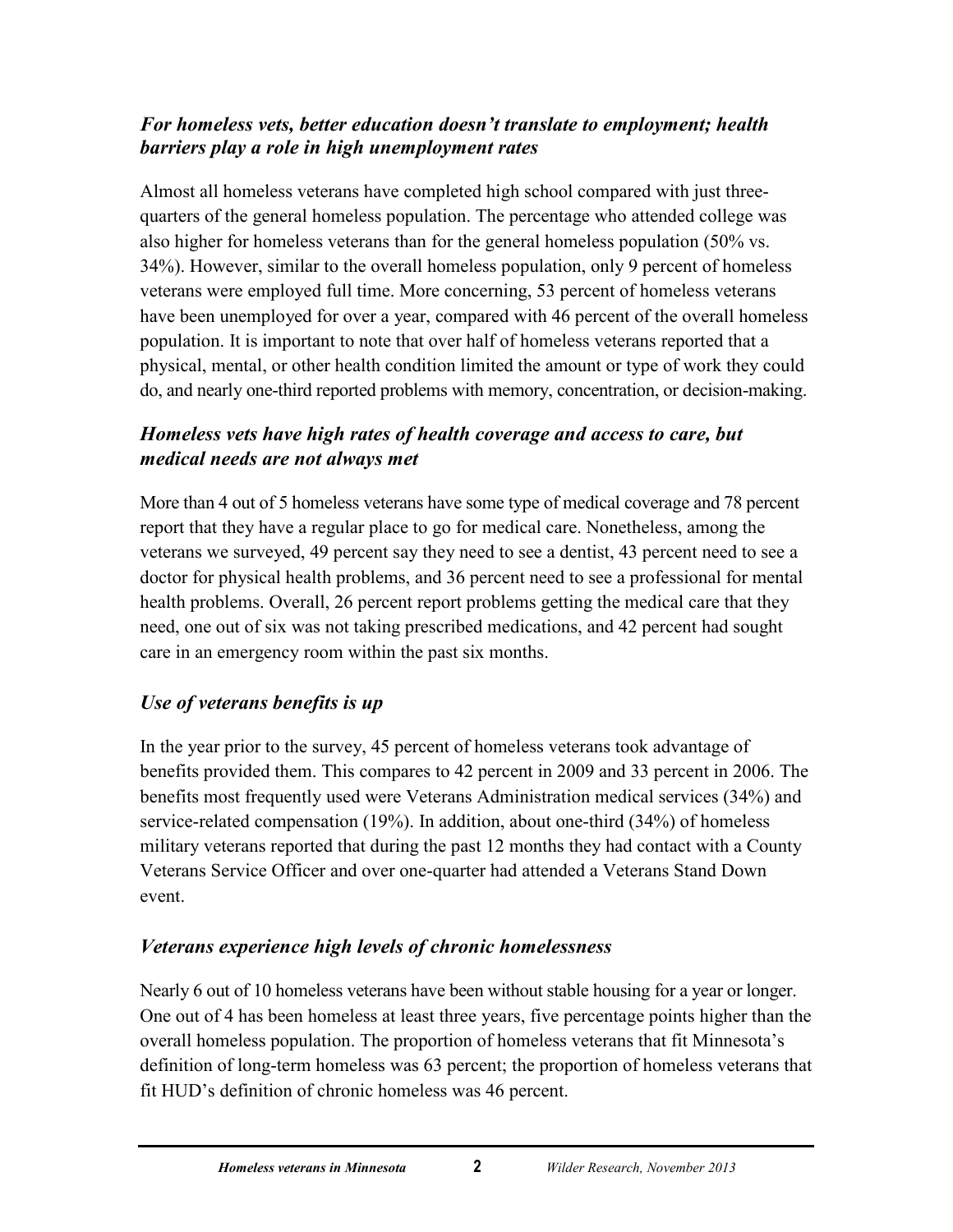### *For homeless vets, better education doesn't translate to employment; health barriers play a role in high unemployment rates*

Almost all homeless veterans have completed high school compared with just three-quarters of the general homeless population. The percentage who attended college was also higher for homeless veterans than for the general homeless population (50% vs. 34%). However, similar to the overall homeless population, only 9 percent of homeless veterans were employed full time. More concerning, 53 percent of homeless veterans have been unemployed for over a year, compared with 46 percent of the overall homeless population. It is important to note that over half of homeless veterans reported that a physical, mental, or other health condition limited the amount or type of work they could do, and nearly one-third reported problems with memory, concentration, or decision-making.

### *Homeless vets have high rates of health coverage and access to care, but medical needs are not always met*

More than 4 out of 5 homeless veterans have some type of medical coverage and 78 percent report that they have a regular place to go for medical care. Nonetheless, among the veterans we surveyed, 49 percent say they need to see a dentist, 43 percent need to see a doctor for physical health problems, and 36 percent need to see a professional for mental health problems. Overall, 26 percent report problems getting the medical care that they need, one out of six was not taking prescribed medications, and 42 percent had sought care in an emergency room within the past six months.

### *Use of veterans benefits is up*

In the year prior to the survey, 45 percent of homeless veterans took advantage of benefits provided them. This compares to 42 percent in 2009 and 33 percent in 2006. The benefits most frequently used were Veterans Administration medical services (34%) and service-related compensation (19%). In addition, about one-third (34%) of homeless military veterans reported that during the past 12 months they had contact with a County Veterans Service Officer and over one-quarter had attended a Veterans Stand Down event.

### *Veterans experience high levels of chronic homelessness*

Nearly 6 out of 10 homeless veterans have been without stable housing for a year or longer. One out of 4 has been homeless at least three years, five percentage points higher than the overall homeless population. The proportion of homeless veterans that fit Minnesota's definition of long-term homeless was 63 percent; the proportion of homeless veterans that fit HUD's definition of chronic homeless was 46 percent.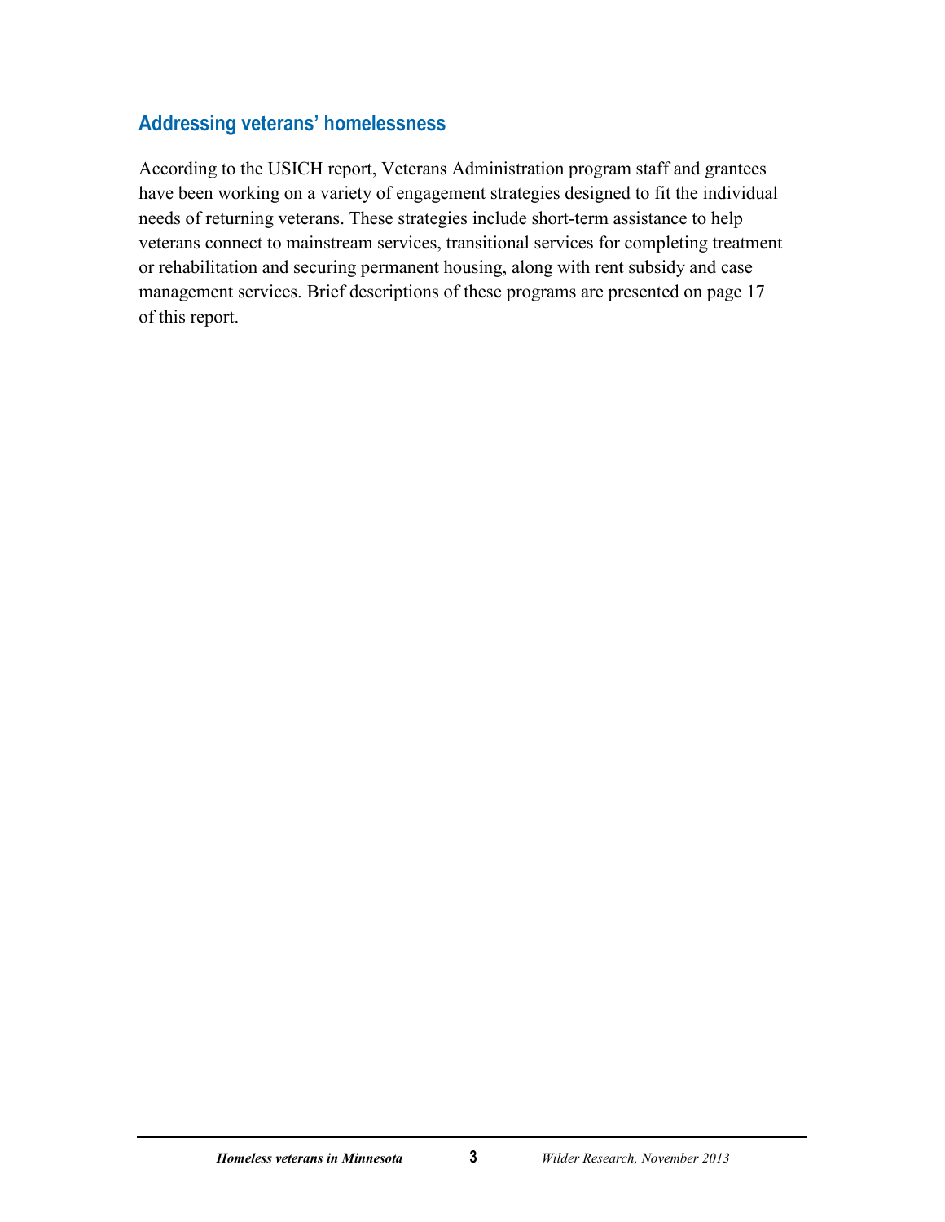## Addressing veterans' homelessness

According to the USICH report, Veterans Administration program staff and grantees have been working on a variety of engagement strategies designed to fit the individual needs of returning veterans. These strategies include short-term assistance to help veterans connect to mainstream services, transitional services for completing treatment or rehabilitation and securing permanent housing, along with rent subsidy and case management services. Brief descriptions of these programs are presented on page 17 of this report.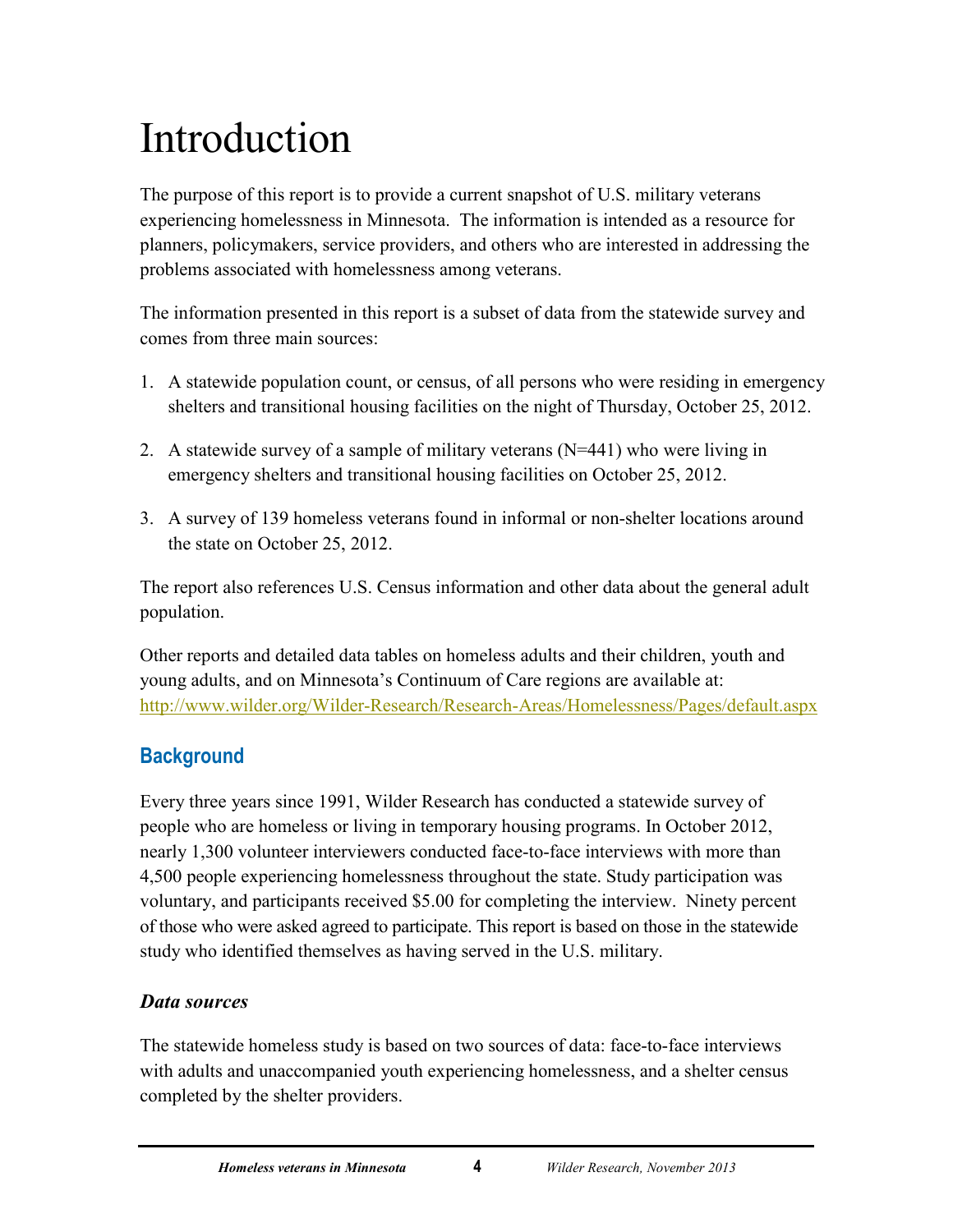# Introduction

The purpose of this report is to provide a current snapshot of U.S. military veterans experiencing homelessness in Minnesota. The information is intended as a resource for planners, policymakers, service providers, and others who are interested in addressing the problems associated with homelessness among veterans.

The information presented in this report is a subset of data from the statewide survey and comes from three main sources:

1. A statewide population count, or census, of all persons who were residing in emergency shelters and transitional housing facilities on the night of Thursday, October 25, 2012.
2. A statewide survey of a sample of military veterans (N=441) who were living in emergency shelters and transitional housing facilities on October 25, 2012.
3. A survey of 139 homeless veterans found in informal or non-shelter locations around the state on October 25, 2012.

The report also references U.S. Census information and other data about the general adult population.

Other reports and detailed data tables on homeless adults and their children, youth and young adults, and on Minnesota's Continuum of Care regions are available at: http://www.wilder.org/Wilder-Research/Research-Areas/Homelessness/Pages/default.aspx

## Background

Every three years since 1991, Wilder Research has conducted a statewide survey of people who are homeless or living in temporary housing programs. In October 2012, nearly 1,300 volunteer interviewers conducted face-to-face interviews with more than 4,500 people experiencing homelessness throughout the state. Study participation was voluntary, and participants received $5.00 for completing the interview. Ninety percent of those who were asked agreed to participate. This report is based on those in the statewide study who identified themselves as having served in the U.S. military.

### *Data sources*

The statewide homeless study is based on two sources of data: face-to-face interviews with adults and unaccompanied youth experiencing homelessness, and a shelter census completed by the shelter providers.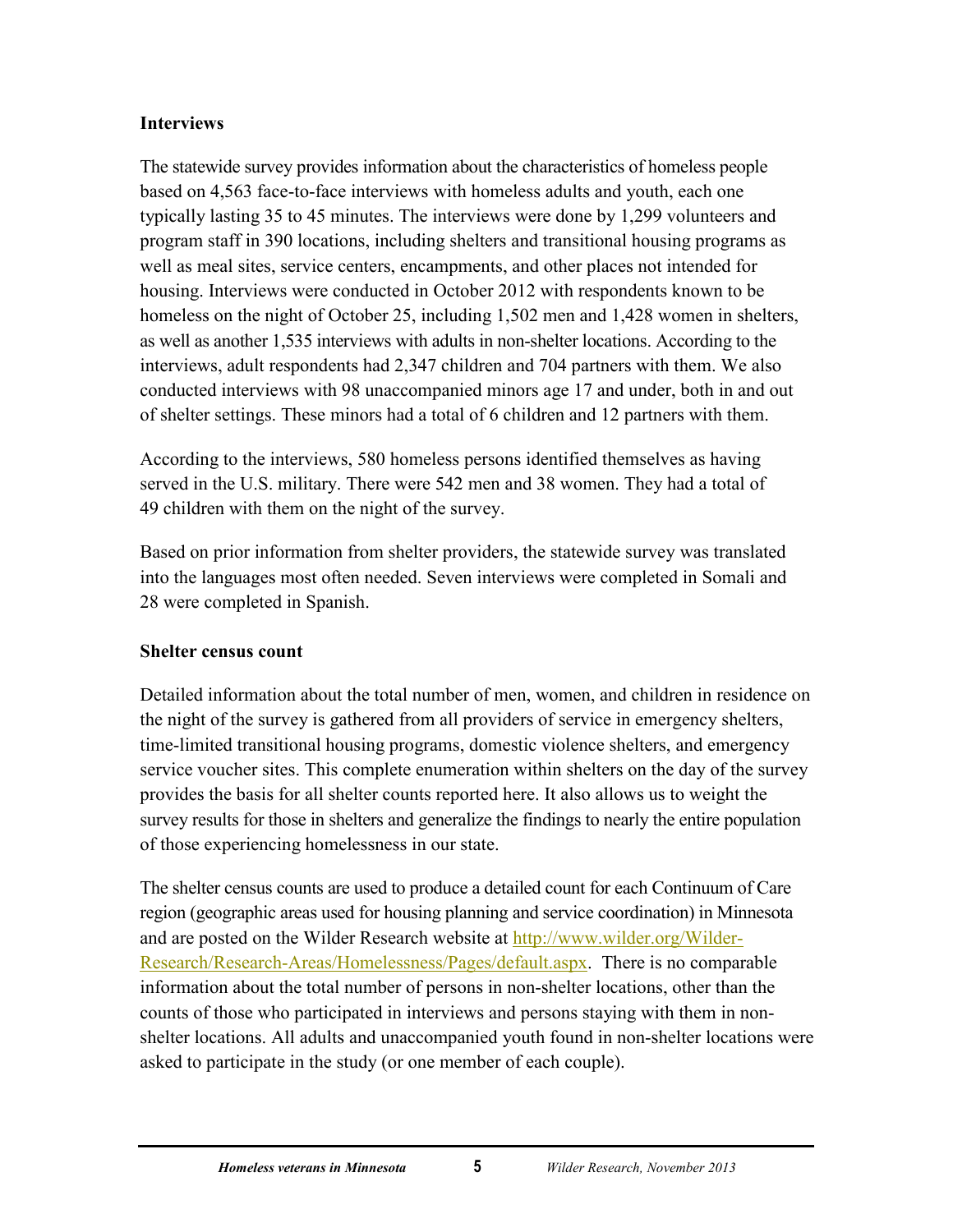## Interviews

The statewide survey provides information about the characteristics of homeless people based on 4,563 face-to-face interviews with homeless adults and youth, each one typically lasting 35 to 45 minutes. The interviews were done by 1,299 volunteers and program staff in 390 locations, including shelters and transitional housing programs as well as meal sites, service centers, encampments, and other places not intended for housing. Interviews were conducted in October 2012 with respondents known to be homeless on the night of October 25, including 1,502 men and 1,428 women in shelters, as well as another 1,535 interviews with adults in non-shelter locations. According to the interviews, adult respondents had 2,347 children and 704 partners with them. We also conducted interviews with 98 unaccompanied minors age 17 and under, both in and out of shelter settings. These minors had a total of 6 children and 12 partners with them.

According to the interviews, 580 homeless persons identified themselves as having served in the U.S. military. There were 542 men and 38 women. They had a total of 49 children with them on the night of the survey.

Based on prior information from shelter providers, the statewide survey was translated into the languages most often needed. Seven interviews were completed in Somali and 28 were completed in Spanish.

## Shelter census count

Detailed information about the total number of men, women, and children in residence on the night of the survey is gathered from all providers of service in emergency shelters, time-limited transitional housing programs, domestic violence shelters, and emergency service voucher sites. This complete enumeration within shelters on the day of the survey provides the basis for all shelter counts reported here. It also allows us to weight the survey results for those in shelters and generalize the findings to nearly the entire population of those experiencing homelessness in our state.

The shelter census counts are used to produce a detailed count for each Continuum of Care region (geographic areas used for housing planning and service coordination) in Minnesota and are posted on the Wilder Research website at [http://www.wilder.org/Wilder-Research/Research-Areas/Homelessness/Pages/default.aspx](http://www.wilder.org/Wilder-Research/Research-Areas/Homelessness/Pages/default.aspx). There is no comparable information about the total number of persons in non-shelter locations, other than the counts of those who participated in interviews and persons staying with them in non-shelter locations. All adults and unaccompanied youth found in non-shelter locations were asked to participate in the study (or one member of each couple).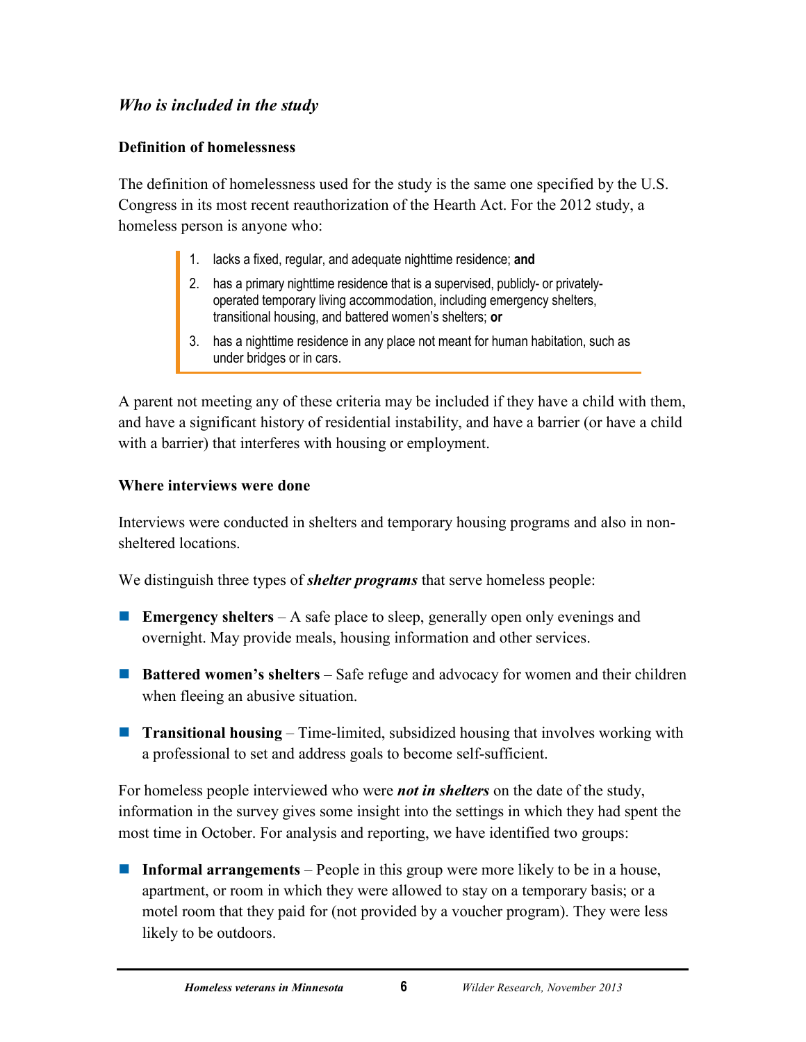### *Who is included in the study*

**Definition of homelessness**

The definition of homelessness used for the study is the same one specified by the U.S. Congress in its most recent reauthorization of the Hearth Act. For the 2012 study, a homeless person is anyone who:

> 1. lacks a fixed, regular, and adequate nighttime residence; **and**
> 2. has a primary nighttime residence that is a supervised, publicly- or privately-operated temporary living accommodation, including emergency shelters, transitional housing, and battered women's shelters; **or**
> 3. has a nighttime residence in any place not meant for human habitation, such as under bridges or in cars.

A parent not meeting any of these criteria may be included if they have a child with them, and have a significant history of residential instability, and have a barrier (or have a child with a barrier) that interferes with housing or employment.

**Where interviews were done**

Interviews were conducted in shelters and temporary housing programs and also in non-sheltered locations.

We distinguish three types of ***shelter programs*** that serve homeless people:

- **Emergency shelters** – A safe place to sleep, generally open only evenings and overnight. May provide meals, housing information and other services.
- **Battered women's shelters** – Safe refuge and advocacy for women and their children when fleeing an abusive situation.
- **Transitional housing** – Time-limited, subsidized housing that involves working with a professional to set and address goals to become self-sufficient.

For homeless people interviewed who were ***not in shelters*** on the date of the study, information in the survey gives some insight into the settings in which they had spent the most time in October. For analysis and reporting, we have identified two groups:

- **Informal arrangements** – People in this group were more likely to be in a house, apartment, or room in which they were allowed to stay on a temporary basis; or a motel room that they paid for (not provided by a voucher program). They were less likely to be outdoors.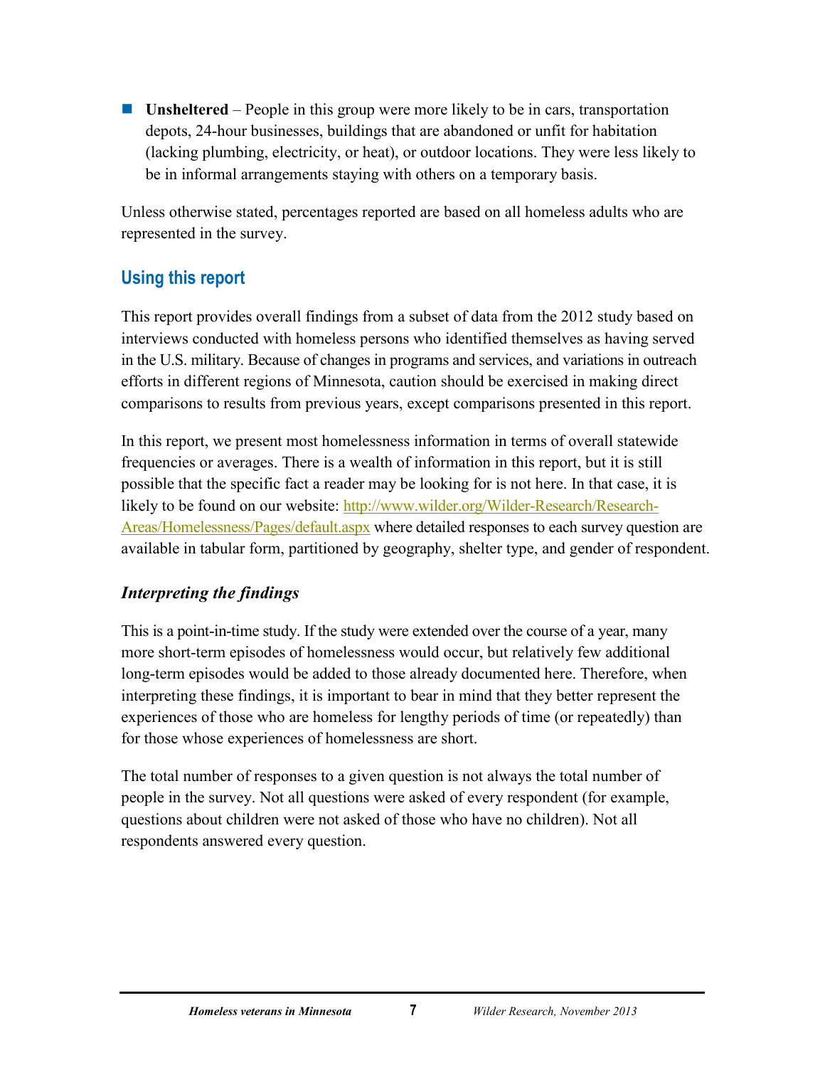- **Unsheltered** – People in this group were more likely to be in cars, transportation depots, 24-hour businesses, buildings that are abandoned or unfit for habitation (lacking plumbing, electricity, or heat), or outdoor locations. They were less likely to be in informal arrangements staying with others on a temporary basis.

Unless otherwise stated, percentages reported are based on all homeless adults who are represented in the survey.

## Using this report

This report provides overall findings from a subset of data from the 2012 study based on interviews conducted with homeless persons who identified themselves as having served in the U.S. military. Because of changes in programs and services, and variations in outreach efforts in different regions of Minnesota, caution should be exercised in making direct comparisons to results from previous years, except comparisons presented in this report.

In this report, we present most homelessness information in terms of overall statewide frequencies or averages. There is a wealth of information in this report, but it is still possible that the specific fact a reader may be looking for is not here. In that case, it is likely to be found on our website: http://www.wilder.org/Wilder-Research/Research-Areas/Homelessness/Pages/default.aspx where detailed responses to each survey question are available in tabular form, partitioned by geography, shelter type, and gender of respondent.

### *Interpreting the findings*

This is a point-in-time study. If the study were extended over the course of a year, many more short-term episodes of homelessness would occur, but relatively few additional long-term episodes would be added to those already documented here. Therefore, when interpreting these findings, it is important to bear in mind that they better represent the experiences of those who are homeless for lengthy periods of time (or repeatedly) than for those whose experiences of homelessness are short.

The total number of responses to a given question is not always the total number of people in the survey. Not all questions were asked of every respondent (for example, questions about children were not asked of those who have no children). Not all respondents answered every question.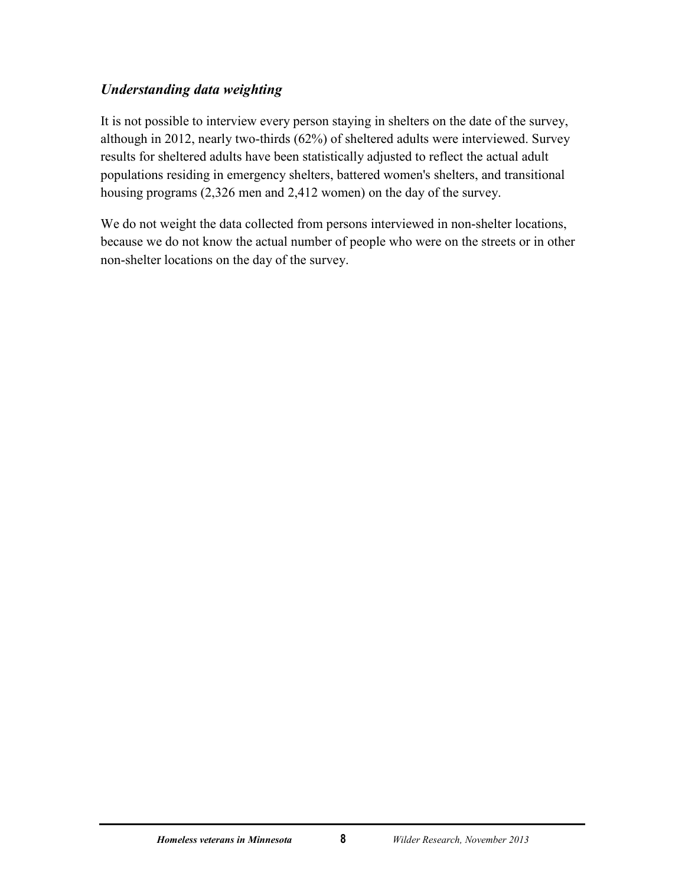### *Understanding data weighting*

It is not possible to interview every person staying in shelters on the date of the survey, although in 2012, nearly two-thirds (62%) of sheltered adults were interviewed. Survey results for sheltered adults have been statistically adjusted to reflect the actual adult populations residing in emergency shelters, battered women's shelters, and transitional housing programs (2,326 men and 2,412 women) on the day of the survey.

We do not weight the data collected from persons interviewed in non-shelter locations, because we do not know the actual number of people who were on the streets or in other non-shelter locations on the day of the survey.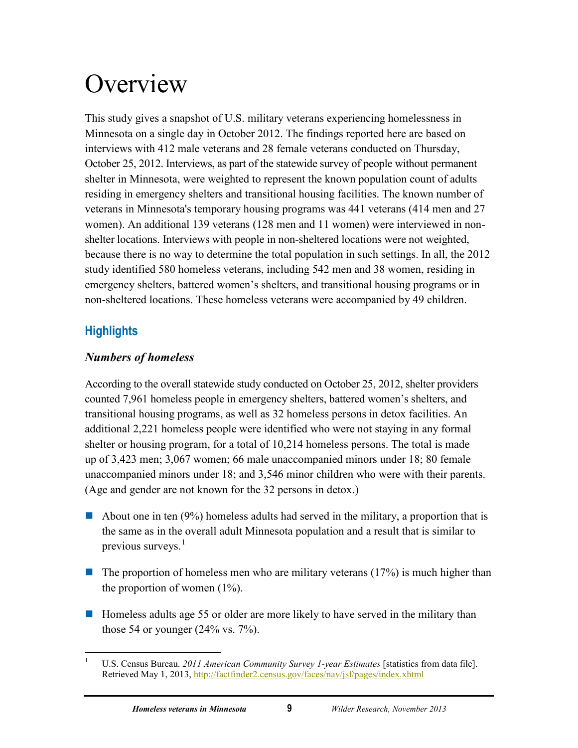# Overview

This study gives a snapshot of U.S. military veterans experiencing homelessness in Minnesota on a single day in October 2012. The findings reported here are based on interviews with 412 male veterans and 28 female veterans conducted on Thursday, October 25, 2012. Interviews, as part of the statewide survey of people without permanent shelter in Minnesota, were weighted to represent the known population count of adults residing in emergency shelters and transitional housing facilities. The known number of veterans in Minnesota's temporary housing programs was 441 veterans (414 men and 27 women). An additional 139 veterans (128 men and 11 women) were interviewed in non-shelter locations. Interviews with people in non-sheltered locations were not weighted, because there is no way to determine the total population in such settings. In all, the 2012 study identified 580 homeless veterans, including 542 men and 38 women, residing in emergency shelters, battered women's shelters, and transitional housing programs or in non-sheltered locations. These homeless veterans were accompanied by 49 children.

## Highlights

### *Numbers of homeless*

According to the overall statewide study conducted on October 25, 2012, shelter providers counted 7,961 homeless people in emergency shelters, battered women's shelters, and transitional housing programs, as well as 32 homeless persons in detox facilities. An additional 2,221 homeless people were identified who were not staying in any formal shelter or housing program, for a total of 10,214 homeless persons. The total is made up of 3,423 men; 3,067 women; 66 male unaccompanied minors under 18; 80 female unaccompanied minors under 18; and 3,546 minor children who were with their parents. (Age and gender are not known for the 32 persons in detox.)

- About one in ten (9%) homeless adults had served in the military, a proportion that is the same as in the overall adult Minnesota population and a result that is similar to previous surveys.[1]
- The proportion of homeless men who are military veterans (17%) is much higher than the proportion of women (1%).
- Homeless adults age 55 or older are more likely to have served in the military than those 54 or younger (24% vs. 7%).

[1] U.S. Census Bureau. *2011 American Community Survey 1-year Estimates* [statistics from data file]. Retrieved May 1, 2013, http://factfinder2.census.gov/faces/nav/jsf/pages/index.xhtml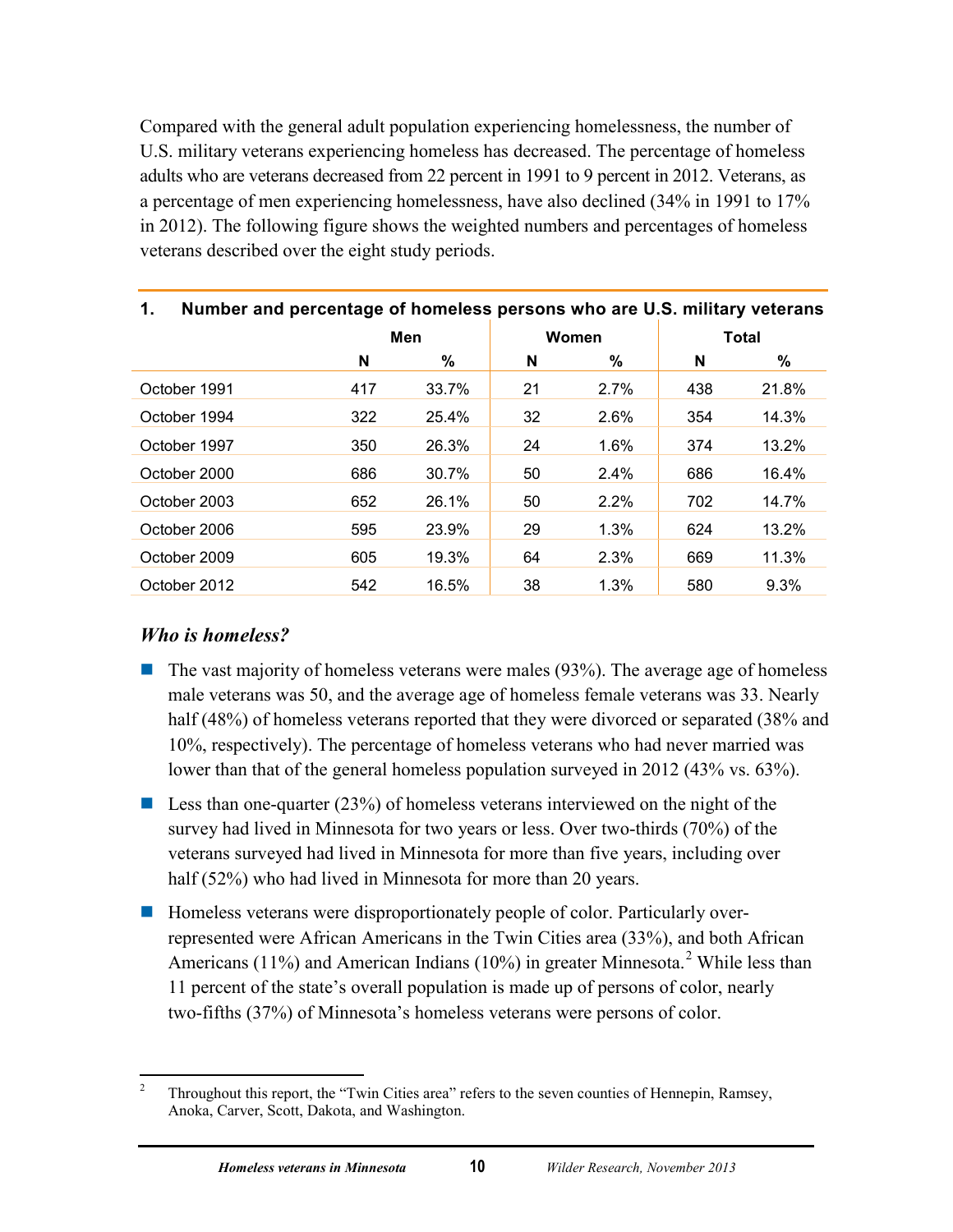Compared with the general adult population experiencing homelessness, the number of U.S. military veterans experiencing homeless has decreased. The percentage of homeless adults who are veterans decreased from 22 percent in 1991 to 9 percent in 2012. Veterans, as a percentage of men experiencing homelessness, have also declined (34% in 1991 to 17% in 2012). The following figure shows the weighted numbers and percentages of homeless veterans described over the eight study periods.

**1. Number and percentage of homeless persons who are U.S. military veterans**

| | Men | | Women | | Total | |
|---|---|---|---|---|---|---|
| | N | % | N | % | N | % |
| October 1991 | 417 | 33.7% | 21 | 2.7% | 438 | 21.8% |
| October 1994 | 322 | 25.4% | 32 | 2.6% | 354 | 14.3% |
| October 1997 | 350 | 26.3% | 24 | 1.6% | 374 | 13.2% |
| October 2000 | 686 | 30.7% | 50 | 2.4% | 686 | 16.4% |
| October 2003 | 652 | 26.1% | 50 | 2.2% | 702 | 14.7% |
| October 2006 | 595 | 23.9% | 29 | 1.3% | 624 | 13.2% |
| October 2009 | 605 | 19.3% | 64 | 2.3% | 669 | 11.3% |
| October 2012 | 542 | 16.5% | 38 | 1.3% | 580 | 9.3% |

### *Who is homeless?*

- The vast majority of homeless veterans were males (93%). The average age of homeless male veterans was 50, and the average age of homeless female veterans was 33. Nearly half (48%) of homeless veterans reported that they were divorced or separated (38% and 10%, respectively). The percentage of homeless veterans who had never married was lower than that of the general homeless population surveyed in 2012 (43% vs. 63%).
- Less than one-quarter (23%) of homeless veterans interviewed on the night of the survey had lived in Minnesota for two years or less. Over two-thirds (70%) of the veterans surveyed had lived in Minnesota for more than five years, including over half (52%) who had lived in Minnesota for more than 20 years.
- Homeless veterans were disproportionately people of color. Particularly over-represented were African Americans in the Twin Cities area (33%), and both African Americans (11%) and American Indians (10%) in greater Minnesota.[2] While less than 11 percent of the state's overall population is made up of persons of color, nearly two-fifths (37%) of Minnesota's homeless veterans were persons of color.

[2] Throughout this report, the "Twin Cities area" refers to the seven counties of Hennepin, Ramsey, Anoka, Carver, Scott, Dakota, and Washington.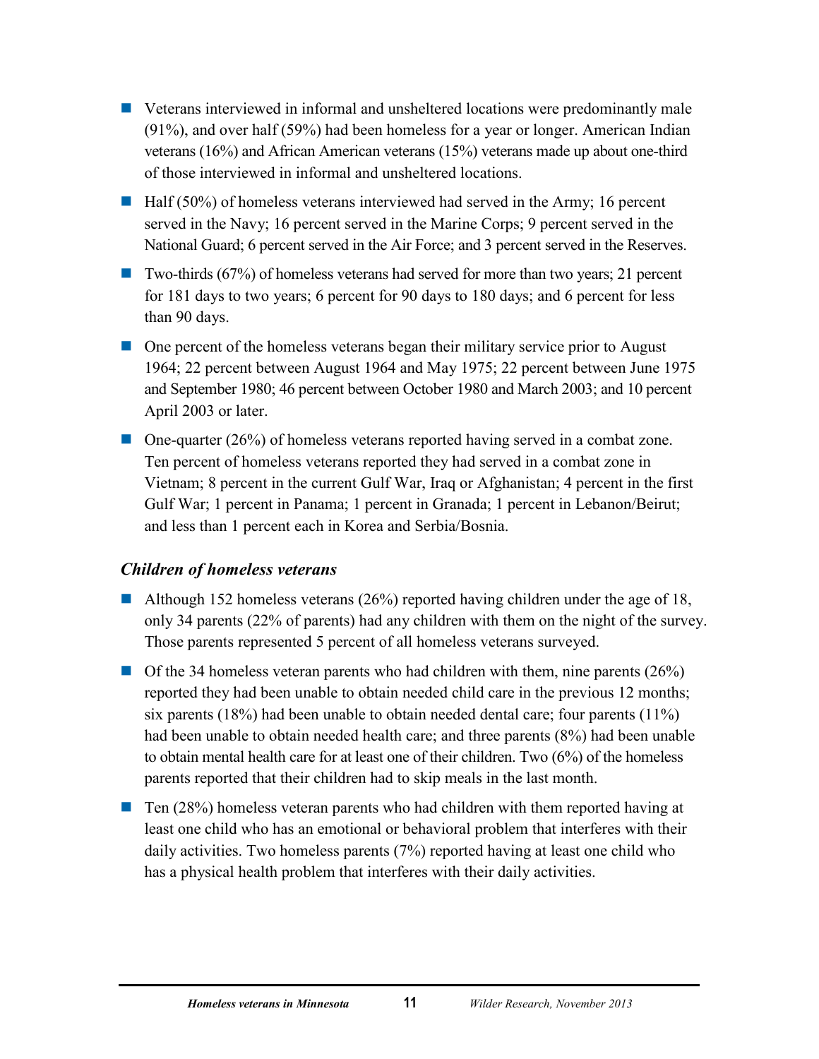- Veterans interviewed in informal and unsheltered locations were predominantly male (91%), and over half (59%) had been homeless for a year or longer. American Indian veterans (16%) and African American veterans (15%) veterans made up about one-third of those interviewed in informal and unsheltered locations.
- Half (50%) of homeless veterans interviewed had served in the Army; 16 percent served in the Navy; 16 percent served in the Marine Corps; 9 percent served in the National Guard; 6 percent served in the Air Force; and 3 percent served in the Reserves.
- Two-thirds (67%) of homeless veterans had served for more than two years; 21 percent for 181 days to two years; 6 percent for 90 days to 180 days; and 6 percent for less than 90 days.
- One percent of the homeless veterans began their military service prior to August 1964; 22 percent between August 1964 and May 1975; 22 percent between June 1975 and September 1980; 46 percent between October 1980 and March 2003; and 10 percent April 2003 or later.
- One-quarter (26%) of homeless veterans reported having served in a combat zone. Ten percent of homeless veterans reported they had served in a combat zone in Vietnam; 8 percent in the current Gulf War, Iraq or Afghanistan; 4 percent in the first Gulf War; 1 percent in Panama; 1 percent in Granada; 1 percent in Lebanon/Beirut; and less than 1 percent each in Korea and Serbia/Bosnia.

### *Children of homeless veterans*

- Although 152 homeless veterans (26%) reported having children under the age of 18, only 34 parents (22% of parents) had any children with them on the night of the survey. Those parents represented 5 percent of all homeless veterans surveyed.
- Of the 34 homeless veteran parents who had children with them, nine parents (26%) reported they had been unable to obtain needed child care in the previous 12 months; six parents (18%) had been unable to obtain needed dental care; four parents (11%) had been unable to obtain needed health care; and three parents (8%) had been unable to obtain mental health care for at least one of their children. Two (6%) of the homeless parents reported that their children had to skip meals in the last month.
- Ten (28%) homeless veteran parents who had children with them reported having at least one child who has an emotional or behavioral problem that interferes with their daily activities. Two homeless parents (7%) reported having at least one child who has a physical health problem that interferes with their daily activities.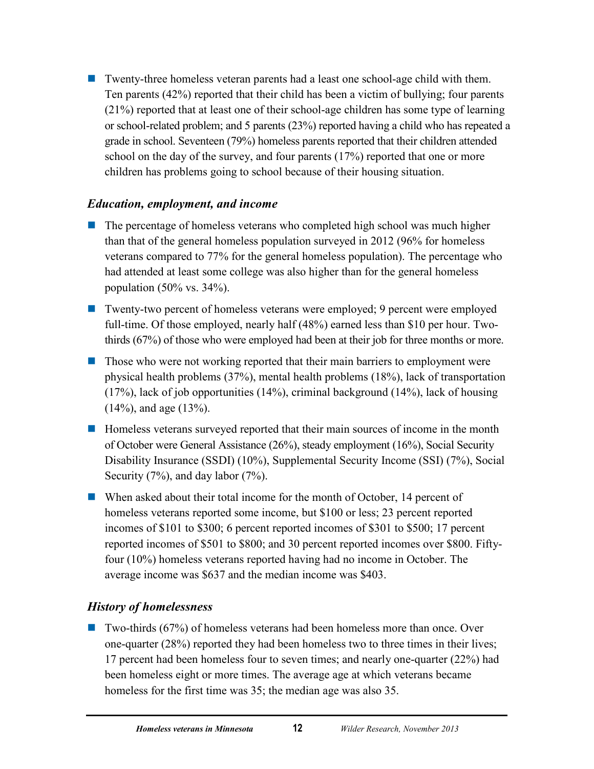- Twenty-three homeless veteran parents had a least one school-age child with them. Ten parents (42%) reported that their child has been a victim of bullying; four parents (21%) reported that at least one of their school-age children has some type of learning or school-related problem; and 5 parents (23%) reported having a child who has repeated a grade in school. Seventeen (79%) homeless parents reported that their children attended school on the day of the survey, and four parents (17%) reported that one or more children has problems going to school because of their housing situation.

### *Education, employment, and income*

- The percentage of homeless veterans who completed high school was much higher than that of the general homeless population surveyed in 2012 (96% for homeless veterans compared to 77% for the general homeless population). The percentage who had attended at least some college was also higher than for the general homeless population (50% vs. 34%).
- Twenty-two percent of homeless veterans were employed; 9 percent were employed full-time. Of those employed, nearly half (48%) earned less than $10 per hour. Two-thirds (67%) of those who were employed had been at their job for three months or more.
- Those who were not working reported that their main barriers to employment were physical health problems (37%), mental health problems (18%), lack of transportation (17%), lack of job opportunities (14%), criminal background (14%), lack of housing (14%), and age (13%).
- Homeless veterans surveyed reported that their main sources of income in the month of October were General Assistance (26%), steady employment (16%), Social Security Disability Insurance (SSDI) (10%), Supplemental Security Income (SSI) (7%), Social Security (7%), and day labor (7%).
- When asked about their total income for the month of October, 14 percent of homeless veterans reported some income, but $100 or less; 23 percent reported incomes of $101 to $300; 6 percent reported incomes of $301 to $500; 17 percent reported incomes of $501 to $800; and 30 percent reported incomes over $800. Fifty-four (10%) homeless veterans reported having had no income in October. The average income was $637 and the median income was $403.

### *History of homelessness*

- Two-thirds (67%) of homeless veterans had been homeless more than once. Over one-quarter (28%) reported they had been homeless two to three times in their lives; 17 percent had been homeless four to seven times; and nearly one-quarter (22%) had been homeless eight or more times. The average age at which veterans became homeless for the first time was 35; the median age was also 35.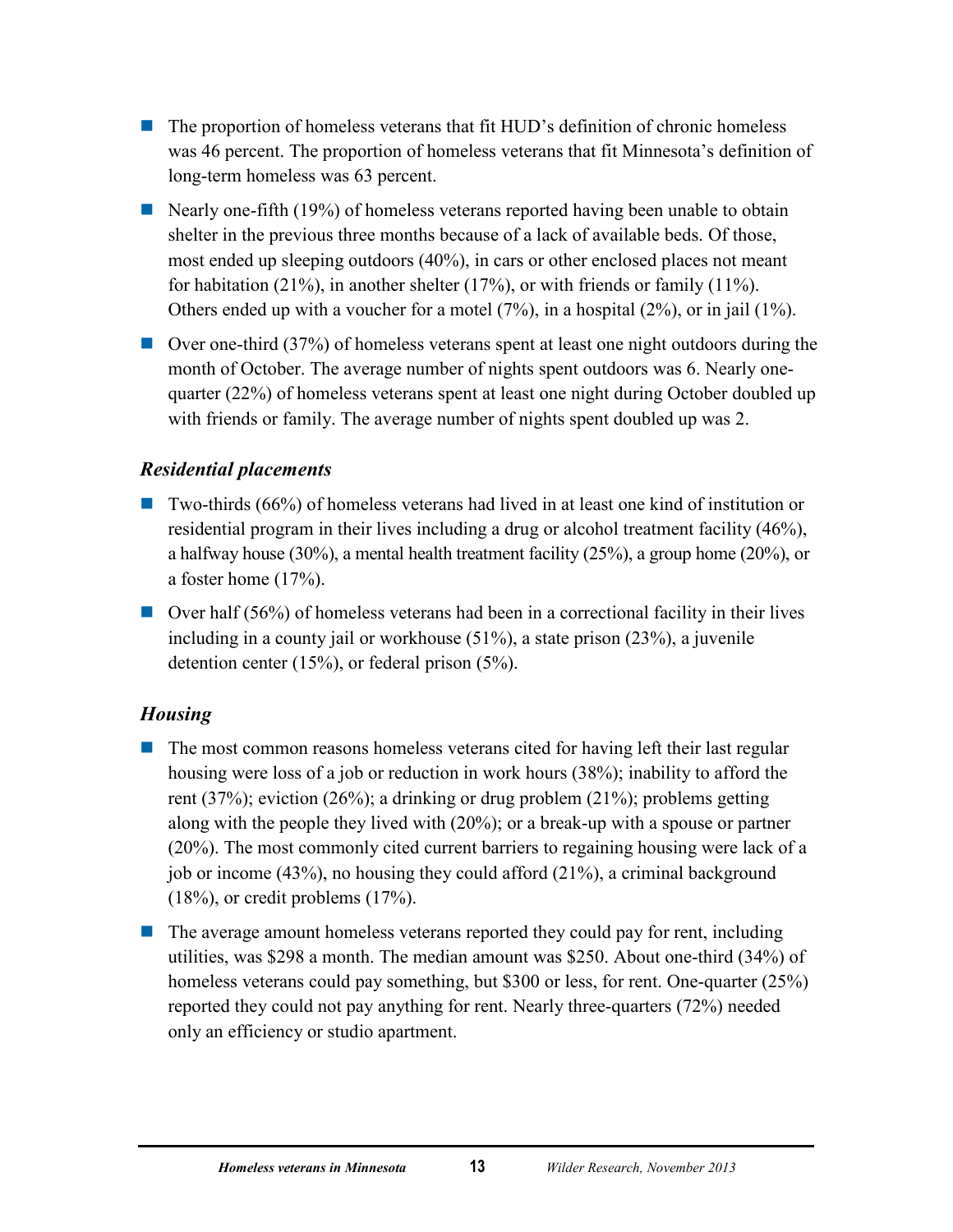- The proportion of homeless veterans that fit HUD's definition of chronic homeless was 46 percent. The proportion of homeless veterans that fit Minnesota's definition of long-term homeless was 63 percent.
- Nearly one-fifth (19%) of homeless veterans reported having been unable to obtain shelter in the previous three months because of a lack of available beds. Of those, most ended up sleeping outdoors (40%), in cars or other enclosed places not meant for habitation (21%), in another shelter (17%), or with friends or family (11%). Others ended up with a voucher for a motel (7%), in a hospital (2%), or in jail (1%).
- Over one-third (37%) of homeless veterans spent at least one night outdoors during the month of October. The average number of nights spent outdoors was 6. Nearly one-quarter (22%) of homeless veterans spent at least one night during October doubled up with friends or family. The average number of nights spent doubled up was 2.

### *Residential placements*

- Two-thirds (66%) of homeless veterans had lived in at least one kind of institution or residential program in their lives including a drug or alcohol treatment facility (46%), a halfway house (30%), a mental health treatment facility (25%), a group home (20%), or a foster home (17%).
- Over half (56%) of homeless veterans had been in a correctional facility in their lives including in a county jail or workhouse (51%), a state prison (23%), a juvenile detention center (15%), or federal prison (5%).

### *Housing*

- The most common reasons homeless veterans cited for having left their last regular housing were loss of a job or reduction in work hours (38%); inability to afford the rent (37%); eviction (26%); a drinking or drug problem (21%); problems getting along with the people they lived with (20%); or a break-up with a spouse or partner (20%). The most commonly cited current barriers to regaining housing were lack of a job or income (43%), no housing they could afford (21%), a criminal background (18%), or credit problems (17%).
- The average amount homeless veterans reported they could pay for rent, including utilities, was $298 a month. The median amount was $250. About one-third (34%) of homeless veterans could pay something, but $300 or less, for rent. One-quarter (25%) reported they could not pay anything for rent. Nearly three-quarters (72%) needed only an efficiency or studio apartment.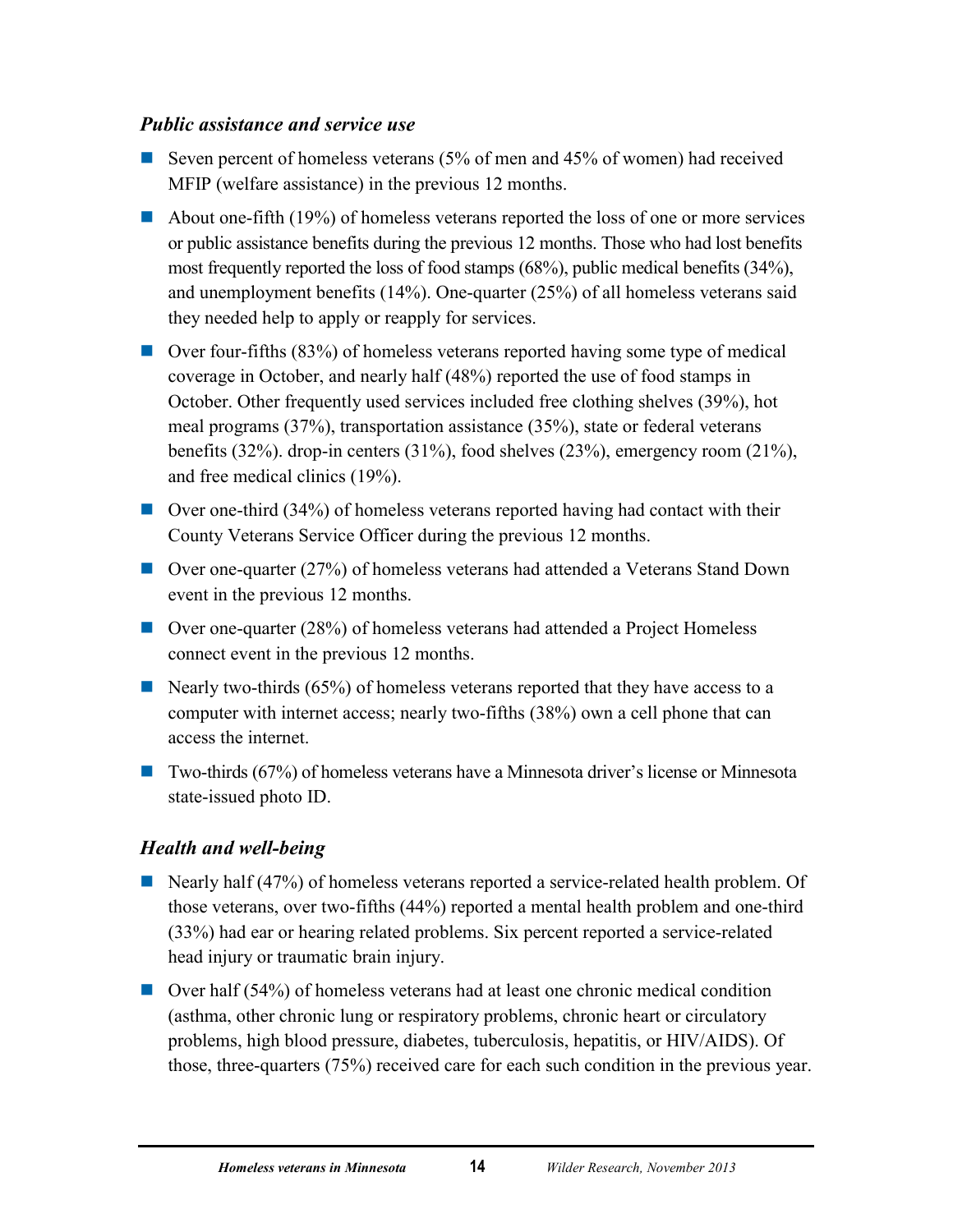### *Public assistance and service use*

- Seven percent of homeless veterans (5% of men and 45% of women) had received MFIP (welfare assistance) in the previous 12 months.
- About one-fifth (19%) of homeless veterans reported the loss of one or more services or public assistance benefits during the previous 12 months. Those who had lost benefits most frequently reported the loss of food stamps (68%), public medical benefits (34%), and unemployment benefits (14%). One-quarter (25%) of all homeless veterans said they needed help to apply or reapply for services.
- Over four-fifths (83%) of homeless veterans reported having some type of medical coverage in October, and nearly half (48%) reported the use of food stamps in October. Other frequently used services included free clothing shelves (39%), hot meal programs (37%), transportation assistance (35%), state or federal veterans benefits (32%). drop-in centers (31%), food shelves (23%), emergency room (21%), and free medical clinics (19%).
- Over one-third (34%) of homeless veterans reported having had contact with their County Veterans Service Officer during the previous 12 months.
- Over one-quarter (27%) of homeless veterans had attended a Veterans Stand Down event in the previous 12 months.
- Over one-quarter (28%) of homeless veterans had attended a Project Homeless connect event in the previous 12 months.
- Nearly two-thirds (65%) of homeless veterans reported that they have access to a computer with internet access; nearly two-fifths (38%) own a cell phone that can access the internet.
- Two-thirds (67%) of homeless veterans have a Minnesota driver's license or Minnesota state-issued photo ID.

### *Health and well-being*

- Nearly half (47%) of homeless veterans reported a service-related health problem. Of those veterans, over two-fifths (44%) reported a mental health problem and one-third (33%) had ear or hearing related problems. Six percent reported a service-related head injury or traumatic brain injury.
- Over half (54%) of homeless veterans had at least one chronic medical condition (asthma, other chronic lung or respiratory problems, chronic heart or circulatory problems, high blood pressure, diabetes, tuberculosis, hepatitis, or HIV/AIDS). Of those, three-quarters (75%) received care for each such condition in the previous year.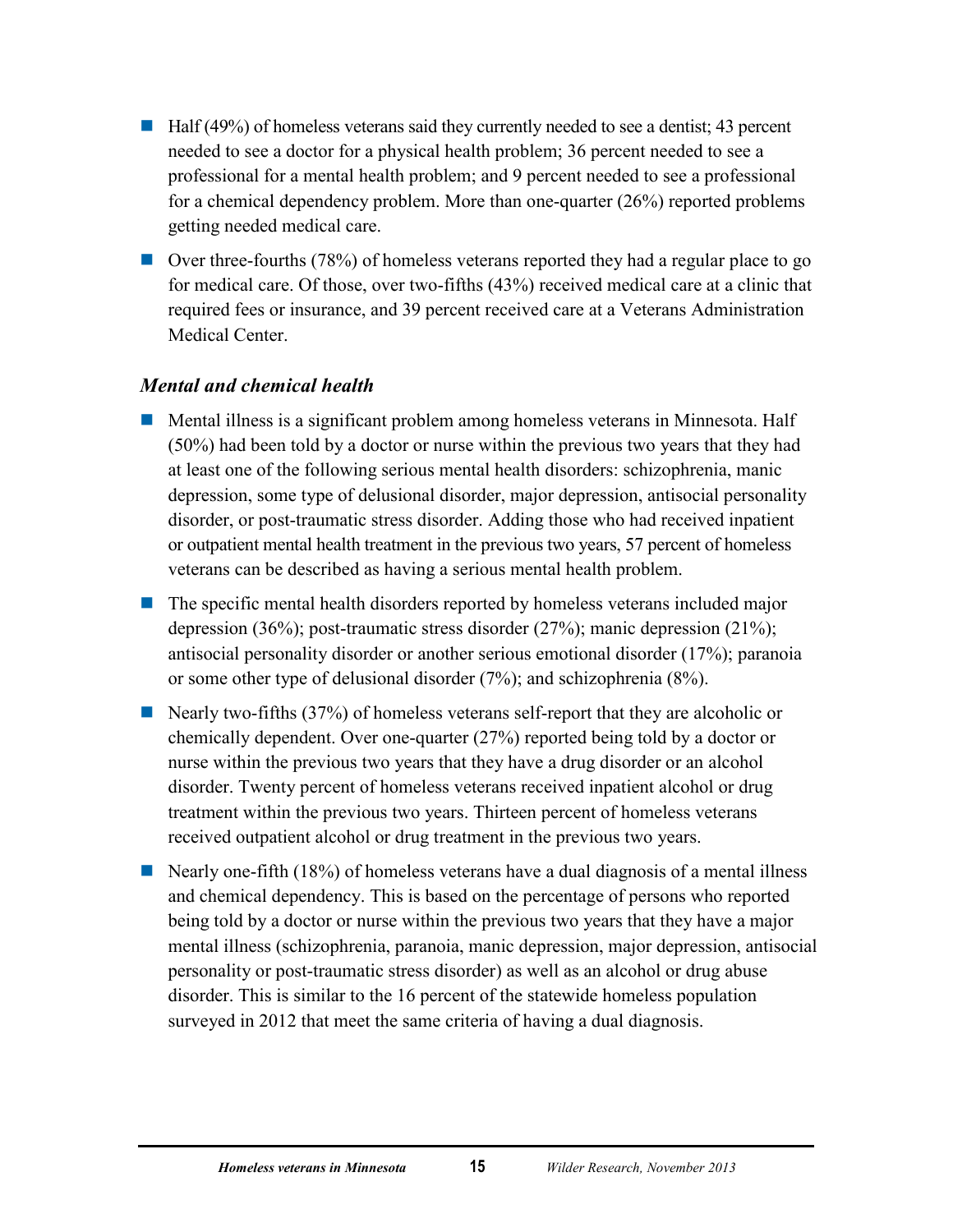- Half (49%) of homeless veterans said they currently needed to see a dentist; 43 percent needed to see a doctor for a physical health problem; 36 percent needed to see a professional for a mental health problem; and 9 percent needed to see a professional for a chemical dependency problem. More than one-quarter (26%) reported problems getting needed medical care.
- Over three-fourths (78%) of homeless veterans reported they had a regular place to go for medical care. Of those, over two-fifths (43%) received medical care at a clinic that required fees or insurance, and 39 percent received care at a Veterans Administration Medical Center.

### *Mental and chemical health*

- Mental illness is a significant problem among homeless veterans in Minnesota. Half (50%) had been told by a doctor or nurse within the previous two years that they had at least one of the following serious mental health disorders: schizophrenia, manic depression, some type of delusional disorder, major depression, antisocial personality disorder, or post-traumatic stress disorder. Adding those who had received inpatient or outpatient mental health treatment in the previous two years, 57 percent of homeless veterans can be described as having a serious mental health problem.
- The specific mental health disorders reported by homeless veterans included major depression (36%); post-traumatic stress disorder (27%); manic depression (21%); antisocial personality disorder or another serious emotional disorder (17%); paranoia or some other type of delusional disorder (7%); and schizophrenia (8%).
- Nearly two-fifths (37%) of homeless veterans self-report that they are alcoholic or chemically dependent. Over one-quarter (27%) reported being told by a doctor or nurse within the previous two years that they have a drug disorder or an alcohol disorder. Twenty percent of homeless veterans received inpatient alcohol or drug treatment within the previous two years. Thirteen percent of homeless veterans received outpatient alcohol or drug treatment in the previous two years.
- Nearly one-fifth (18%) of homeless veterans have a dual diagnosis of a mental illness and chemical dependency. This is based on the percentage of persons who reported being told by a doctor or nurse within the previous two years that they have a major mental illness (schizophrenia, paranoia, manic depression, major depression, antisocial personality or post-traumatic stress disorder) as well as an alcohol or drug abuse disorder. This is similar to the 16 percent of the statewide homeless population surveyed in 2012 that meet the same criteria of having a dual diagnosis.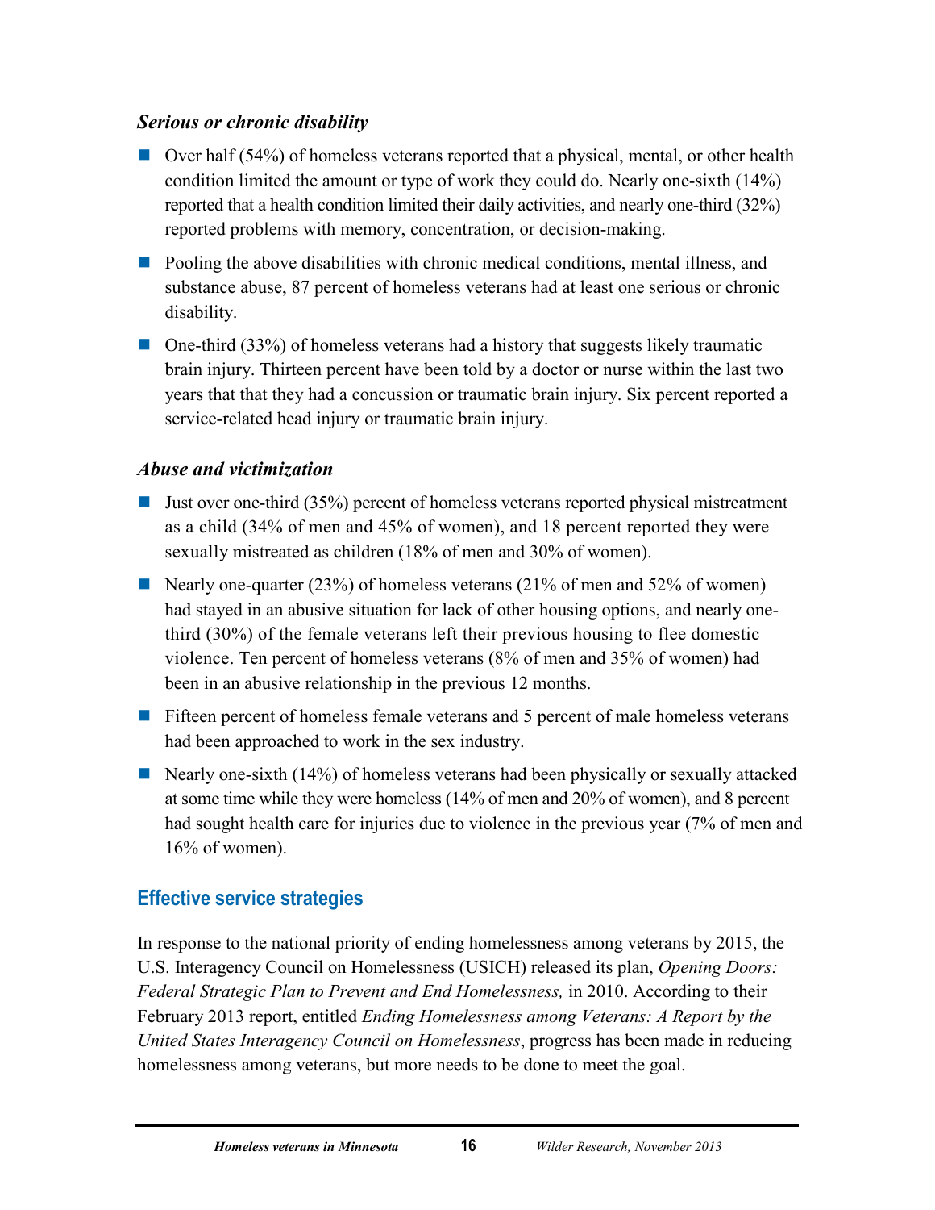### *Serious or chronic disability*

- Over half (54%) of homeless veterans reported that a physical, mental, or other health condition limited the amount or type of work they could do. Nearly one-sixth (14%) reported that a health condition limited their daily activities, and nearly one-third (32%) reported problems with memory, concentration, or decision-making.
- Pooling the above disabilities with chronic medical conditions, mental illness, and substance abuse, 87 percent of homeless veterans had at least one serious or chronic disability.
- One-third (33%) of homeless veterans had a history that suggests likely traumatic brain injury. Thirteen percent have been told by a doctor or nurse within the last two years that that they had a concussion or traumatic brain injury. Six percent reported a service-related head injury or traumatic brain injury.

### *Abuse and victimization*

- Just over one-third (35%) percent of homeless veterans reported physical mistreatment as a child (34% of men and 45% of women), and 18 percent reported they were sexually mistreated as children (18% of men and 30% of women).
- Nearly one-quarter (23%) of homeless veterans (21% of men and 52% of women) had stayed in an abusive situation for lack of other housing options, and nearly one-third (30%) of the female veterans left their previous housing to flee domestic violence. Ten percent of homeless veterans (8% of men and 35% of women) had been in an abusive relationship in the previous 12 months.
- Fifteen percent of homeless female veterans and 5 percent of male homeless veterans had been approached to work in the sex industry.
- Nearly one-sixth (14%) of homeless veterans had been physically or sexually attacked at some time while they were homeless (14% of men and 20% of women), and 8 percent had sought health care for injuries due to violence in the previous year (7% of men and 16% of women).

## Effective service strategies

In response to the national priority of ending homelessness among veterans by 2015, the U.S. Interagency Council on Homelessness (USICH) released its plan, *Opening Doors: Federal Strategic Plan to Prevent and End Homelessness,* in 2010. According to their February 2013 report, entitled *Ending Homelessness among Veterans: A Report by the United States Interagency Council on Homelessness*, progress has been made in reducing homelessness among veterans, but more needs to be done to meet the goal.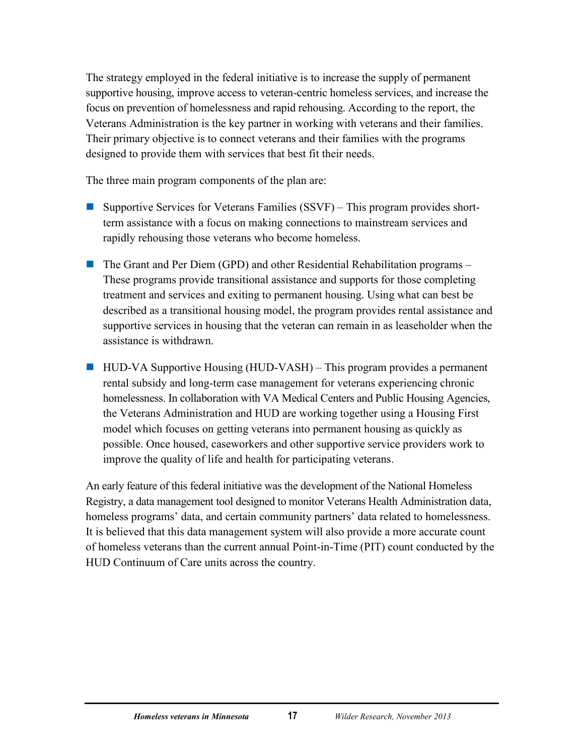The strategy employed in the federal initiative is to increase the supply of permanent supportive housing, improve access to veteran-centric homeless services, and increase the focus on prevention of homelessness and rapid rehousing. According to the report, the Veterans Administration is the key partner in working with veterans and their families. Their primary objective is to connect veterans and their families with the programs designed to provide them with services that best fit their needs.

The three main program components of the plan are:

- Supportive Services for Veterans Families (SSVF) – This program provides short-term assistance with a focus on making connections to mainstream services and rapidly rehousing those veterans who become homeless.

- The Grant and Per Diem (GPD) and other Residential Rehabilitation programs – These programs provide transitional assistance and supports for those completing treatment and services and exiting to permanent housing. Using what can best be described as a transitional housing model, the program provides rental assistance and supportive services in housing that the veteran can remain in as leaseholder when the assistance is withdrawn.

- HUD-VA Supportive Housing (HUD-VASH) – This program provides a permanent rental subsidy and long-term case management for veterans experiencing chronic homelessness. In collaboration with VA Medical Centers and Public Housing Agencies, the Veterans Administration and HUD are working together using a Housing First model which focuses on getting veterans into permanent housing as quickly as possible. Once housed, caseworkers and other supportive service providers work to improve the quality of life and health for participating veterans.

An early feature of this federal initiative was the development of the National Homeless Registry, a data management tool designed to monitor Veterans Health Administration data, homeless programs' data, and certain community partners' data related to homelessness. It is believed that this data management system will also provide a more accurate count of homeless veterans than the current annual Point-in-Time (PIT) count conducted by the HUD Continuum of Care units across the country.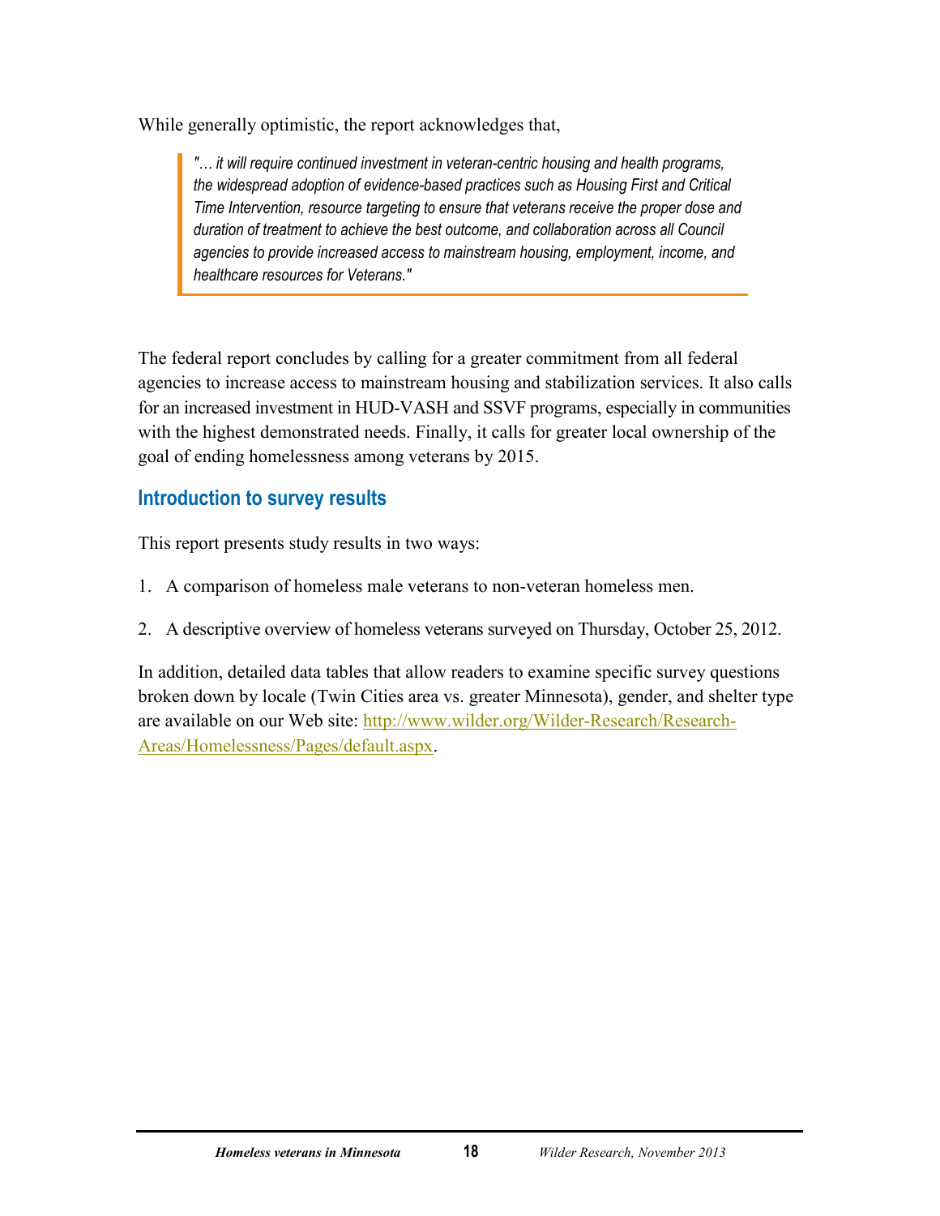While generally optimistic, the report acknowledges that,

> *"… it will require continued investment in veteran-centric housing and health programs, the widespread adoption of evidence-based practices such as Housing First and Critical Time Intervention, resource targeting to ensure that veterans receive the proper dose and duration of treatment to achieve the best outcome, and collaboration across all Council agencies to provide increased access to mainstream housing, employment, income, and healthcare resources for Veterans."*

The federal report concludes by calling for a greater commitment from all federal agencies to increase access to mainstream housing and stabilization services. It also calls for an increased investment in HUD-VASH and SSVF programs, especially in communities with the highest demonstrated needs. Finally, it calls for greater local ownership of the goal of ending homelessness among veterans by 2015.

## Introduction to survey results

This report presents study results in two ways:

1. A comparison of homeless male veterans to non-veteran homeless men.
2. A descriptive overview of homeless veterans surveyed on Thursday, October 25, 2012.

In addition, detailed data tables that allow readers to examine specific survey questions broken down by locale (Twin Cities area vs. greater Minnesota), gender, and shelter type are available on our Web site: [http://www.wilder.org/Wilder-Research/Research-Areas/Homelessness/Pages/default.aspx](http://www.wilder.org/Wilder-Research/Research-Areas/Homelessness/Pages/default.aspx).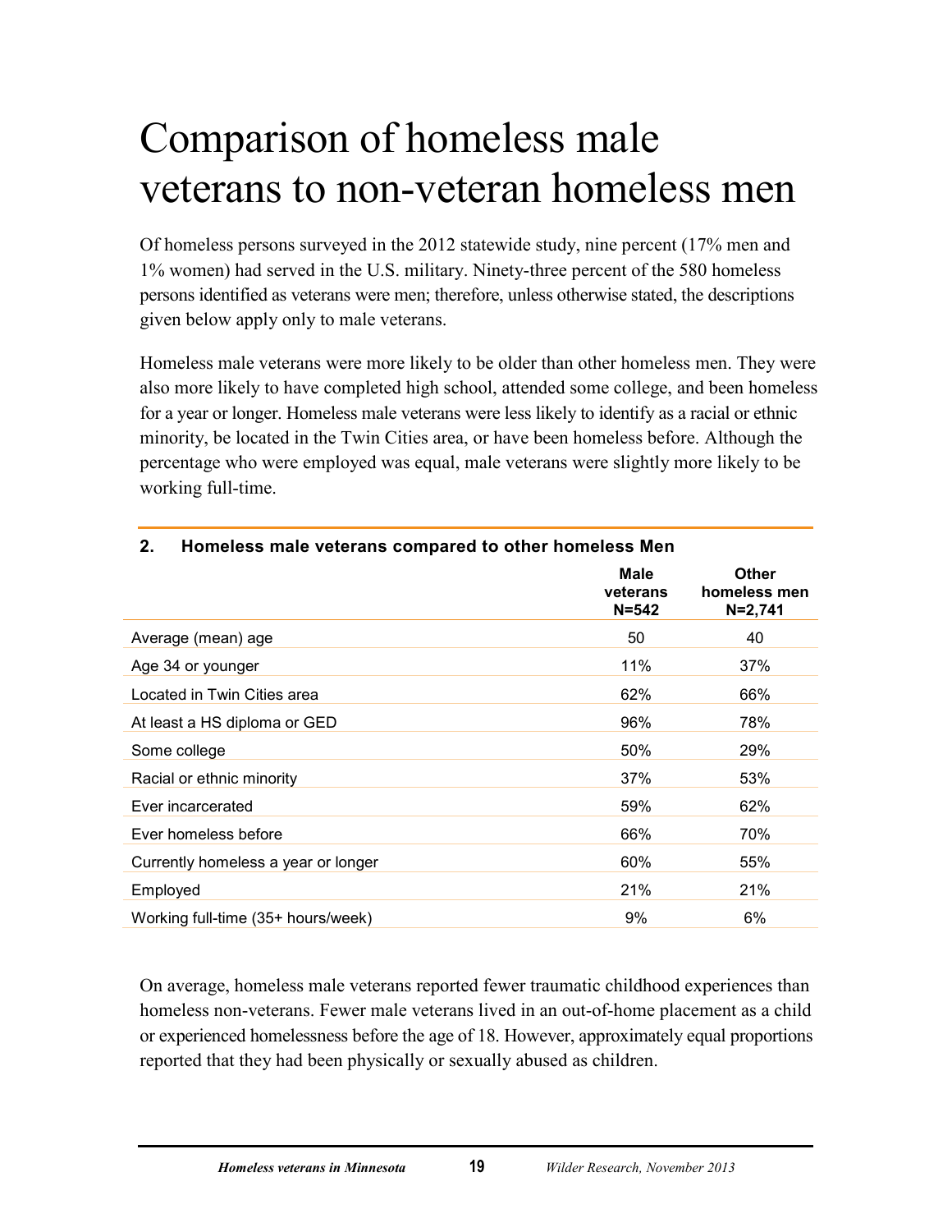# Comparison of homeless male veterans to non-veteran homeless men

Of homeless persons surveyed in the 2012 statewide study, nine percent (17% men and 1% women) had served in the U.S. military. Ninety-three percent of the 580 homeless persons identified as veterans were men; therefore, unless otherwise stated, the descriptions given below apply only to male veterans.

Homeless male veterans were more likely to be older than other homeless men. They were also more likely to have completed high school, attended some college, and been homeless for a year or longer. Homeless male veterans were less likely to identify as a racial or ethnic minority, be located in the Twin Cities area, or have been homeless before. Although the percentage who were employed was equal, male veterans were slightly more likely to be working full-time.

**2. Homeless male veterans compared to other homeless Men**

| | Male veterans N=542 | Other homeless men N=2,741 |
|---|---|---|
| Average (mean) age | 50 | 40 |
| Age 34 or younger | 11% | 37% |
| Located in Twin Cities area | 62% | 66% |
| At least a HS diploma or GED | 96% | 78% |
| Some college | 50% | 29% |
| Racial or ethnic minority | 37% | 53% |
| Ever incarcerated | 59% | 62% |
| Ever homeless before | 66% | 70% |
| Currently homeless a year or longer | 60% | 55% |
| Employed | 21% | 21% |
| Working full-time (35+ hours/week) | 9% | 6% |

On average, homeless male veterans reported fewer traumatic childhood experiences than homeless non-veterans. Fewer male veterans lived in an out-of-home placement as a child or experienced homelessness before the age of 18. However, approximately equal proportions reported that they had been physically or sexually abused as children.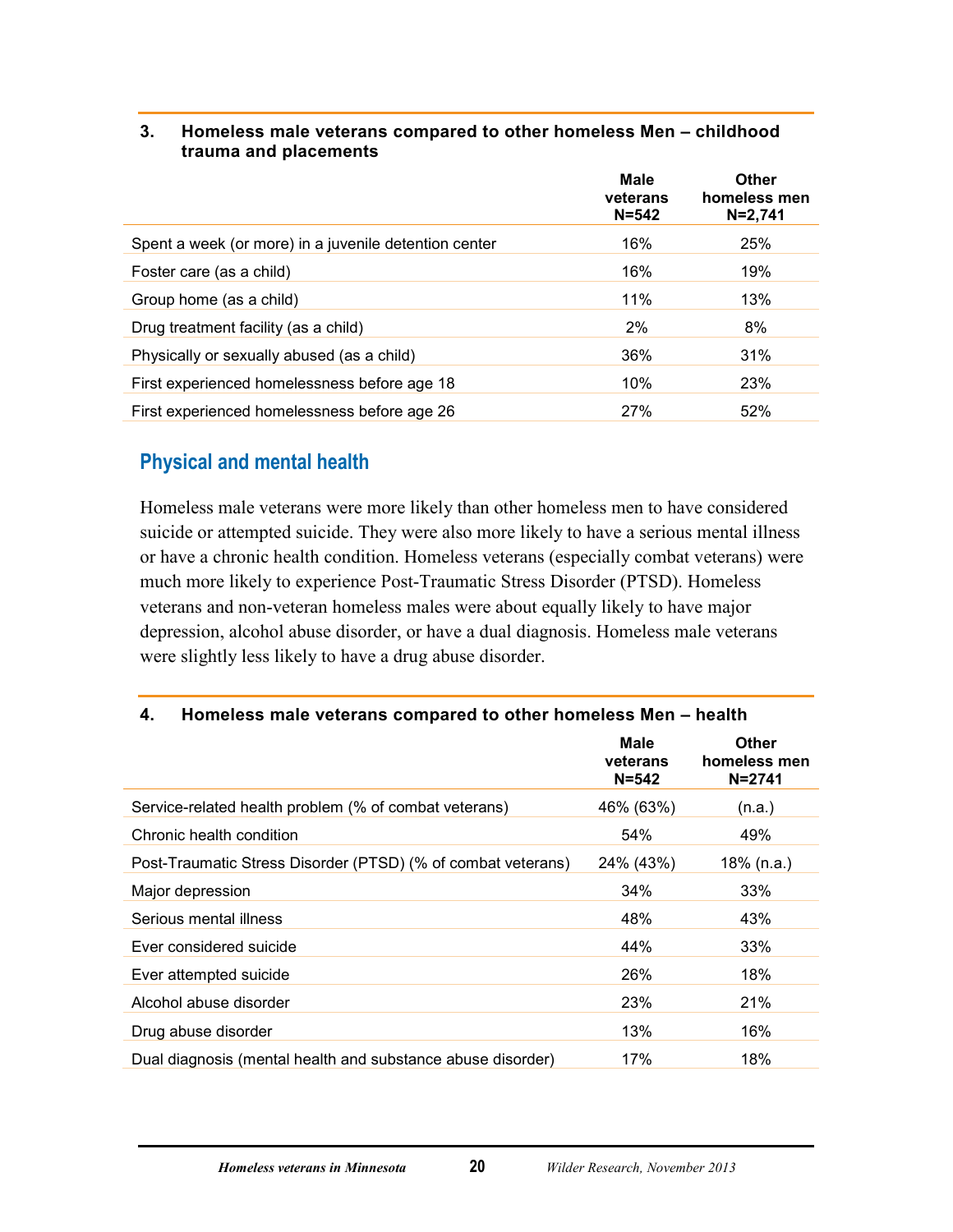**3. Homeless male veterans compared to other homeless Men – childhood trauma and placements**

| | Male veterans N=542 | Other homeless men N=2,741 |
|---|---|---|
| Spent a week (or more) in a juvenile detention center | 16% | 25% |
| Foster care (as a child) | 16% | 19% |
| Group home (as a child) | 11% | 13% |
| Drug treatment facility (as a child) | 2% | 8% |
| Physically or sexually abused (as a child) | 36% | 31% |
| First experienced homelessness before age 18 | 10% | 23% |
| First experienced homelessness before age 26 | 27% | 52% |

## Physical and mental health

Homeless male veterans were more likely than other homeless men to have considered suicide or attempted suicide. They were also more likely to have a serious mental illness or have a chronic health condition. Homeless veterans (especially combat veterans) were much more likely to experience Post-Traumatic Stress Disorder (PTSD). Homeless veterans and non-veteran homeless males were about equally likely to have major depression, alcohol abuse disorder, or have a dual diagnosis. Homeless male veterans were slightly less likely to have a drug abuse disorder.

**4. Homeless male veterans compared to other homeless Men – health**

| | Male veterans N=542 | Other homeless men N=2741 |
|---|---|---|
| Service-related health problem (% of combat veterans) | 46% (63%) | (n.a.) |
| Chronic health condition | 54% | 49% |
| Post-Traumatic Stress Disorder (PTSD) (% of combat veterans) | 24% (43%) | 18% (n.a.) |
| Major depression | 34% | 33% |
| Serious mental illness | 48% | 43% |
| Ever considered suicide | 44% | 33% |
| Ever attempted suicide | 26% | 18% |
| Alcohol abuse disorder | 23% | 21% |
| Drug abuse disorder | 13% | 16% |
| Dual diagnosis (mental health and substance abuse disorder) | 17% | 18% |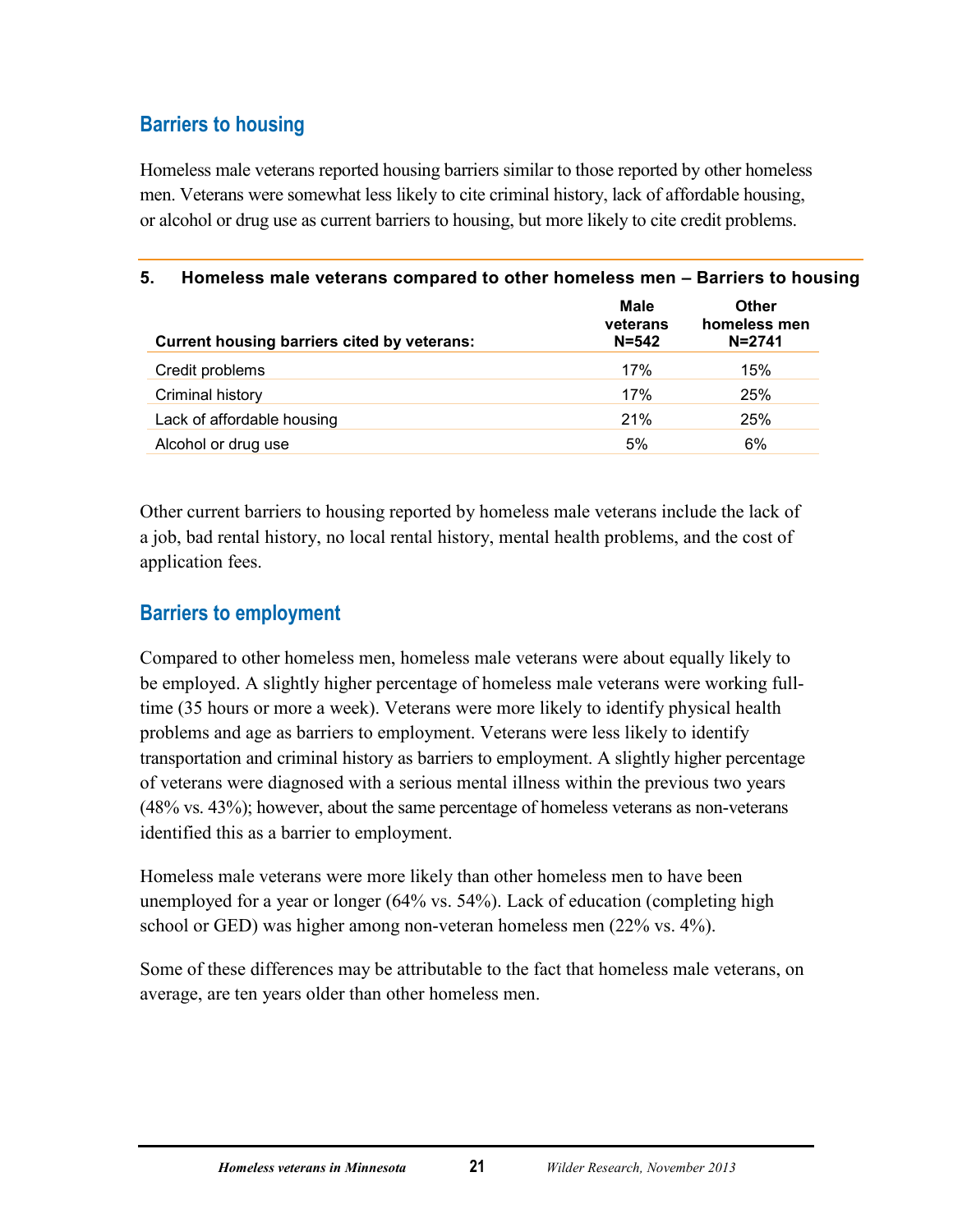## Barriers to housing

Homeless male veterans reported housing barriers similar to those reported by other homeless men. Veterans were somewhat less likely to cite criminal history, lack of affordable housing, or alcohol or drug use as current barriers to housing, but more likely to cite credit problems.

**5. Homeless male veterans compared to other homeless men – Barriers to housing**

| Current housing barriers cited by veterans: | Male veterans N=542 | Other homeless men N=2741 |
|---|---|---|
| Credit problems | 17% | 15% |
| Criminal history | 17% | 25% |
| Lack of affordable housing | 21% | 25% |
| Alcohol or drug use | 5% | 6% |

Other current barriers to housing reported by homeless male veterans include the lack of a job, bad rental history, no local rental history, mental health problems, and the cost of application fees.

## Barriers to employment

Compared to other homeless men, homeless male veterans were about equally likely to be employed. A slightly higher percentage of homeless male veterans were working full-time (35 hours or more a week). Veterans were more likely to identify physical health problems and age as barriers to employment. Veterans were less likely to identify transportation and criminal history as barriers to employment. A slightly higher percentage of veterans were diagnosed with a serious mental illness within the previous two years (48% vs. 43%); however, about the same percentage of homeless veterans as non-veterans identified this as a barrier to employment.

Homeless male veterans were more likely than other homeless men to have been unemployed for a year or longer (64% vs. 54%). Lack of education (completing high school or GED) was higher among non-veteran homeless men (22% vs. 4%).

Some of these differences may be attributable to the fact that homeless male veterans, on average, are ten years older than other homeless men.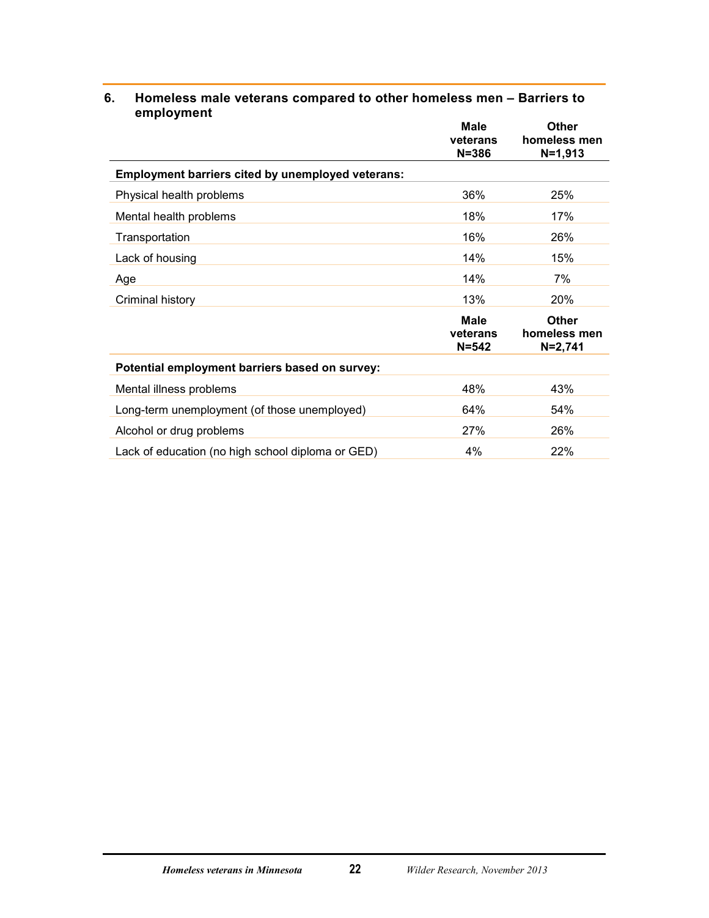### 6. Homeless male veterans compared to other homeless men – Barriers to employment

| | Male veterans N=386 | Other homeless men N=1,913 |
|---|---|---|
| **Employment barriers cited by unemployed veterans:** | | |
| Physical health problems | 36% | 25% |
| Mental health problems | 18% | 17% |
| Transportation | 16% | 26% |
| Lack of housing | 14% | 15% |
| Age | 14% | 7% |
| Criminal history | 13% | 20% |
| | **Male veterans N=542** | **Other homeless men N=2,741** |
| **Potential employment barriers based on survey:** | | |
| Mental illness problems | 48% | 43% |
| Long-term unemployment (of those unemployed) | 64% | 54% |
| Alcohol or drug problems | 27% | 26% |
| Lack of education (no high school diploma or GED) | 4% | 22% |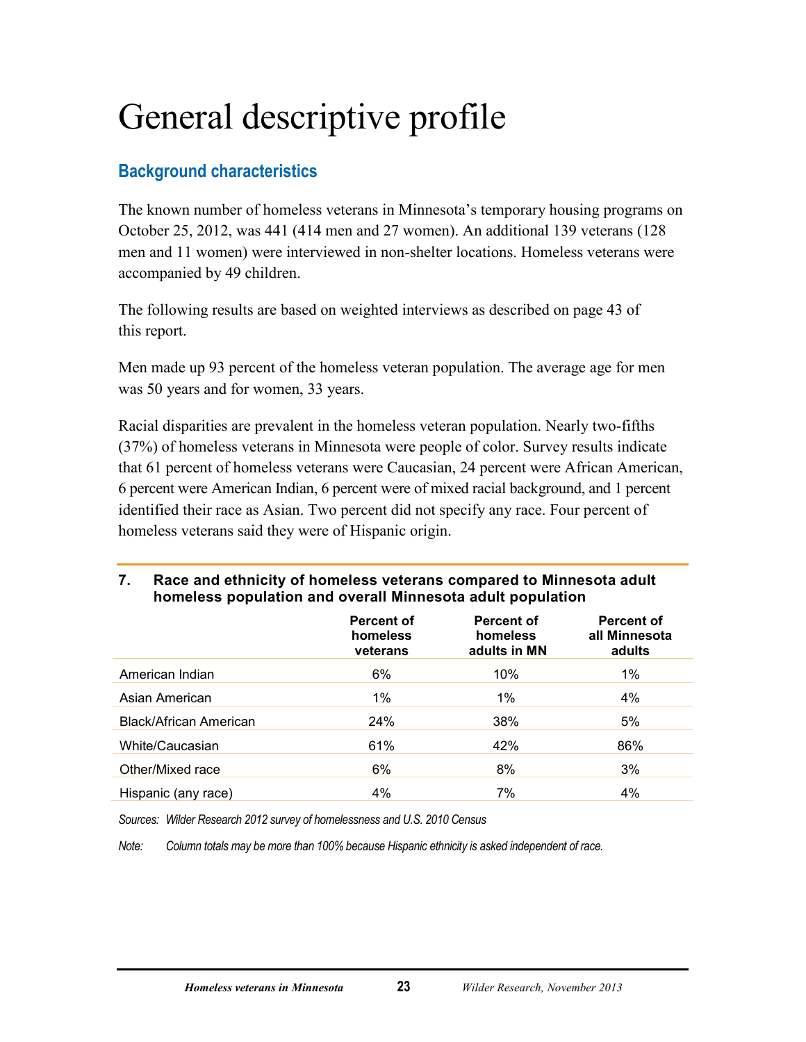# General descriptive profile

## Background characteristics

The known number of homeless veterans in Minnesota's temporary housing programs on October 25, 2012, was 441 (414 men and 27 women). An additional 139 veterans (128 men and 11 women) were interviewed in non-shelter locations. Homeless veterans were accompanied by 49 children.

The following results are based on weighted interviews as described on page 43 of this report.

Men made up 93 percent of the homeless veteran population. The average age for men was 50 years and for women, 33 years.

Racial disparities are prevalent in the homeless veteran population. Nearly two-fifths (37%) of homeless veterans in Minnesota were people of color. Survey results indicate that 61 percent of homeless veterans were Caucasian, 24 percent were African American, 6 percent were American Indian, 6 percent were of mixed racial background, and 1 percent identified their race as Asian. Two percent did not specify any race. Four percent of homeless veterans said they were of Hispanic origin.

**7. Race and ethnicity of homeless veterans compared to Minnesota adult homeless population and overall Minnesota adult population**

| | Percent of homeless veterans | Percent of homeless adults in MN | Percent of all Minnesota adults |
|---|---|---|---|
| American Indian | 6% | 10% | 1% |
| Asian American | 1% | 1% | 4% |
| Black/African American | 24% | 38% | 5% |
| White/Caucasian | 61% | 42% | 86% |
| Other/Mixed race | 6% | 8% | 3% |
| Hispanic (any race) | 4% | 7% | 4% |

*Sources: Wilder Research 2012 survey of homelessness and U.S. 2010 Census*

*Note: Column totals may be more than 100% because Hispanic ethnicity is asked independent of race.*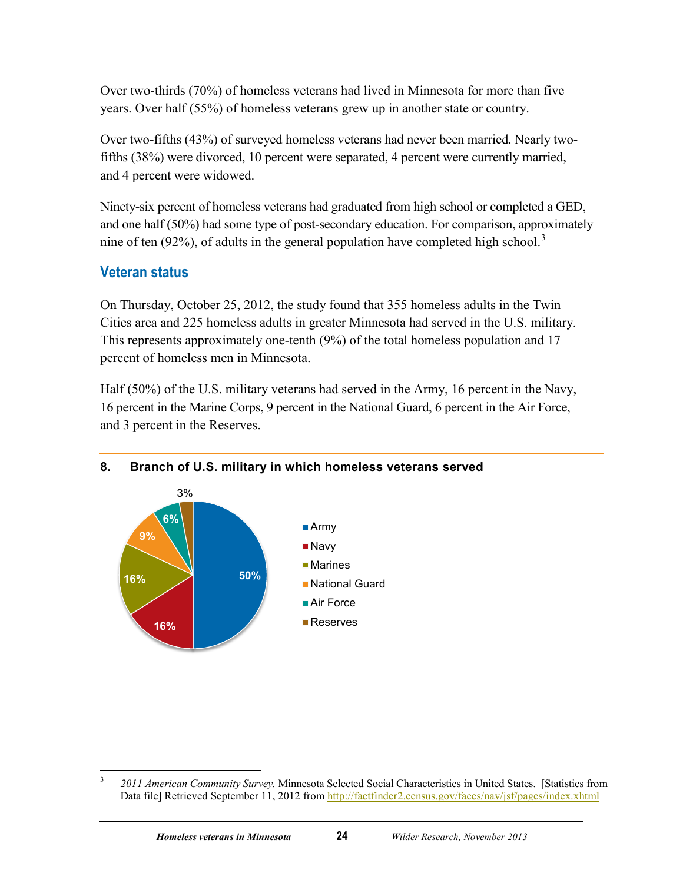Over two-thirds (70%) of homeless veterans had lived in Minnesota for more than five years. Over half (55%) of homeless veterans grew up in another state or country.

Over two-fifths (43%) of surveyed homeless veterans had never been married. Nearly two-fifths (38%) were divorced, 10 percent were separated, 4 percent were currently married, and 4 percent were widowed.

Ninety-six percent of homeless veterans had graduated from high school or completed a GED, and one half (50%) had some type of post-secondary education. For comparison, approximately nine of ten (92%), of adults in the general population have completed high school.[3]

## Veteran status

On Thursday, October 25, 2012, the study found that 355 homeless adults in the Twin Cities area and 225 homeless adults in greater Minnesota had served in the U.S. military. This represents approximately one-tenth (9%) of the total homeless population and 17 percent of homeless men in Minnesota.

Half (50%) of the U.S. military veterans had served in the Army, 16 percent in the Navy, 16 percent in the Marine Corps, 9 percent in the National Guard, 6 percent in the Air Force, and 3 percent in the Reserves.

**8. Branch of U.S. military in which homeless veterans served**

| Branch | Percent |
|---|---|
| Army | 50% |
| Navy | 16% |
| Marines | 16% |
| National Guard | 9% |
| Air Force | 6% |
| Reserves | 3% |

[3] *2011 American Community Survey.* Minnesota Selected Social Characteristics in United States. [Statistics from Data file] Retrieved September 11, 2012 from http://factfinder2.census.gov/faces/nav/jsf/pages/index.xhtml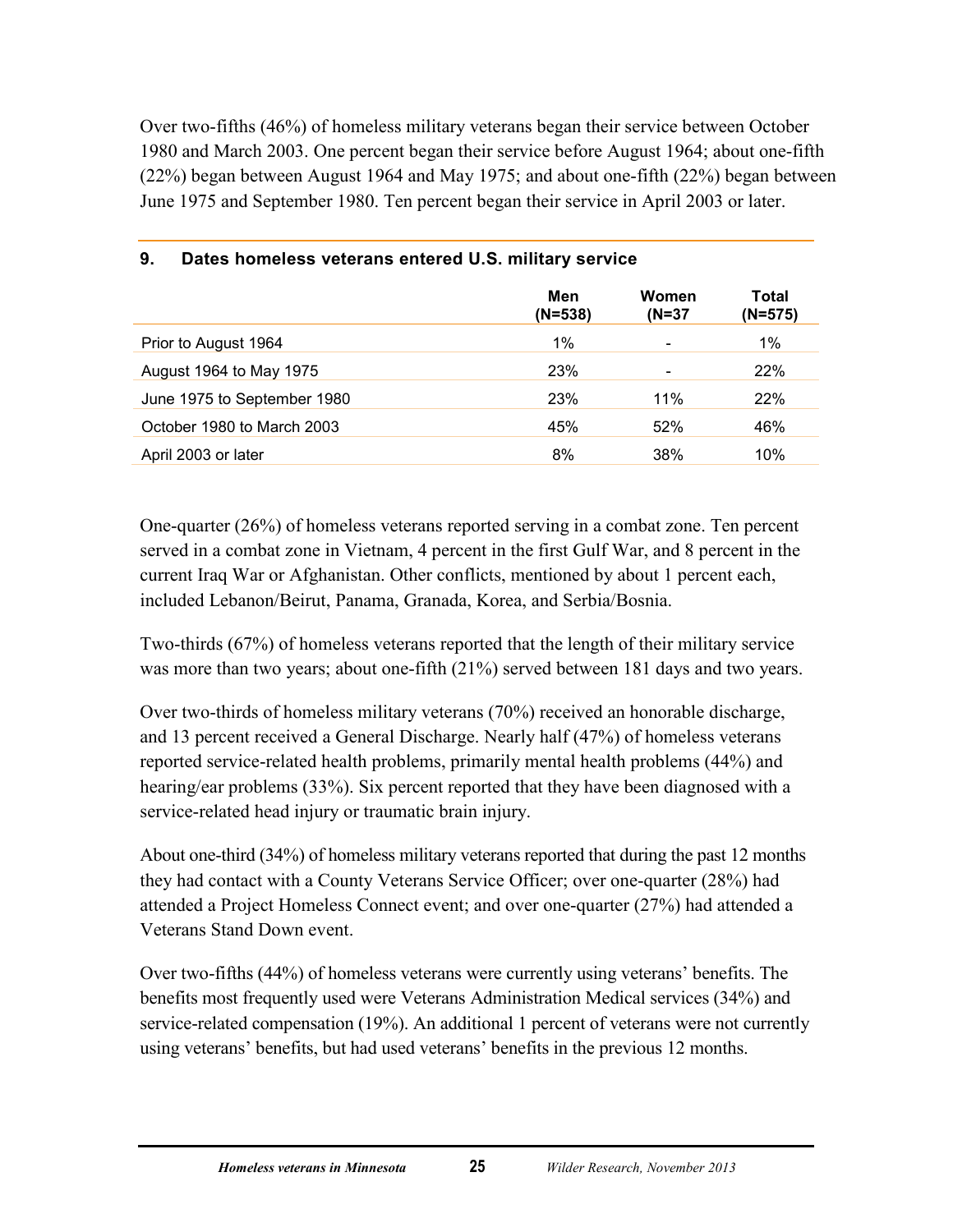Over two-fifths (46%) of homeless military veterans began their service between October 1980 and March 2003. One percent began their service before August 1964; about one-fifth (22%) began between August 1964 and May 1975; and about one-fifth (22%) began between June 1975 and September 1980. Ten percent began their service in April 2003 or later.

**9. Dates homeless veterans entered U.S. military service**

| | Men (N=538) | Women (N=37 | Total (N=575) |
|---|---|---|---|
| Prior to August 1964 | 1% | - | 1% |
| August 1964 to May 1975 | 23% | - | 22% |
| June 1975 to September 1980 | 23% | 11% | 22% |
| October 1980 to March 2003 | 45% | 52% | 46% |
| April 2003 or later | 8% | 38% | 10% |

One-quarter (26%) of homeless veterans reported serving in a combat zone. Ten percent served in a combat zone in Vietnam, 4 percent in the first Gulf War, and 8 percent in the current Iraq War or Afghanistan. Other conflicts, mentioned by about 1 percent each, included Lebanon/Beirut, Panama, Granada, Korea, and Serbia/Bosnia.

Two-thirds (67%) of homeless veterans reported that the length of their military service was more than two years; about one-fifth (21%) served between 181 days and two years.

Over two-thirds of homeless military veterans (70%) received an honorable discharge, and 13 percent received a General Discharge. Nearly half (47%) of homeless veterans reported service-related health problems, primarily mental health problems (44%) and hearing/ear problems (33%). Six percent reported that they have been diagnosed with a service-related head injury or traumatic brain injury.

About one-third (34%) of homeless military veterans reported that during the past 12 months they had contact with a County Veterans Service Officer; over one-quarter (28%) had attended a Project Homeless Connect event; and over one-quarter (27%) had attended a Veterans Stand Down event.

Over two-fifths (44%) of homeless veterans were currently using veterans' benefits. The benefits most frequently used were Veterans Administration Medical services (34%) and service-related compensation (19%). An additional 1 percent of veterans were not currently using veterans' benefits, but had used veterans' benefits in the previous 12 months.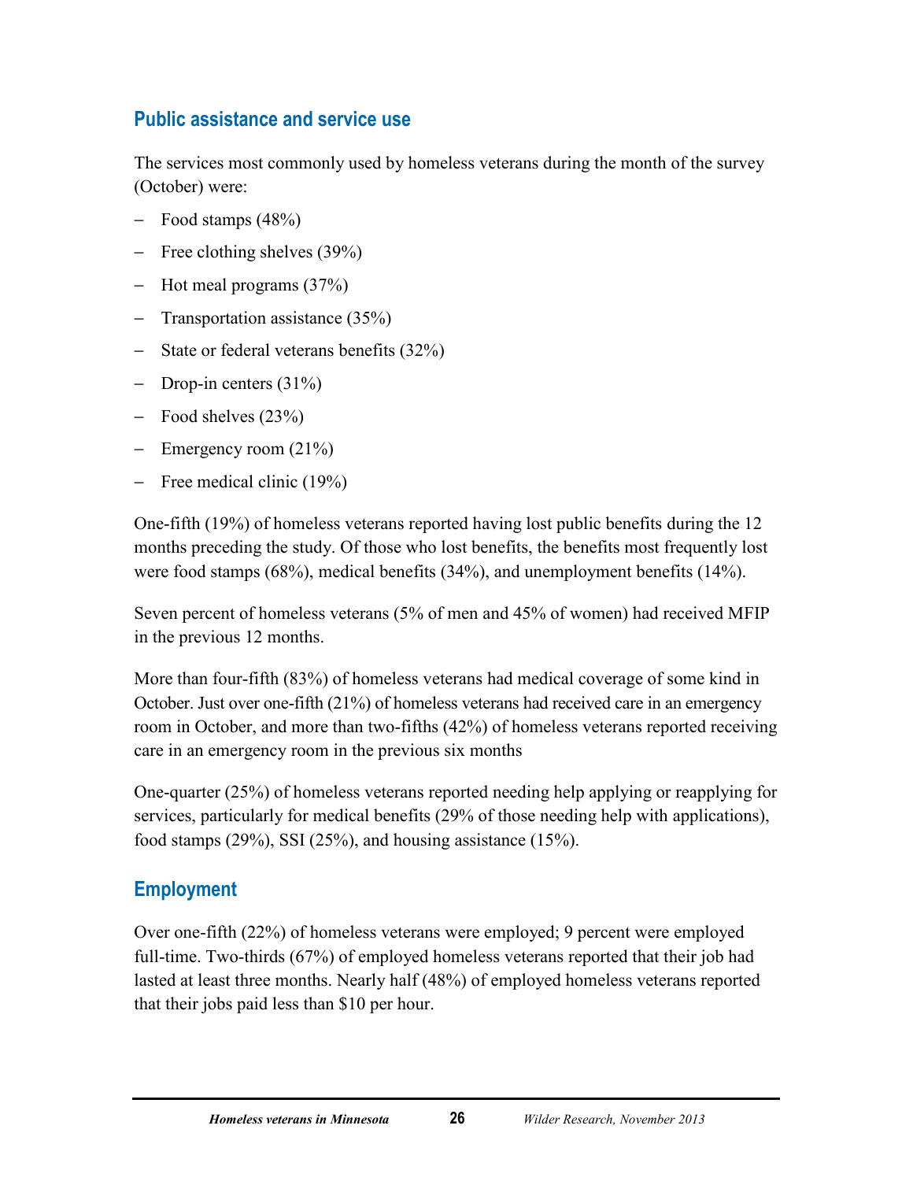## Public assistance and service use

The services most commonly used by homeless veterans during the month of the survey (October) were:

- Food stamps (48%)
- Free clothing shelves (39%)
- Hot meal programs (37%)
- Transportation assistance (35%)
- State or federal veterans benefits (32%)
- Drop-in centers (31%)
- Food shelves (23%)
- Emergency room (21%)
- Free medical clinic (19%)

One-fifth (19%) of homeless veterans reported having lost public benefits during the 12 months preceding the study. Of those who lost benefits, the benefits most frequently lost were food stamps (68%), medical benefits (34%), and unemployment benefits (14%).

Seven percent of homeless veterans (5% of men and 45% of women) had received MFIP in the previous 12 months.

More than four-fifth (83%) of homeless veterans had medical coverage of some kind in October. Just over one-fifth (21%) of homeless veterans had received care in an emergency room in October, and more than two-fifths (42%) of homeless veterans reported receiving care in an emergency room in the previous six months

One-quarter (25%) of homeless veterans reported needing help applying or reapplying for services, particularly for medical benefits (29% of those needing help with applications), food stamps (29%), SSI (25%), and housing assistance (15%).

## Employment

Over one-fifth (22%) of homeless veterans were employed; 9 percent were employed full-time. Two-thirds (67%) of employed homeless veterans reported that their job had lasted at least three months. Nearly half (48%) of employed homeless veterans reported that their jobs paid less than $10 per hour.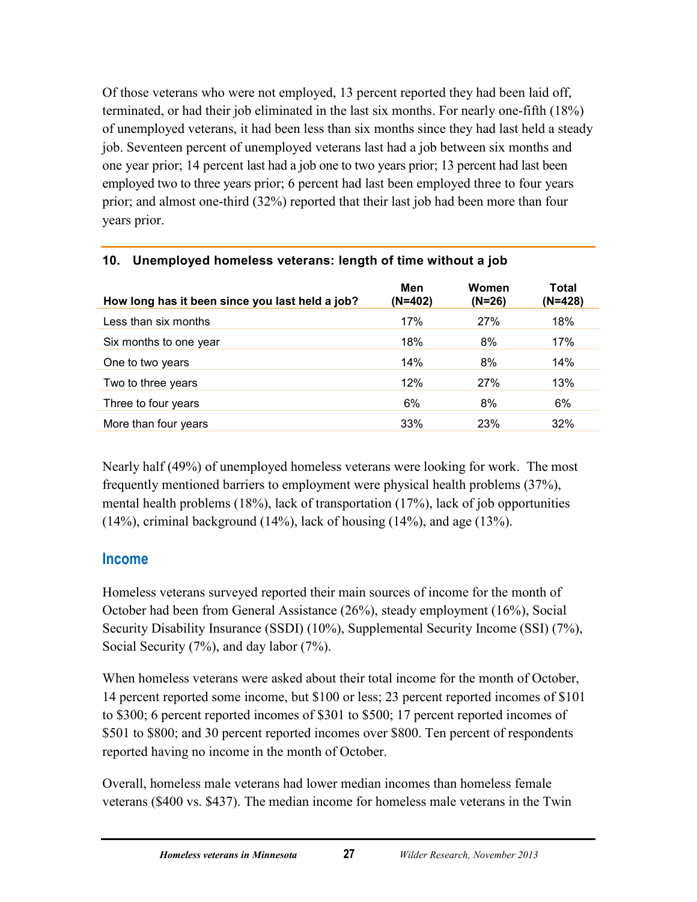Of those veterans who were not employed, 13 percent reported they had been laid off, terminated, or had their job eliminated in the last six months. For nearly one-fifth (18%) of unemployed veterans, it had been less than six months since they had last held a steady job. Seventeen percent of unemployed veterans last had a job between six months and one year prior; 14 percent last had a job one to two years prior; 13 percent had last been employed two to three years prior; 6 percent had last been employed three to four years prior; and almost one-third (32%) reported that their last job had been more than four years prior.

**10. Unemployed homeless veterans: length of time without a job**

| How long has it been since you last held a job? | Men (N=402) | Women (N=26) | Total (N=428) |
|---|---|---|---|
| Less than six months | 17% | 27% | 18% |
| Six months to one year | 18% | 8% | 17% |
| One to two years | 14% | 8% | 14% |
| Two to three years | 12% | 27% | 13% |
| Three to four years | 6% | 8% | 6% |
| More than four years | 33% | 23% | 32% |

Nearly half (49%) of unemployed homeless veterans were looking for work. The most frequently mentioned barriers to employment were physical health problems (37%), mental health problems (18%), lack of transportation (17%), lack of job opportunities (14%), criminal background (14%), lack of housing (14%), and age (13%).

## Income

Homeless veterans surveyed reported their main sources of income for the month of October had been from General Assistance (26%), steady employment (16%), Social Security Disability Insurance (SSDI) (10%), Supplemental Security Income (SSI) (7%), Social Security (7%), and day labor (7%).

When homeless veterans were asked about their total income for the month of October, 14 percent reported some income, but $100 or less; 23 percent reported incomes of $101 to $300; 6 percent reported incomes of $301 to $500; 17 percent reported incomes of $501 to $800; and 30 percent reported incomes over $800. Ten percent of respondents reported having no income in the month of October.

Overall, homeless male veterans had lower median incomes than homeless female veterans ($400 vs. $437). The median income for homeless male veterans in the Twin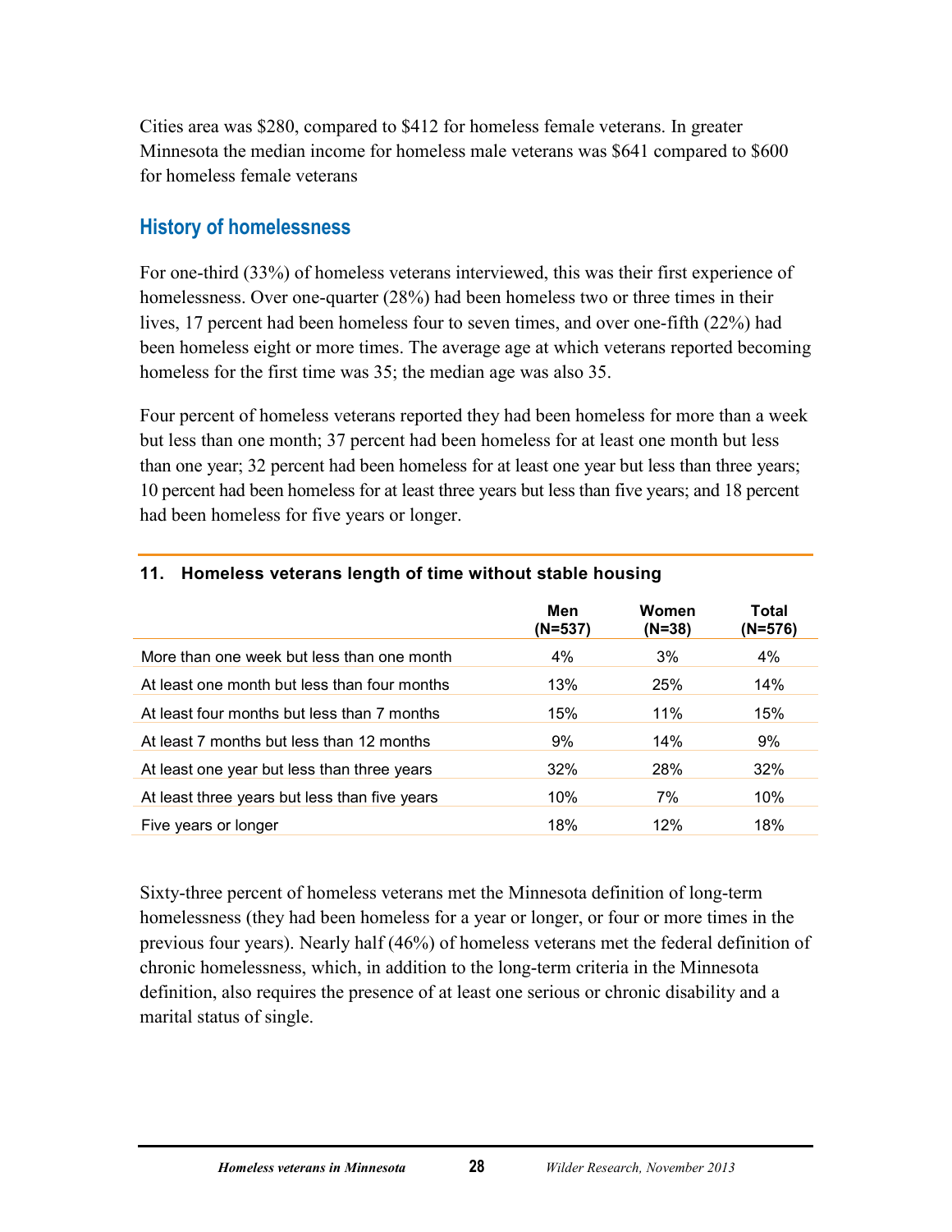Cities area was $280, compared to $412 for homeless female veterans. In greater Minnesota the median income for homeless male veterans was $641 compared to $600 for homeless female veterans

## History of homelessness

For one-third (33%) of homeless veterans interviewed, this was their first experience of homelessness. Over one-quarter (28%) had been homeless two or three times in their lives, 17 percent had been homeless four to seven times, and over one-fifth (22%) had been homeless eight or more times. The average age at which veterans reported becoming homeless for the first time was 35; the median age was also 35.

Four percent of homeless veterans reported they had been homeless for more than a week but less than one month; 37 percent had been homeless for at least one month but less than one year; 32 percent had been homeless for at least one year but less than three years; 10 percent had been homeless for at least three years but less than five years; and 18 percent had been homeless for five years or longer.

**11. Homeless veterans length of time without stable housing**

| | Men (N=537) | Women (N=38) | Total (N=576) |
|---|---|---|---|
| More than one week but less than one month | 4% | 3% | 4% |
| At least one month but less than four months | 13% | 25% | 14% |
| At least four months but less than 7 months | 15% | 11% | 15% |
| At least 7 months but less than 12 months | 9% | 14% | 9% |
| At least one year but less than three years | 32% | 28% | 32% |
| At least three years but less than five years | 10% | 7% | 10% |
| Five years or longer | 18% | 12% | 18% |

Sixty-three percent of homeless veterans met the Minnesota definition of long-term homelessness (they had been homeless for a year or longer, or four or more times in the previous four years). Nearly half (46%) of homeless veterans met the federal definition of chronic homelessness, which, in addition to the long-term criteria in the Minnesota definition, also requires the presence of at least one serious or chronic disability and a marital status of single.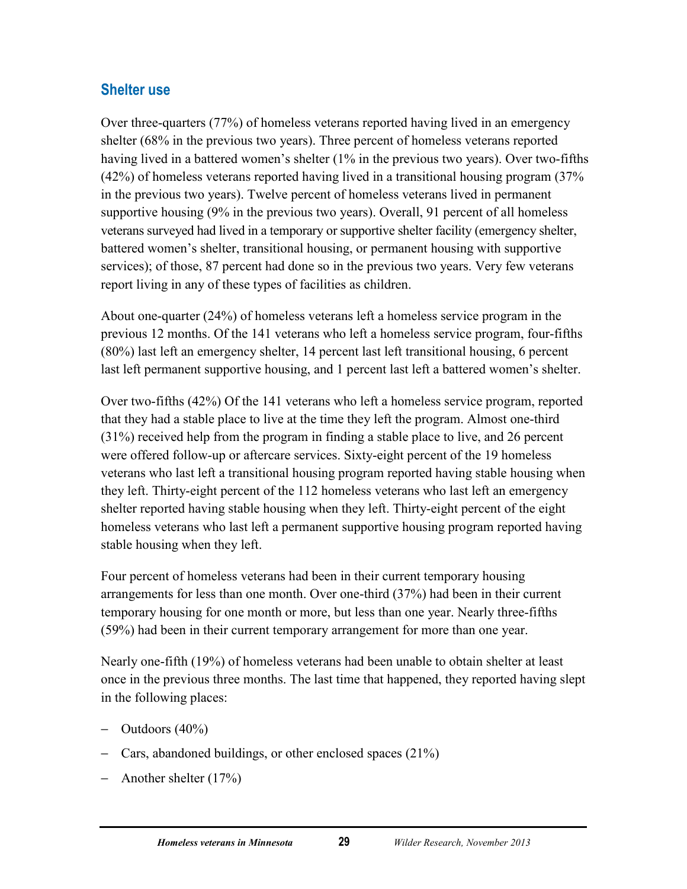## Shelter use

Over three-quarters (77%) of homeless veterans reported having lived in an emergency shelter (68% in the previous two years). Three percent of homeless veterans reported having lived in a battered women's shelter (1% in the previous two years). Over two-fifths (42%) of homeless veterans reported having lived in a transitional housing program (37% in the previous two years). Twelve percent of homeless veterans lived in permanent supportive housing (9% in the previous two years). Overall, 91 percent of all homeless veterans surveyed had lived in a temporary or supportive shelter facility (emergency shelter, battered women's shelter, transitional housing, or permanent housing with supportive services); of those, 87 percent had done so in the previous two years. Very few veterans report living in any of these types of facilities as children.

About one-quarter (24%) of homeless veterans left a homeless service program in the previous 12 months. Of the 141 veterans who left a homeless service program, four-fifths (80%) last left an emergency shelter, 14 percent last left transitional housing, 6 percent last left permanent supportive housing, and 1 percent last left a battered women's shelter.

Over two-fifths (42%) Of the 141 veterans who left a homeless service program, reported that they had a stable place to live at the time they left the program. Almost one-third (31%) received help from the program in finding a stable place to live, and 26 percent were offered follow-up or aftercare services. Sixty-eight percent of the 19 homeless veterans who last left a transitional housing program reported having stable housing when they left. Thirty-eight percent of the 112 homeless veterans who last left an emergency shelter reported having stable housing when they left. Thirty-eight percent of the eight homeless veterans who last left a permanent supportive housing program reported having stable housing when they left.

Four percent of homeless veterans had been in their current temporary housing arrangements for less than one month. Over one-third (37%) had been in their current temporary housing for one month or more, but less than one year. Nearly three-fifths (59%) had been in their current temporary arrangement for more than one year.

Nearly one-fifth (19%) of homeless veterans had been unable to obtain shelter at least once in the previous three months. The last time that happened, they reported having slept in the following places:

- Outdoors (40%)
- Cars, abandoned buildings, or other enclosed spaces (21%)
- Another shelter (17%)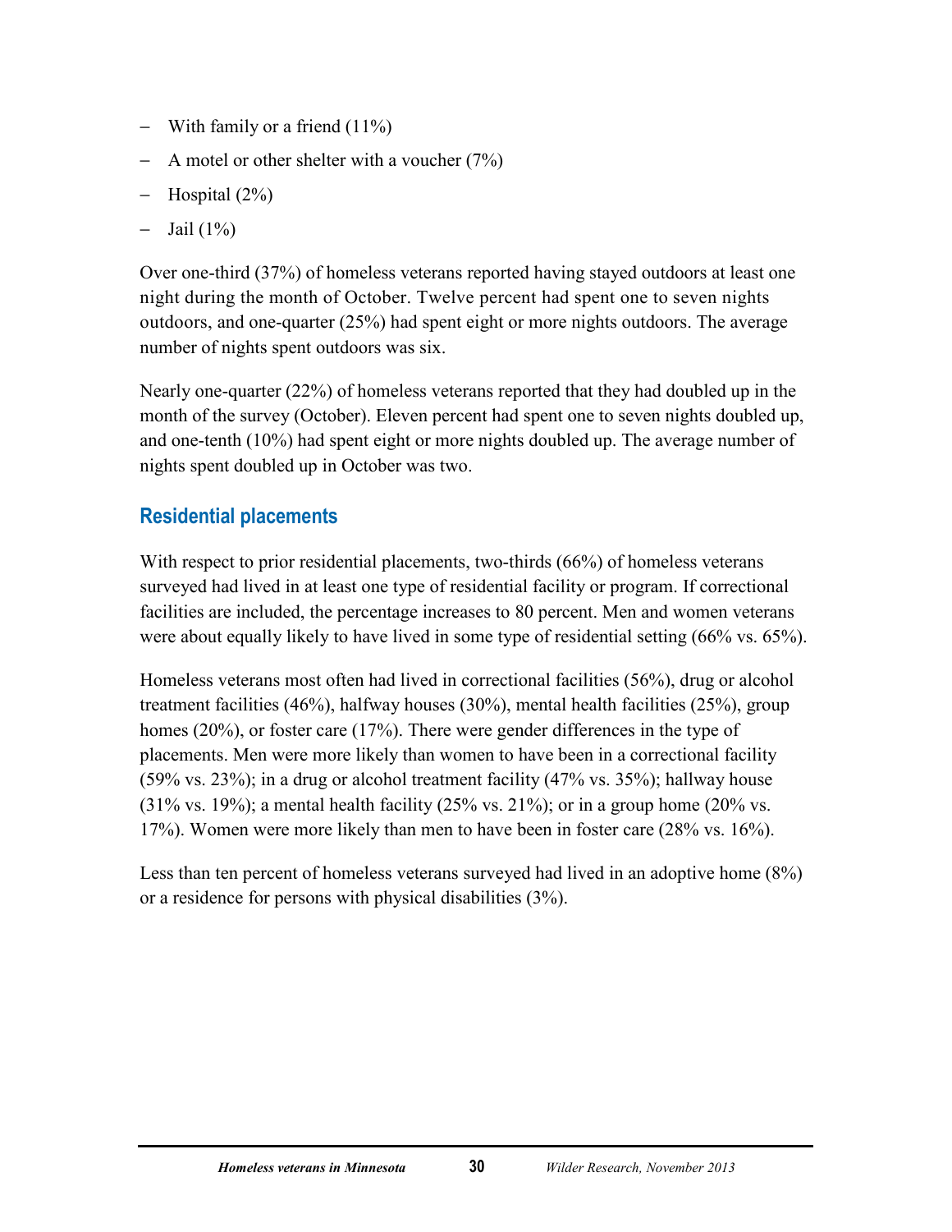- With family or a friend (11%)
- A motel or other shelter with a voucher (7%)
- Hospital (2%)
- Jail (1%)

Over one-third (37%) of homeless veterans reported having stayed outdoors at least one night during the month of October. Twelve percent had spent one to seven nights outdoors, and one-quarter (25%) had spent eight or more nights outdoors. The average number of nights spent outdoors was six.

Nearly one-quarter (22%) of homeless veterans reported that they had doubled up in the month of the survey (October). Eleven percent had spent one to seven nights doubled up, and one-tenth (10%) had spent eight or more nights doubled up. The average number of nights spent doubled up in October was two.

## Residential placements

With respect to prior residential placements, two-thirds (66%) of homeless veterans surveyed had lived in at least one type of residential facility or program. If correctional facilities are included, the percentage increases to 80 percent. Men and women veterans were about equally likely to have lived in some type of residential setting (66% vs. 65%).

Homeless veterans most often had lived in correctional facilities (56%), drug or alcohol treatment facilities (46%), halfway houses (30%), mental health facilities (25%), group homes (20%), or foster care (17%). There were gender differences in the type of placements. Men were more likely than women to have been in a correctional facility (59% vs. 23%); in a drug or alcohol treatment facility (47% vs. 35%); hallway house (31% vs. 19%); a mental health facility (25% vs. 21%); or in a group home (20% vs. 17%). Women were more likely than men to have been in foster care (28% vs. 16%).

Less than ten percent of homeless veterans surveyed had lived in an adoptive home (8%) or a residence for persons with physical disabilities (3%).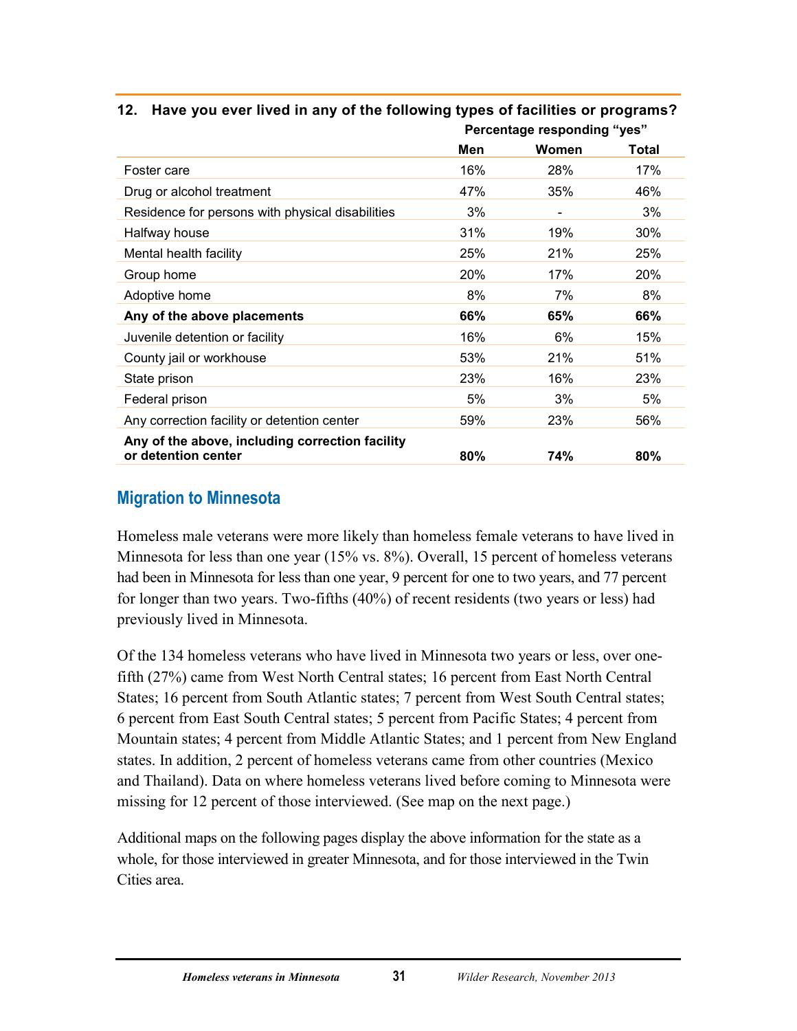**12. Have you ever lived in any of the following types of facilities or programs?**

| | Percentage responding "yes" | | |
|---|---|---|---|
| | **Men** | **Women** | **Total** |
| Foster care | 16% | 28% | 17% |
| Drug or alcohol treatment | 47% | 35% | 46% |
| Residence for persons with physical disabilities | 3% | - | 3% |
| Halfway house | 31% | 19% | 30% |
| Mental health facility | 25% | 21% | 25% |
| Group home | 20% | 17% | 20% |
| Adoptive home | 8% | 7% | 8% |
| **Any of the above placements** | **66%** | **65%** | **66%** |
| Juvenile detention or facility | 16% | 6% | 15% |
| County jail or workhouse | 53% | 21% | 51% |
| State prison | 23% | 16% | 23% |
| Federal prison | 5% | 3% | 5% |
| Any correction facility or detention center | 59% | 23% | 56% |
| **Any of the above, including correction facility or detention center** | **80%** | **74%** | **80%** |

## Migration to Minnesota

Homeless male veterans were more likely than homeless female veterans to have lived in Minnesota for less than one year (15% vs. 8%). Overall, 15 percent of homeless veterans had been in Minnesota for less than one year, 9 percent for one to two years, and 77 percent for longer than two years. Two-fifths (40%) of recent residents (two years or less) had previously lived in Minnesota.

Of the 134 homeless veterans who have lived in Minnesota two years or less, over one-fifth (27%) came from West North Central states; 16 percent from East North Central States; 16 percent from South Atlantic states; 7 percent from West South Central states; 6 percent from East South Central states; 5 percent from Pacific States; 4 percent from Mountain states; 4 percent from Middle Atlantic States; and 1 percent from New England states. In addition, 2 percent of homeless veterans came from other countries (Mexico and Thailand). Data on where homeless veterans lived before coming to Minnesota were missing for 12 percent of those interviewed. (See map on the next page.)

Additional maps on the following pages display the above information for the state as a whole, for those interviewed in greater Minnesota, and for those interviewed in the Twin Cities area.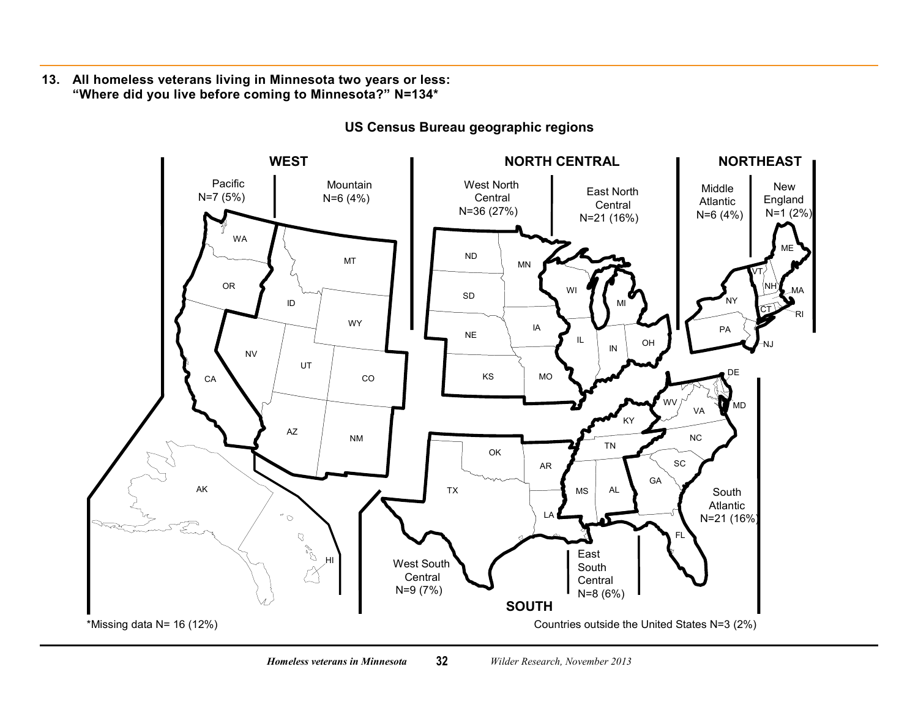**13. All homeless veterans living in Minnesota two years or less: "Where did you live before coming to Minnesota?" N=134***

**US Census Bureau geographic regions**

| Region | Division | N (%) |
|---|---|---|
| WEST | Pacific | N=7 (5%) |
| | Mountain | N=6 (4%) |
| NORTH CENTRAL | West North Central | N=36 (27%) |
| | East North Central | N=21 (16%) |
| NORTHEAST | Middle Atlantic | N=6 (4%) |
| | New England | N=1 (2%) |
| SOUTH | West South Central | N=9 (7%) |
| | East South Central | N=8 (6%) |
| | South Atlantic | N=21 (16%) |

*Missing data N= 16 (12%)

Countries outside the United States N=3 (2%)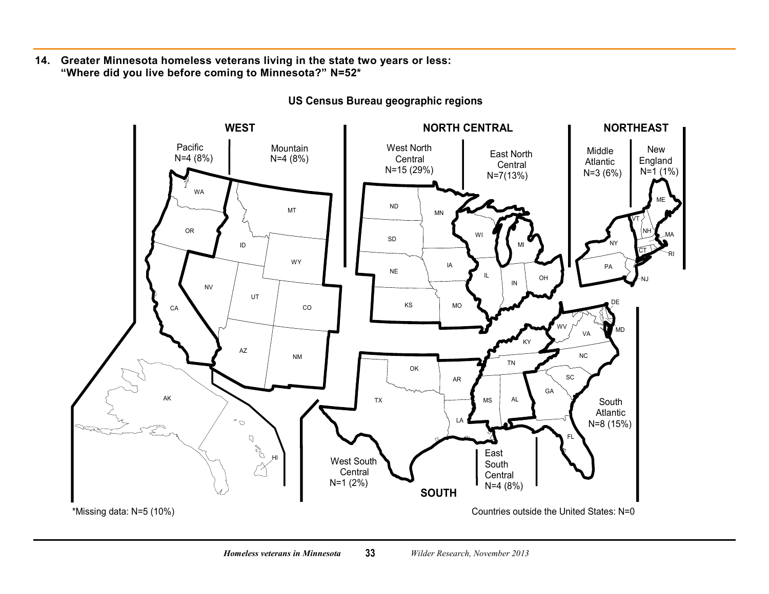**14. Greater Minnesota homeless veterans living in the state two years or less: "Where did you live before coming to Minnesota?" N=52***

**US Census Bureau geographic regions**

**WEST**

Pacific N=4 (8%)

Mountain N=4 (8%)

**NORTH CENTRAL**

West North Central N=15 (29%)

East North Central N=7(13%)

**NORTHEAST**

Middle Atlantic N=3 (6%)

New England N=1 (1%)

**SOUTH**

South Atlantic N=8 (15%)

East South Central N=4 (8%)

West South Central N=1 (2%)

*Missing data: N=5 (10%)

Countries outside the United States: N=0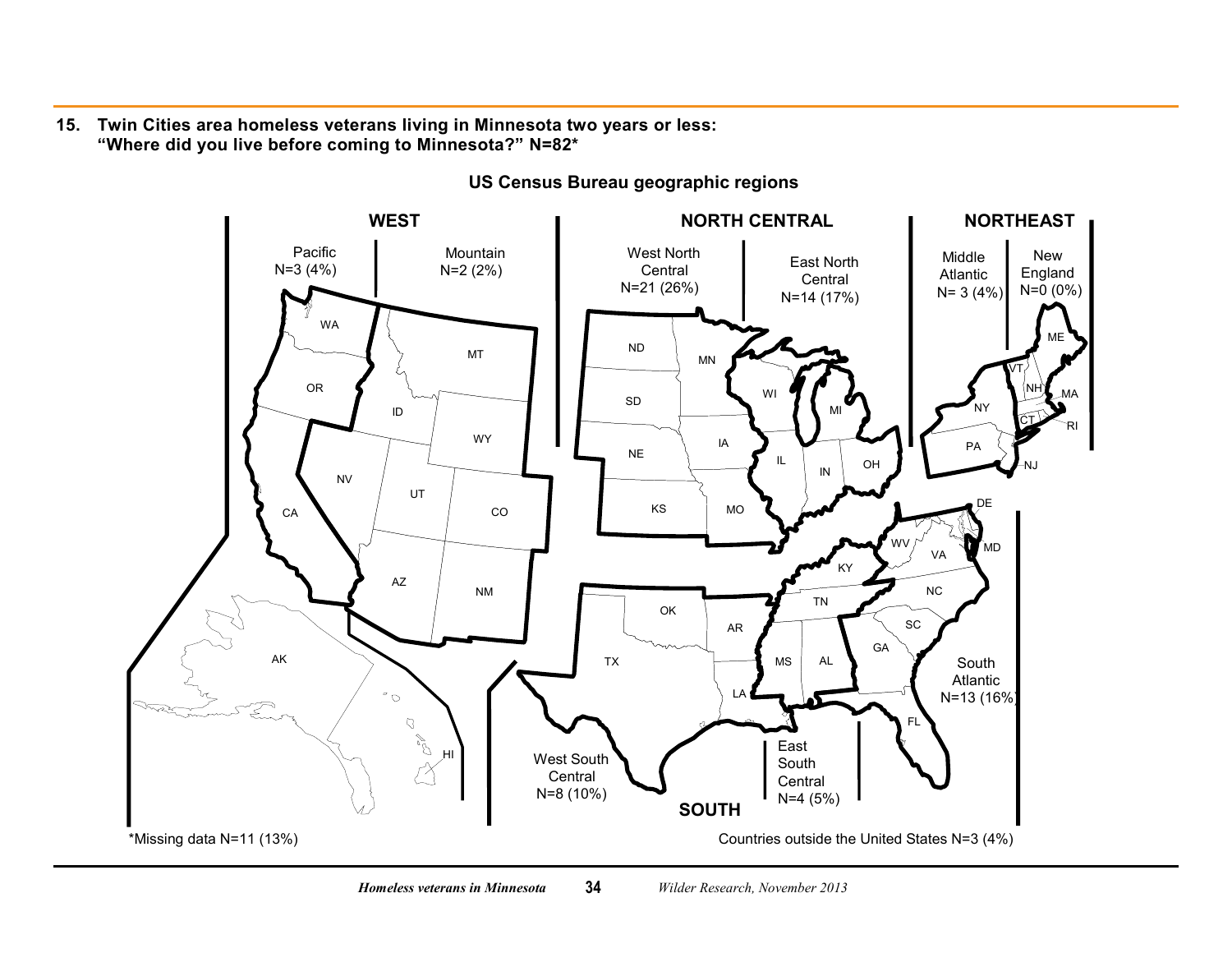**15. Twin Cities area homeless veterans living in Minnesota two years or less: "Where did you live before coming to Minnesota?" N=82***

**US Census Bureau geographic regions**

**WEST**

- Pacific N=3 (4%)
- Mountain N=2 (2%)

**NORTH CENTRAL**

- West North Central N=21 (26%)
- East North Central N=14 (17%)

**NORTHEAST**

- Middle Atlantic N= 3 (4%)
- New England N=0 (0%)

**SOUTH**

- West South Central N=8 (10%)
- East South Central N=4 (5%)
- South Atlantic N=13 (16%)

*Missing data N=11 (13%)

Countries outside the United States N=3 (4%)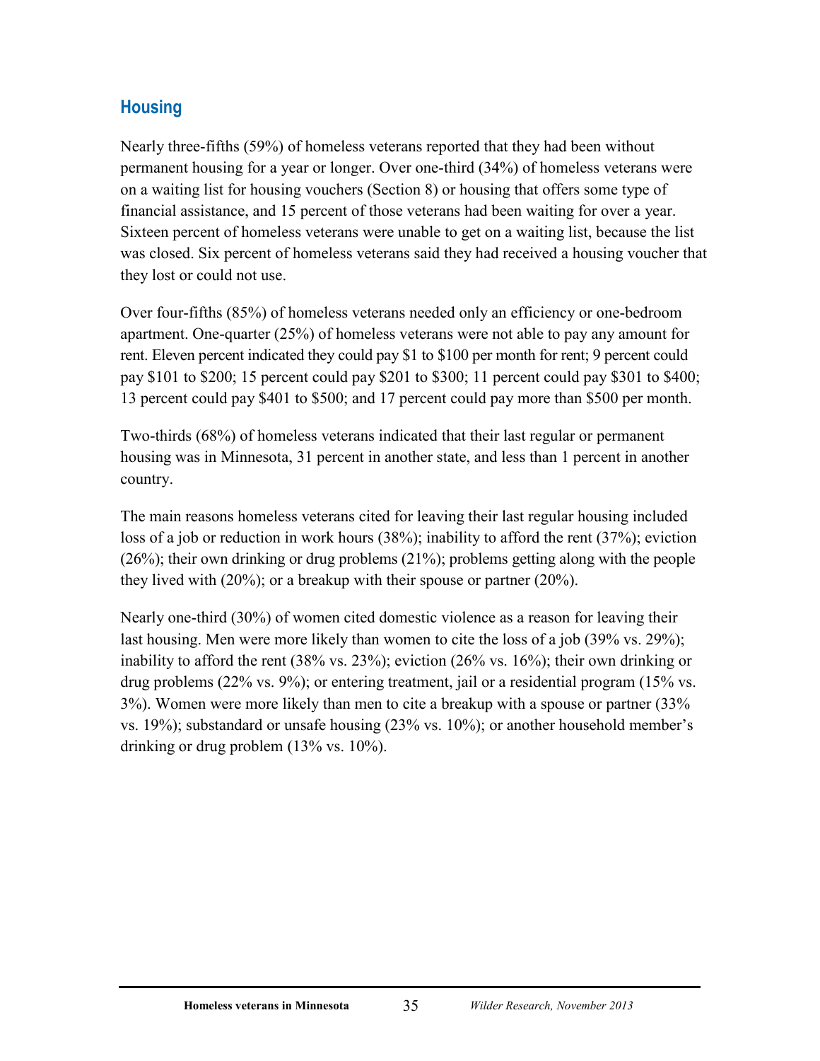## Housing

Nearly three-fifths (59%) of homeless veterans reported that they had been without permanent housing for a year or longer. Over one-third (34%) of homeless veterans were on a waiting list for housing vouchers (Section 8) or housing that offers some type of financial assistance, and 15 percent of those veterans had been waiting for over a year. Sixteen percent of homeless veterans were unable to get on a waiting list, because the list was closed. Six percent of homeless veterans said they had received a housing voucher that they lost or could not use.

Over four-fifths (85%) of homeless veterans needed only an efficiency or one-bedroom apartment. One-quarter (25%) of homeless veterans were not able to pay any amount for rent. Eleven percent indicated they could pay $1 to $100 per month for rent; 9 percent could pay $101 to $200; 15 percent could pay $201 to $300; 11 percent could pay $301 to $400; 13 percent could pay $401 to $500; and 17 percent could pay more than $500 per month.

Two-thirds (68%) of homeless veterans indicated that their last regular or permanent housing was in Minnesota, 31 percent in another state, and less than 1 percent in another country.

The main reasons homeless veterans cited for leaving their last regular housing included loss of a job or reduction in work hours (38%); inability to afford the rent (37%); eviction (26%); their own drinking or drug problems (21%); problems getting along with the people they lived with (20%); or a breakup with their spouse or partner (20%).

Nearly one-third (30%) of women cited domestic violence as a reason for leaving their last housing. Men were more likely than women to cite the loss of a job (39% vs. 29%); inability to afford the rent (38% vs. 23%); eviction (26% vs. 16%); their own drinking or drug problems (22% vs. 9%); or entering treatment, jail or a residential program (15% vs. 3%). Women were more likely than men to cite a breakup with a spouse or partner (33% vs. 19%); substandard or unsafe housing (23% vs. 10%); or another household member's drinking or drug problem (13% vs. 10%).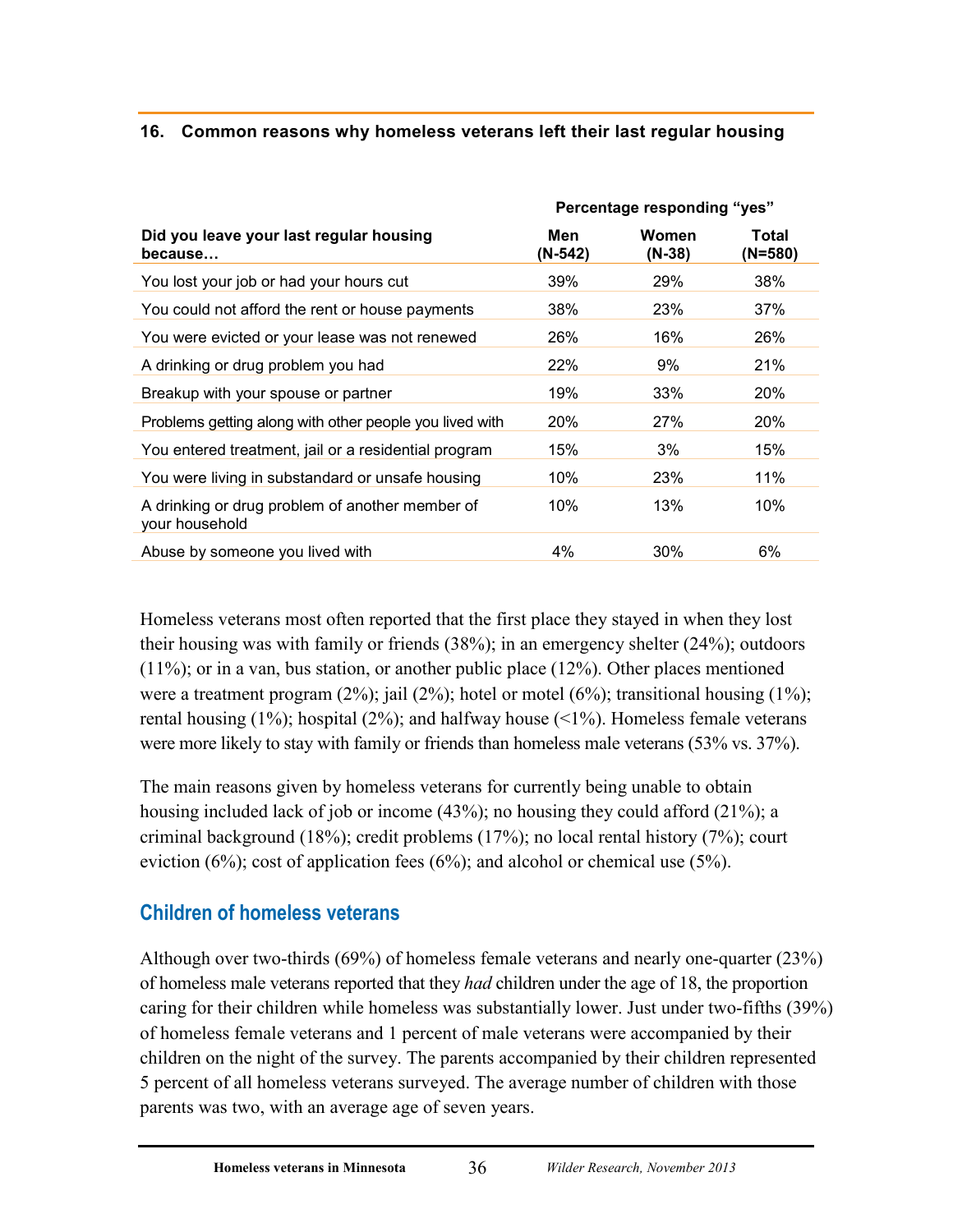**16. Common reasons why homeless veterans left their last regular housing**

| Did you leave your last regular housing because… | Percentage responding "yes" | | |
|---|---|---|---|
| | Men (N-542) | Women (N-38) | Total (N=580) |
| You lost your job or had your hours cut | 39% | 29% | 38% |
| You could not afford the rent or house payments | 38% | 23% | 37% |
| You were evicted or your lease was not renewed | 26% | 16% | 26% |
| A drinking or drug problem you had | 22% | 9% | 21% |
| Breakup with your spouse or partner | 19% | 33% | 20% |
| Problems getting along with other people you lived with | 20% | 27% | 20% |
| You entered treatment, jail or a residential program | 15% | 3% | 15% |
| You were living in substandard or unsafe housing | 10% | 23% | 11% |
| A drinking or drug problem of another member of your household | 10% | 13% | 10% |
| Abuse by someone you lived with | 4% | 30% | 6% |

Homeless veterans most often reported that the first place they stayed in when they lost their housing was with family or friends (38%); in an emergency shelter (24%); outdoors (11%); or in a van, bus station, or another public place (12%). Other places mentioned were a treatment program (2%); jail (2%); hotel or motel (6%); transitional housing (1%); rental housing (1%); hospital (2%); and halfway house (<1%). Homeless female veterans were more likely to stay with family or friends than homeless male veterans (53% vs. 37%).

The main reasons given by homeless veterans for currently being unable to obtain housing included lack of job or income (43%); no housing they could afford (21%); a criminal background (18%); credit problems (17%); no local rental history (7%); court eviction (6%); cost of application fees (6%); and alcohol or chemical use (5%).

## Children of homeless veterans

Although over two-thirds (69%) of homeless female veterans and nearly one-quarter (23%) of homeless male veterans reported that they *had* children under the age of 18, the proportion caring for their children while homeless was substantially lower. Just under two-fifths (39%) of homeless female veterans and 1 percent of male veterans were accompanied by their children on the night of the survey. The parents accompanied by their children represented 5 percent of all homeless veterans surveyed. The average number of children with those parents was two, with an average age of seven years.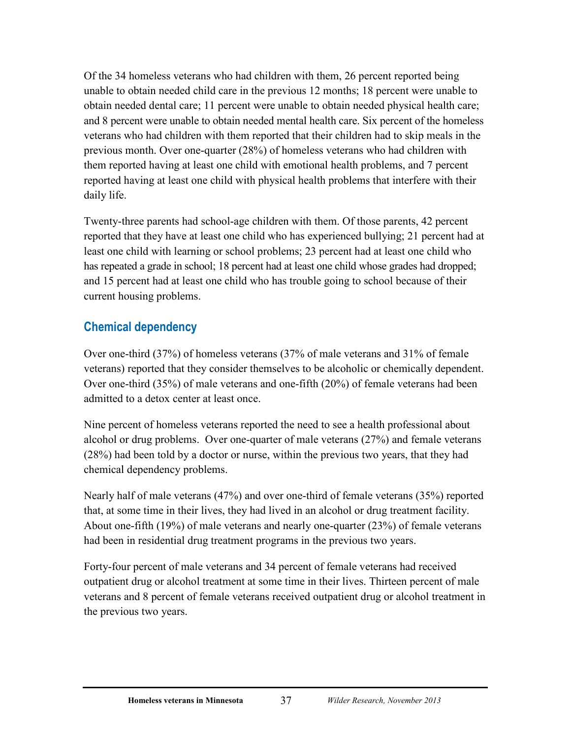Of the 34 homeless veterans who had children with them, 26 percent reported being unable to obtain needed child care in the previous 12 months; 18 percent were unable to obtain needed dental care; 11 percent were unable to obtain needed physical health care; and 8 percent were unable to obtain needed mental health care. Six percent of the homeless veterans who had children with them reported that their children had to skip meals in the previous month. Over one-quarter (28%) of homeless veterans who had children with them reported having at least one child with emotional health problems, and 7 percent reported having at least one child with physical health problems that interfere with their daily life.

Twenty-three parents had school-age children with them. Of those parents, 42 percent reported that they have at least one child who has experienced bullying; 21 percent had at least one child with learning or school problems; 23 percent had at least one child who has repeated a grade in school; 18 percent had at least one child whose grades had dropped; and 15 percent had at least one child who has trouble going to school because of their current housing problems.

## Chemical dependency

Over one-third (37%) of homeless veterans (37% of male veterans and 31% of female veterans) reported that they consider themselves to be alcoholic or chemically dependent. Over one-third (35%) of male veterans and one-fifth (20%) of female veterans had been admitted to a detox center at least once.

Nine percent of homeless veterans reported the need to see a health professional about alcohol or drug problems. Over one-quarter of male veterans (27%) and female veterans (28%) had been told by a doctor or nurse, within the previous two years, that they had chemical dependency problems.

Nearly half of male veterans (47%) and over one-third of female veterans (35%) reported that, at some time in their lives, they had lived in an alcohol or drug treatment facility. About one-fifth (19%) of male veterans and nearly one-quarter (23%) of female veterans had been in residential drug treatment programs in the previous two years.

Forty-four percent of male veterans and 34 percent of female veterans had received outpatient drug or alcohol treatment at some time in their lives. Thirteen percent of male veterans and 8 percent of female veterans received outpatient drug or alcohol treatment in the previous two years.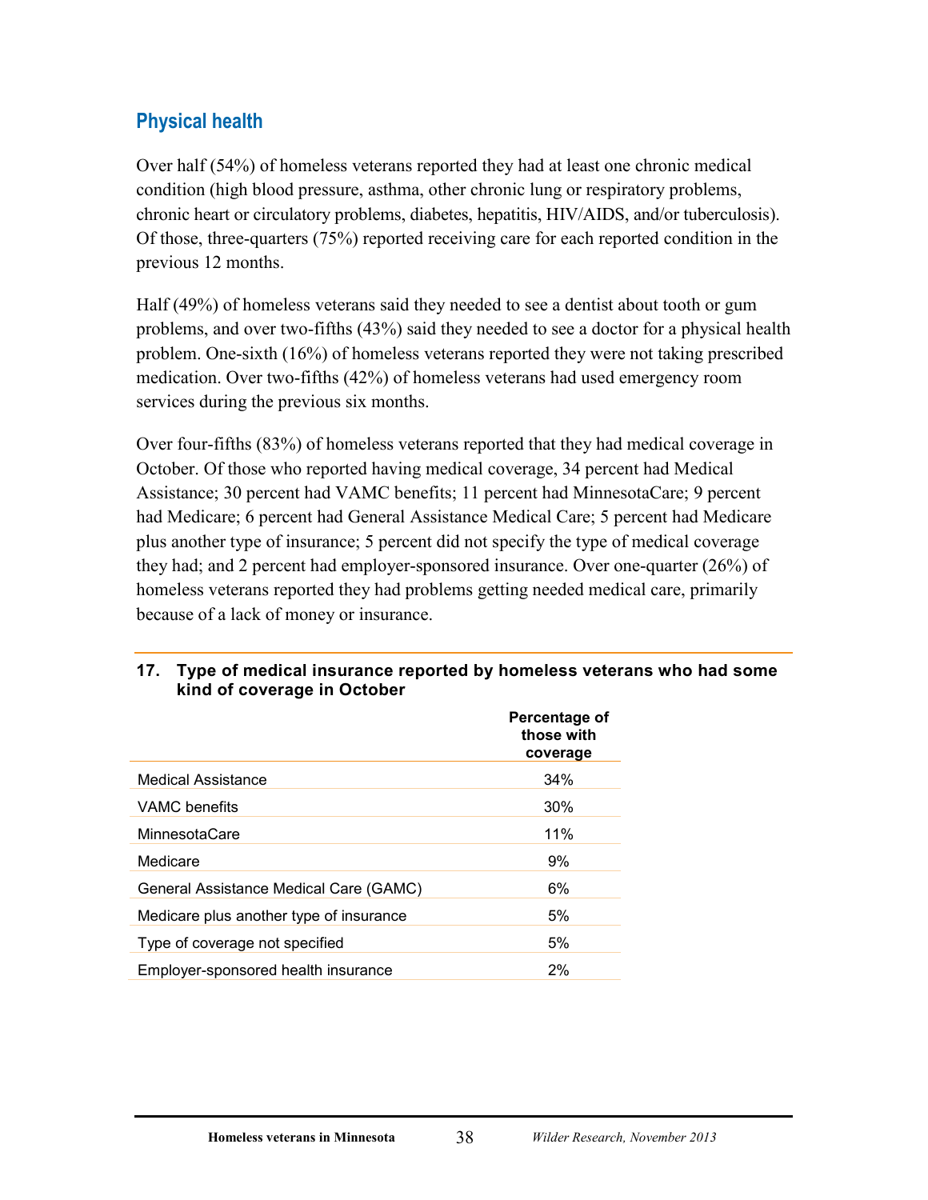## Physical health

Over half (54%) of homeless veterans reported they had at least one chronic medical condition (high blood pressure, asthma, other chronic lung or respiratory problems, chronic heart or circulatory problems, diabetes, hepatitis, HIV/AIDS, and/or tuberculosis). Of those, three-quarters (75%) reported receiving care for each reported condition in the previous 12 months.

Half (49%) of homeless veterans said they needed to see a dentist about tooth or gum problems, and over two-fifths (43%) said they needed to see a doctor for a physical health problem. One-sixth (16%) of homeless veterans reported they were not taking prescribed medication. Over two-fifths (42%) of homeless veterans had used emergency room services during the previous six months.

Over four-fifths (83%) of homeless veterans reported that they had medical coverage in October. Of those who reported having medical coverage, 34 percent had Medical Assistance; 30 percent had VAMC benefits; 11 percent had MinnesotaCare; 9 percent had Medicare; 6 percent had General Assistance Medical Care; 5 percent had Medicare plus another type of insurance; 5 percent did not specify the type of medical coverage they had; and 2 percent had employer-sponsored insurance. Over one-quarter (26%) of homeless veterans reported they had problems getting needed medical care, primarily because of a lack of money or insurance.

**17. Type of medical insurance reported by homeless veterans who had some kind of coverage in October**

| | Percentage of those with coverage |
|---|---|
| Medical Assistance | 34% |
| VAMC benefits | 30% |
| MinnesotaCare | 11% |
| Medicare | 9% |
| General Assistance Medical Care (GAMC) | 6% |
| Medicare plus another type of insurance | 5% |
| Type of coverage not specified | 5% |
| Employer-sponsored health insurance | 2% |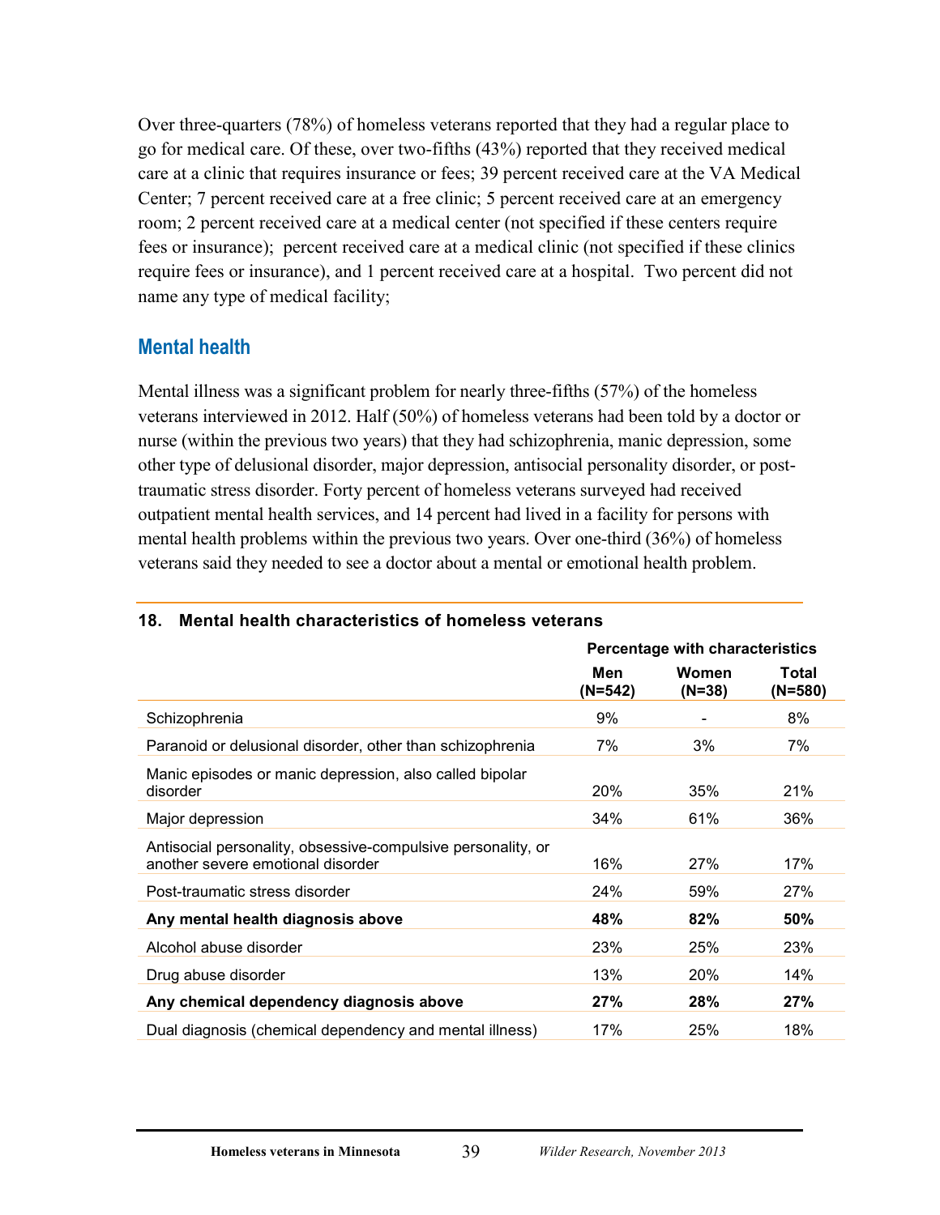Over three-quarters (78%) of homeless veterans reported that they had a regular place to go for medical care. Of these, over two-fifths (43%) reported that they received medical care at a clinic that requires insurance or fees; 39 percent received care at the VA Medical Center; 7 percent received care at a free clinic; 5 percent received care at an emergency room; 2 percent received care at a medical center (not specified if these centers require fees or insurance);  percent received care at a medical clinic (not specified if these clinics require fees or insurance), and 1 percent received care at a hospital.  Two percent did not name any type of medical facility;

## Mental health

Mental illness was a significant problem for nearly three-fifths (57%) of the homeless veterans interviewed in 2012. Half (50%) of homeless veterans had been told by a doctor or nurse (within the previous two years) that they had schizophrenia, manic depression, some other type of delusional disorder, major depression, antisocial personality disorder, or post-traumatic stress disorder. Forty percent of homeless veterans surveyed had received outpatient mental health services, and 14 percent had lived in a facility for persons with mental health problems within the previous two years. Over one-third (36%) of homeless veterans said they needed to see a doctor about a mental or emotional health problem.

**18. Mental health characteristics of homeless veterans**

| | Percentage with characteristics | | |
|---|---|---|---|
| | Men (N=542) | Women (N=38) | Total (N=580) |
| Schizophrenia | 9% | - | 8% |
| Paranoid or delusional disorder, other than schizophrenia | 7% | 3% | 7% |
| Manic episodes or manic depression, also called bipolar disorder | 20% | 35% | 21% |
| Major depression | 34% | 61% | 36% |
| Antisocial personality, obsessive-compulsive personality, or another severe emotional disorder | 16% | 27% | 17% |
| Post-traumatic stress disorder | 24% | 59% | 27% |
| **Any mental health diagnosis above** | **48%** | **82%** | **50%** |
| Alcohol abuse disorder | 23% | 25% | 23% |
| Drug abuse disorder | 13% | 20% | 14% |
| **Any chemical dependency diagnosis above** | **27%** | **28%** | **27%** |
| Dual diagnosis (chemical dependency and mental illness) | 17% | 25% | 18% |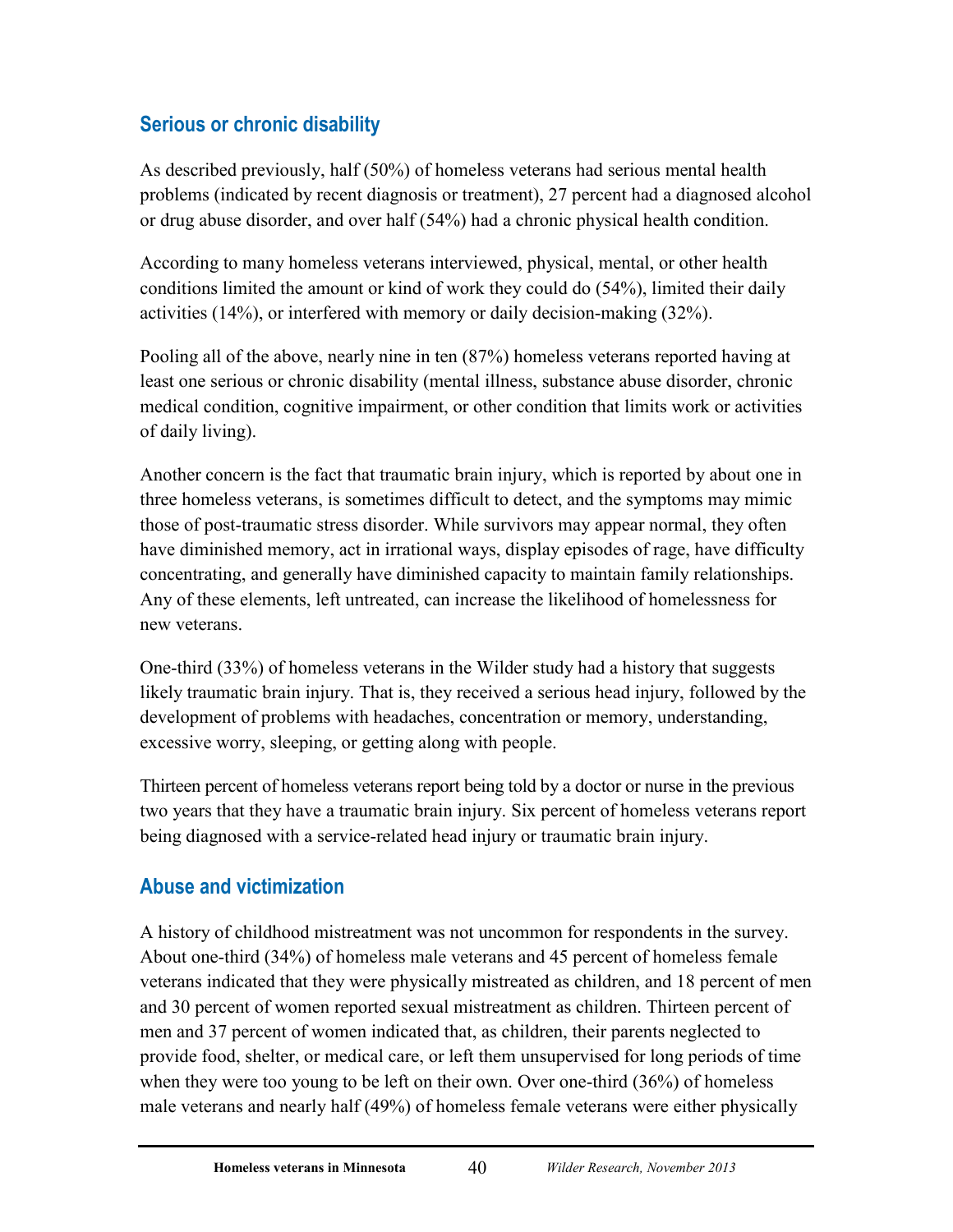## Serious or chronic disability

As described previously, half (50%) of homeless veterans had serious mental health problems (indicated by recent diagnosis or treatment), 27 percent had a diagnosed alcohol or drug abuse disorder, and over half (54%) had a chronic physical health condition.

According to many homeless veterans interviewed, physical, mental, or other health conditions limited the amount or kind of work they could do (54%), limited their daily activities (14%), or interfered with memory or daily decision-making (32%).

Pooling all of the above, nearly nine in ten (87%) homeless veterans reported having at least one serious or chronic disability (mental illness, substance abuse disorder, chronic medical condition, cognitive impairment, or other condition that limits work or activities of daily living).

Another concern is the fact that traumatic brain injury, which is reported by about one in three homeless veterans, is sometimes difficult to detect, and the symptoms may mimic those of post-traumatic stress disorder. While survivors may appear normal, they often have diminished memory, act in irrational ways, display episodes of rage, have difficulty concentrating, and generally have diminished capacity to maintain family relationships. Any of these elements, left untreated, can increase the likelihood of homelessness for new veterans.

One-third (33%) of homeless veterans in the Wilder study had a history that suggests likely traumatic brain injury. That is, they received a serious head injury, followed by the development of problems with headaches, concentration or memory, understanding, excessive worry, sleeping, or getting along with people.

Thirteen percent of homeless veterans report being told by a doctor or nurse in the previous two years that they have a traumatic brain injury. Six percent of homeless veterans report being diagnosed with a service-related head injury or traumatic brain injury.

## Abuse and victimization

A history of childhood mistreatment was not uncommon for respondents in the survey. About one-third (34%) of homeless male veterans and 45 percent of homeless female veterans indicated that they were physically mistreated as children, and 18 percent of men and 30 percent of women reported sexual mistreatment as children. Thirteen percent of men and 37 percent of women indicated that, as children, their parents neglected to provide food, shelter, or medical care, or left them unsupervised for long periods of time when they were too young to be left on their own. Over one-third (36%) of homeless male veterans and nearly half (49%) of homeless female veterans were either physically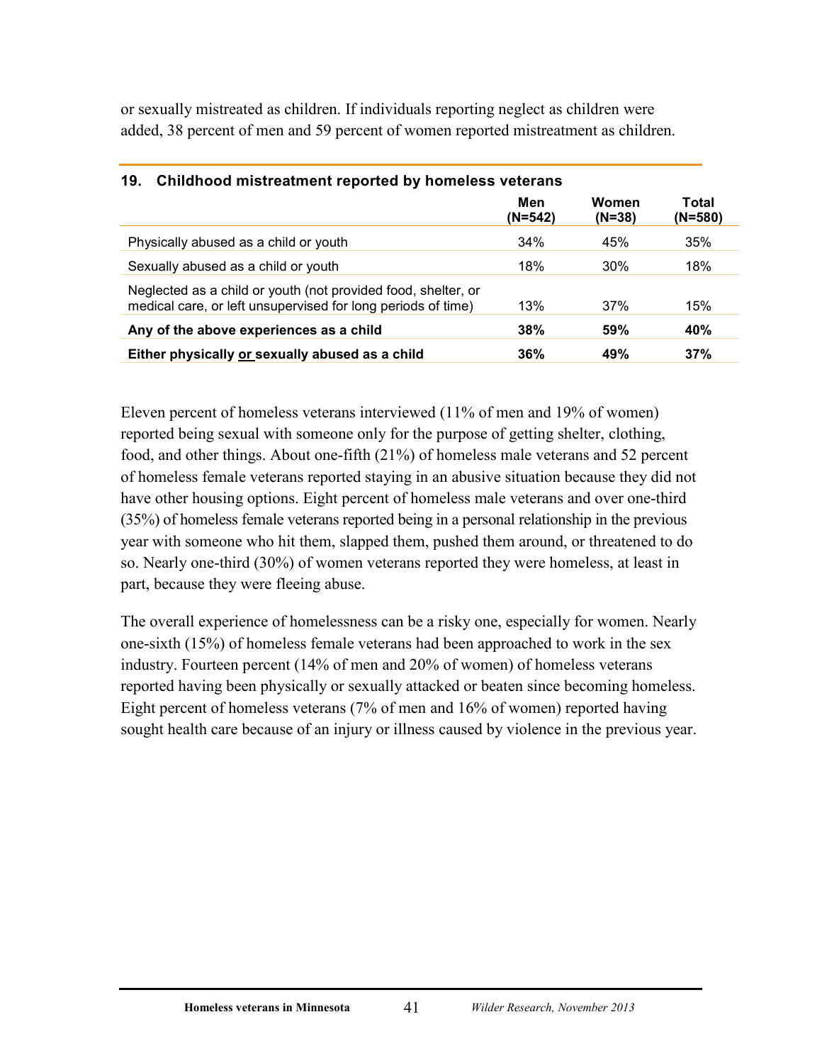or sexually mistreated as children. If individuals reporting neglect as children were added, 38 percent of men and 59 percent of women reported mistreatment as children.

**19. Childhood mistreatment reported by homeless veterans**

| | Men (N=542) | Women (N=38) | Total (N=580) |
|---|---|---|---|
| Physically abused as a child or youth | 34% | 45% | 35% |
| Sexually abused as a child or youth | 18% | 30% | 18% |
| Neglected as a child or youth (not provided food, shelter, or medical care, or left unsupervised for long periods of time) | 13% | 37% | 15% |
| **Any of the above experiences as a child** | **38%** | **59%** | **40%** |
| **Either physically or sexually abused as a child** | **36%** | **49%** | **37%** |

Eleven percent of homeless veterans interviewed (11% of men and 19% of women) reported being sexual with someone only for the purpose of getting shelter, clothing, food, and other things. About one-fifth (21%) of homeless male veterans and 52 percent of homeless female veterans reported staying in an abusive situation because they did not have other housing options. Eight percent of homeless male veterans and over one-third (35%) of homeless female veterans reported being in a personal relationship in the previous year with someone who hit them, slapped them, pushed them around, or threatened to do so. Nearly one-third (30%) of women veterans reported they were homeless, at least in part, because they were fleeing abuse.

The overall experience of homelessness can be a risky one, especially for women. Nearly one-sixth (15%) of homeless female veterans had been approached to work in the sex industry. Fourteen percent (14% of men and 20% of women) of homeless veterans reported having been physically or sexually attacked or beaten since becoming homeless. Eight percent of homeless veterans (7% of men and 16% of women) reported having sought health care because of an injury or illness caused by violence in the previous year.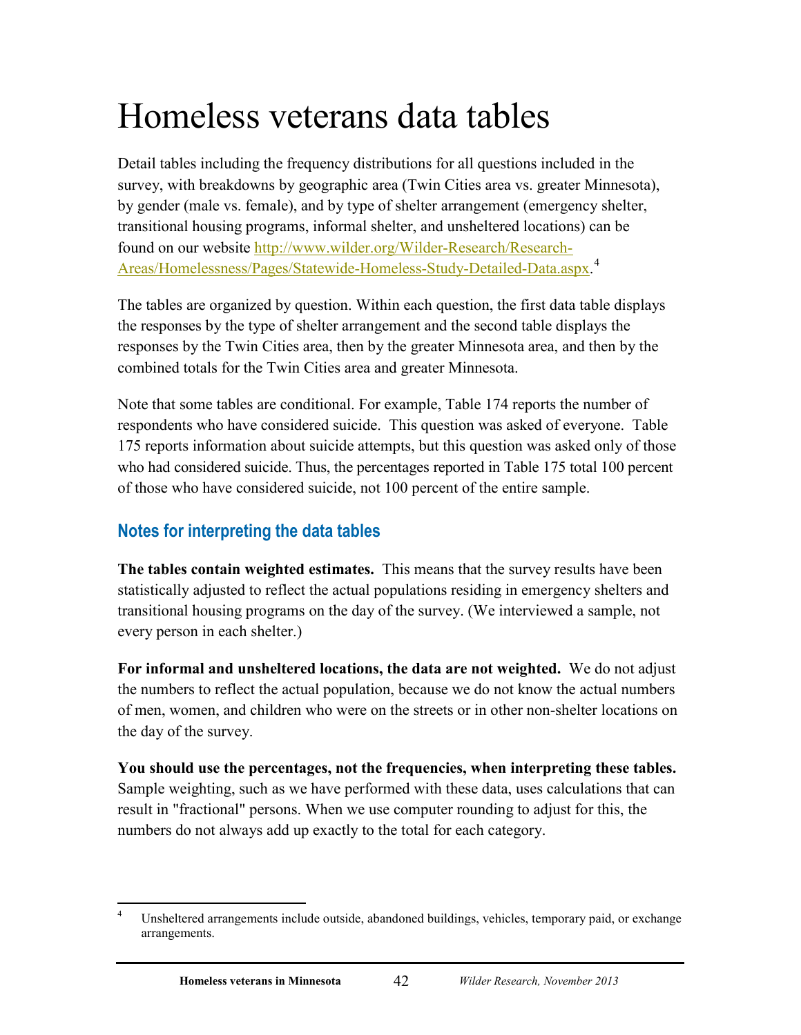# Homeless veterans data tables

Detail tables including the frequency distributions for all questions included in the survey, with breakdowns by geographic area (Twin Cities area vs. greater Minnesota), by gender (male vs. female), and by type of shelter arrangement (emergency shelter, transitional housing programs, informal shelter, and unsheltered locations) can be found on our website http://www.wilder.org/Wilder-Research/Research-Areas/Homelessness/Pages/Statewide-Homeless-Study-Detailed-Data.aspx.[4]

The tables are organized by question. Within each question, the first data table displays the responses by the type of shelter arrangement and the second table displays the responses by the Twin Cities area, then by the greater Minnesota area, and then by the combined totals for the Twin Cities area and greater Minnesota.

Note that some tables are conditional. For example, Table 174 reports the number of respondents who have considered suicide. This question was asked of everyone. Table 175 reports information about suicide attempts, but this question was asked only of those who had considered suicide. Thus, the percentages reported in Table 175 total 100 percent of those who have considered suicide, not 100 percent of the entire sample.

## Notes for interpreting the data tables

**The tables contain weighted estimates.** This means that the survey results have been statistically adjusted to reflect the actual populations residing in emergency shelters and transitional housing programs on the day of the survey. (We interviewed a sample, not every person in each shelter.)

**For informal and unsheltered locations, the data are not weighted.** We do not adjust the numbers to reflect the actual population, because we do not know the actual numbers of men, women, and children who were on the streets or in other non-shelter locations on the day of the survey.

**You should use the percentages, not the frequencies, when interpreting these tables.** Sample weighting, such as we have performed with these data, uses calculations that can result in "fractional" persons. When we use computer rounding to adjust for this, the numbers do not always add up exactly to the total for each category.

[4] Unsheltered arrangements include outside, abandoned buildings, vehicles, temporary paid, or exchange arrangements.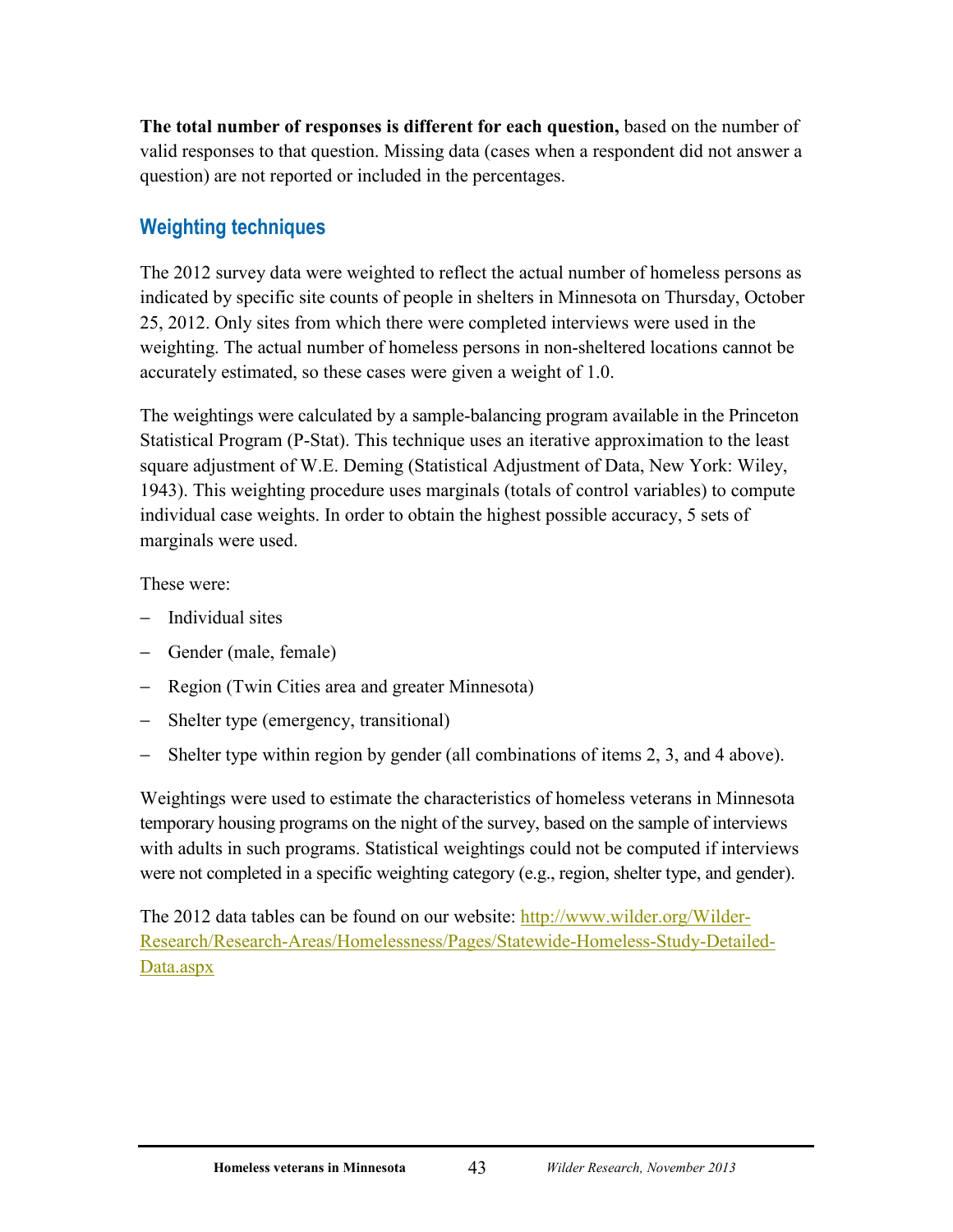**The total number of responses is different for each question,** based on the number of valid responses to that question. Missing data (cases when a respondent did not answer a question) are not reported or included in the percentages.

## Weighting techniques

The 2012 survey data were weighted to reflect the actual number of homeless persons as indicated by specific site counts of people in shelters in Minnesota on Thursday, October 25, 2012. Only sites from which there were completed interviews were used in the weighting. The actual number of homeless persons in non-sheltered locations cannot be accurately estimated, so these cases were given a weight of 1.0.

The weightings were calculated by a sample-balancing program available in the Princeton Statistical Program (P-Stat). This technique uses an iterative approximation to the least square adjustment of W.E. Deming (Statistical Adjustment of Data, New York: Wiley, 1943). This weighting procedure uses marginals (totals of control variables) to compute individual case weights. In order to obtain the highest possible accuracy, 5 sets of marginals were used.

These were:

- Individual sites
- Gender (male, female)
- Region (Twin Cities area and greater Minnesota)
- Shelter type (emergency, transitional)
- Shelter type within region by gender (all combinations of items 2, 3, and 4 above).

Weightings were used to estimate the characteristics of homeless veterans in Minnesota temporary housing programs on the night of the survey, based on the sample of interviews with adults in such programs. Statistical weightings could not be computed if interviews were not completed in a specific weighting category (e.g., region, shelter type, and gender).

The 2012 data tables can be found on our website: [http://www.wilder.org/Wilder-Research/Research-Areas/Homelessness/Pages/Statewide-Homeless-Study-Detailed-Data.aspx](http://www.wilder.org/Wilder-Research/Research-Areas/Homelessness/Pages/Statewide-Homeless-Study-Detailed-Data.aspx)